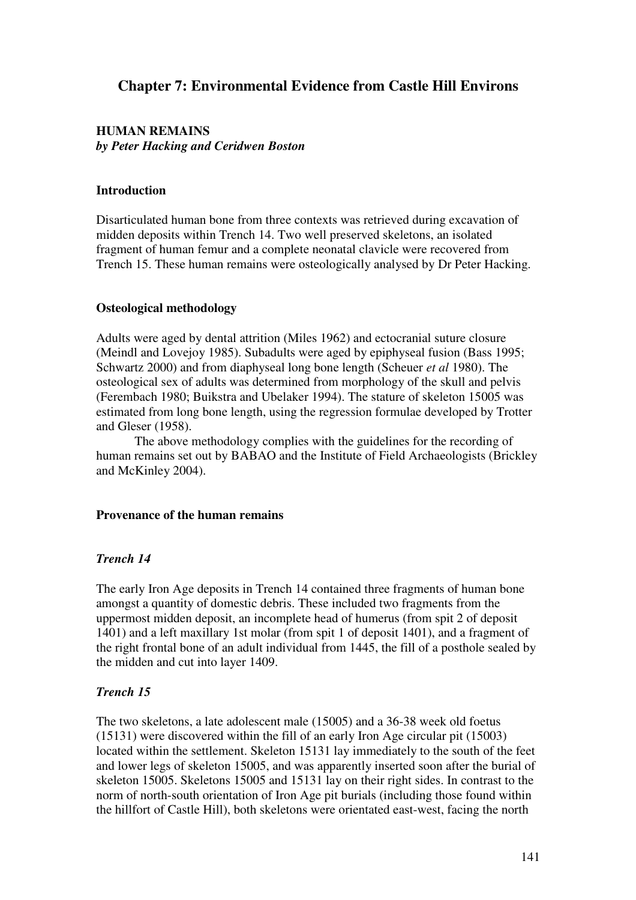# Chapter 7: Environmental Evidence from Castle Hill Environs

## HUMAN REMAINS

***by Peter Hacking and Ceridwen Boston***

### Introduction

Disarticulated human bone from three contexts was retrieved during excavation of midden deposits within Trench 14. Two well preserved skeletons, an isolated fragment of human femur and a complete neonatal clavicle were recovered from Trench 15. These human remains were osteologically analysed by Dr Peter Hacking.

### Osteological methodology

Adults were aged by dental attrition (Miles 1962) and ectocranial suture closure (Meindl and Lovejoy 1985). Subadults were aged by epiphyseal fusion (Bass 1995; Schwartz 2000) and from diaphyseal long bone length (Scheuer *et al* 1980). The osteological sex of adults was determined from morphology of the skull and pelvis (Ferembach 1980; Buikstra and Ubelaker 1994). The stature of skeleton 15005 was estimated from long bone length, using the regression formulae developed by Trotter and Gleser (1958).

The above methodology complies with the guidelines for the recording of human remains set out by BABAO and the Institute of Field Archaeologists (Brickley and McKinley 2004).

### Provenance of the human remains

#### *Trench 14*

The early Iron Age deposits in Trench 14 contained three fragments of human bone amongst a quantity of domestic debris. These included two fragments from the uppermost midden deposit, an incomplete head of humerus (from spit 2 of deposit 1401) and a left maxillary 1st molar (from spit 1 of deposit 1401), and a fragment of the right frontal bone of an adult individual from 1445, the fill of a posthole sealed by the midden and cut into layer 1409.

#### *Trench 15*

The two skeletons, a late adolescent male (15005) and a 36-38 week old foetus (15131) were discovered within the fill of an early Iron Age circular pit (15003) located within the settlement. Skeleton 15131 lay immediately to the south of the feet and lower legs of skeleton 15005, and was apparently inserted soon after the burial of skeleton 15005. Skeletons 15005 and 15131 lay on their right sides. In contrast to the norm of north-south orientation of Iron Age pit burials (including those found within the hillfort of Castle Hill), both skeletons were orientated east-west, facing the north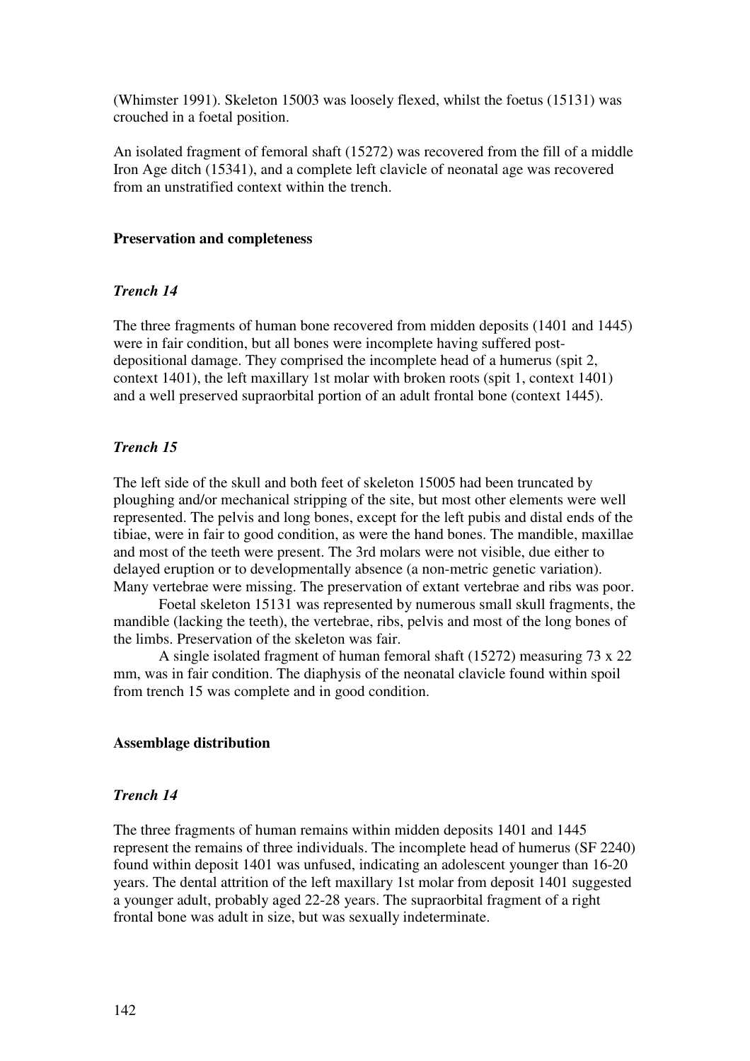(Whimster 1991). Skeleton 15003 was loosely flexed, whilst the foetus (15131) was crouched in a foetal position.

An isolated fragment of femoral shaft (15272) was recovered from the fill of a middle Iron Age ditch (15341), and a complete left clavicle of neonatal age was recovered from an unstratified context within the trench.

**Preservation and completeness**

***Trench 14***

The three fragments of human bone recovered from midden deposits (1401 and 1445) were in fair condition, but all bones were incomplete having suffered post-depositional damage. They comprised the incomplete head of a humerus (spit 2, context 1401), the left maxillary 1st molar with broken roots (spit 1, context 1401) and a well preserved supraorbital portion of an adult frontal bone (context 1445).

***Trench 15***

The left side of the skull and both feet of skeleton 15005 had been truncated by ploughing and/or mechanical stripping of the site, but most other elements were well represented. The pelvis and long bones, except for the left pubis and distal ends of the tibiae, were in fair to good condition, as were the hand bones. The mandible, maxillae and most of the teeth were present. The 3rd molars were not visible, due either to delayed eruption or to developmentally absence (a non-metric genetic variation). Many vertebrae were missing. The preservation of extant vertebrae and ribs was poor.

Foetal skeleton 15131 was represented by numerous small skull fragments, the mandible (lacking the teeth), the vertebrae, ribs, pelvis and most of the long bones of the limbs. Preservation of the skeleton was fair.

A single isolated fragment of human femoral shaft (15272) measuring 73 x 22 mm, was in fair condition. The diaphysis of the neonatal clavicle found within spoil from trench 15 was complete and in good condition.

**Assemblage distribution**

***Trench 14***

The three fragments of human remains within midden deposits 1401 and 1445 represent the remains of three individuals. The incomplete head of humerus (SF 2240) found within deposit 1401 was unfused, indicating an adolescent younger than 16-20 years. The dental attrition of the left maxillary 1st molar from deposit 1401 suggested a younger adult, probably aged 22-28 years. The supraorbital fragment of a right frontal bone was adult in size, but was sexually indeterminate.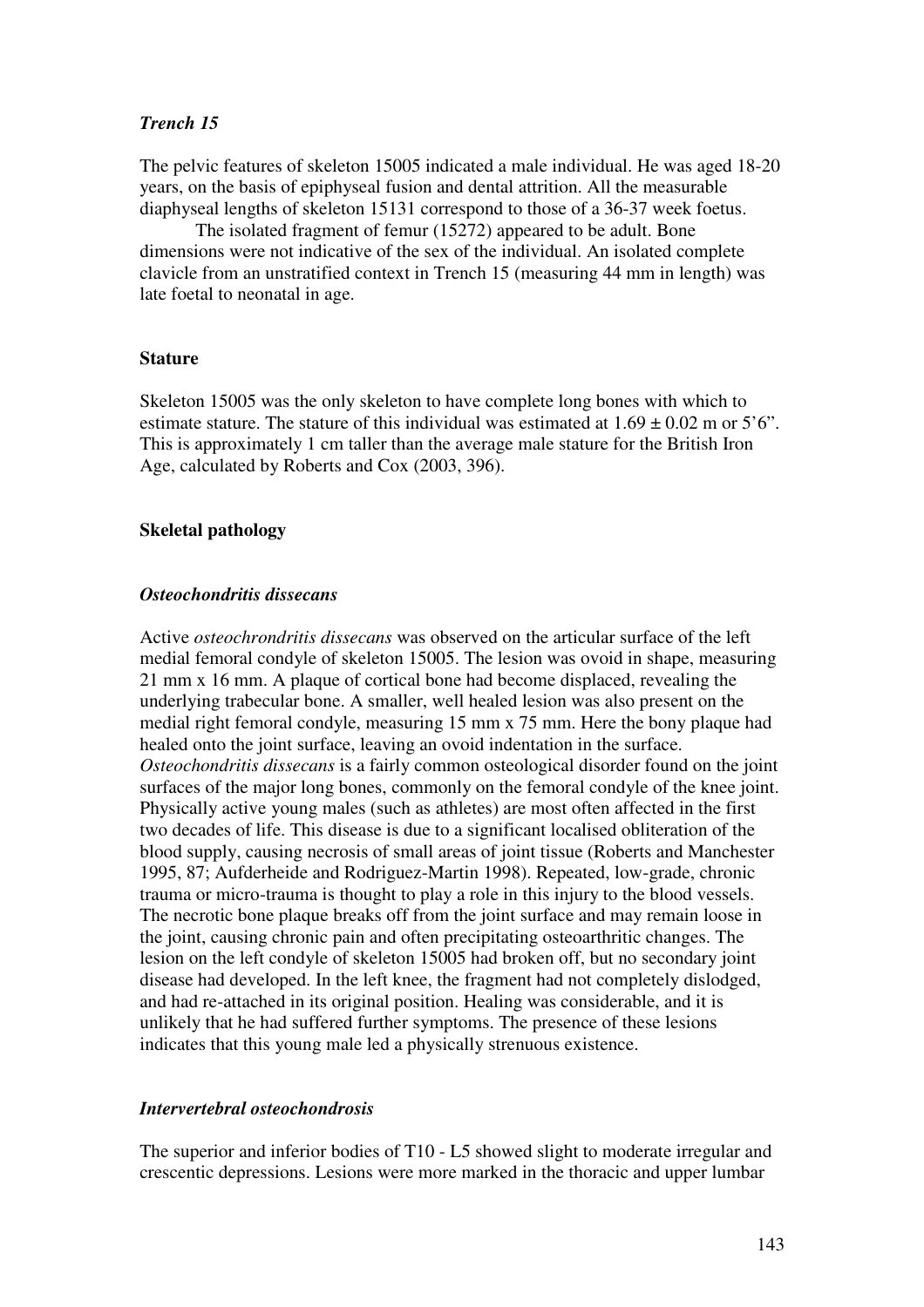### *Trench 15*

The pelvic features of skeleton 15005 indicated a male individual. He was aged 18-20 years, on the basis of epiphyseal fusion and dental attrition. All the measurable diaphyseal lengths of skeleton 15131 correspond to those of a 36-37 week foetus.

The isolated fragment of femur (15272) appeared to be adult. Bone dimensions were not indicative of the sex of the individual. An isolated complete clavicle from an unstratified context in Trench 15 (measuring 44 mm in length) was late foetal to neonatal in age.

## **Stature**

Skeleton 15005 was the only skeleton to have complete long bones with which to estimate stature. The stature of this individual was estimated at 1.69 ± 0.02 m or 5'6". This is approximately 1 cm taller than the average male stature for the British Iron Age, calculated by Roberts and Cox (2003, 396).

## **Skeletal pathology**

### *Osteochondritis dissecans*

Active *osteochrondritis dissecans* was observed on the articular surface of the left medial femoral condyle of skeleton 15005. The lesion was ovoid in shape, measuring 21 mm x 16 mm. A plaque of cortical bone had become displaced, revealing the underlying trabecular bone. A smaller, well healed lesion was also present on the medial right femoral condyle, measuring 15 mm x 75 mm. Here the bony plaque had healed onto the joint surface, leaving an ovoid indentation in the surface. *Osteochondritis dissecans* is a fairly common osteological disorder found on the joint surfaces of the major long bones, commonly on the femoral condyle of the knee joint. Physically active young males (such as athletes) are most often affected in the first two decades of life. This disease is due to a significant localised obliteration of the blood supply, causing necrosis of small areas of joint tissue (Roberts and Manchester 1995, 87; Aufderheide and Rodriguez-Martin 1998). Repeated, low-grade, chronic trauma or micro-trauma is thought to play a role in this injury to the blood vessels. The necrotic bone plaque breaks off from the joint surface and may remain loose in the joint, causing chronic pain and often precipitating osteoarthritic changes. The lesion on the left condyle of skeleton 15005 had broken off, but no secondary joint disease had developed. In the left knee, the fragment had not completely dislodged, and had re-attached in its original position. Healing was considerable, and it is unlikely that he had suffered further symptoms. The presence of these lesions indicates that this young male led a physically strenuous existence.

### *Intervertebral osteochondrosis*

The superior and inferior bodies of T10 - L5 showed slight to moderate irregular and crescentic depressions. Lesions were more marked in the thoracic and upper lumbar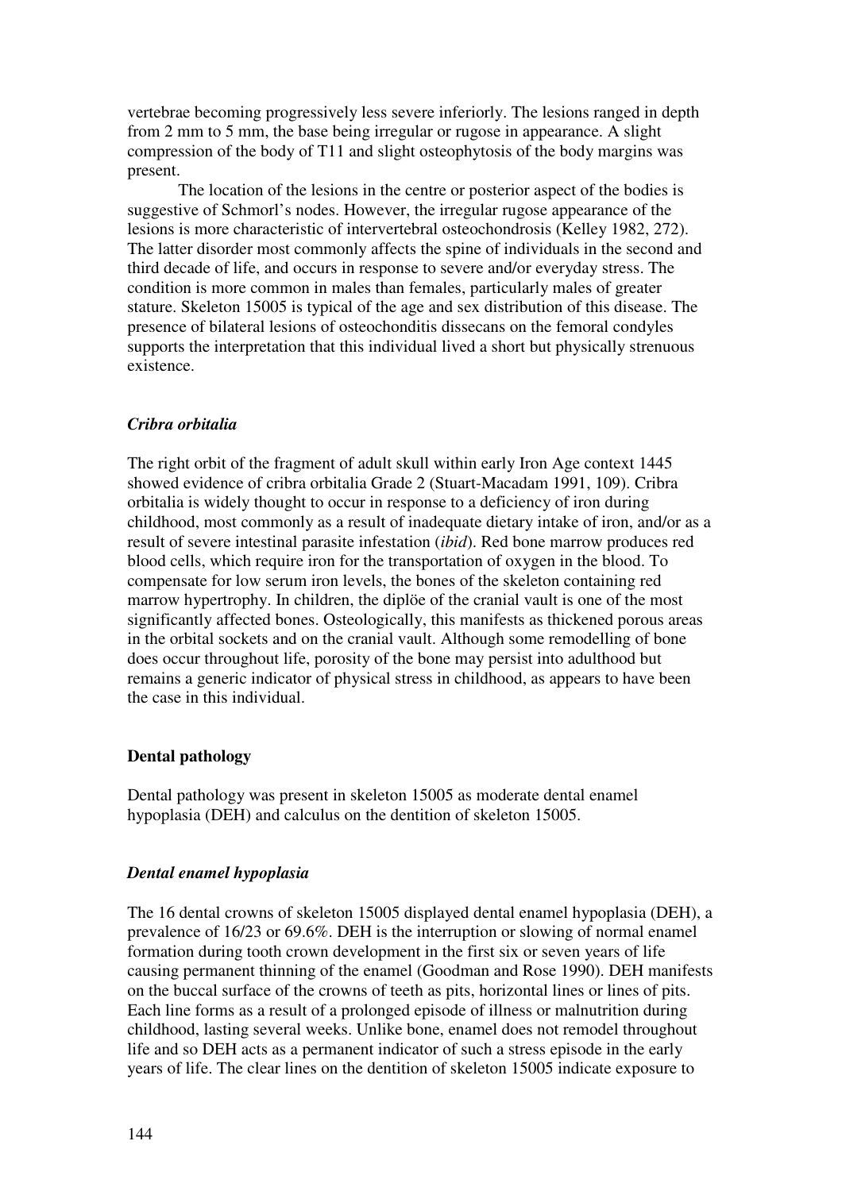vertebrae becoming progressively less severe inferiorly. The lesions ranged in depth from 2 mm to 5 mm, the base being irregular or rugose in appearance. A slight compression of the body of T11 and slight osteophytosis of the body margins was present.

The location of the lesions in the centre or posterior aspect of the bodies is suggestive of Schmorl's nodes. However, the irregular rugose appearance of the lesions is more characteristic of intervertebral osteochondrosis (Kelley 1982, 272). The latter disorder most commonly affects the spine of individuals in the second and third decade of life, and occurs in response to severe and/or everyday stress. The condition is more common in males than females, particularly males of greater stature. Skeleton 15005 is typical of the age and sex distribution of this disease. The presence of bilateral lesions of osteochonditis dissecans on the femoral condyles supports the interpretation that this individual lived a short but physically strenuous existence.

### *Cribra orbitalia*

The right orbit of the fragment of adult skull within early Iron Age context 1445 showed evidence of cribra orbitalia Grade 2 (Stuart-Macadam 1991, 109). Cribra orbitalia is widely thought to occur in response to a deficiency of iron during childhood, most commonly as a result of inadequate dietary intake of iron, and/or as a result of severe intestinal parasite infestation (*ibid*). Red bone marrow produces red blood cells, which require iron for the transportation of oxygen in the blood. To compensate for low serum iron levels, the bones of the skeleton containing red marrow hypertrophy. In children, the diplöe of the cranial vault is one of the most significantly affected bones. Osteologically, this manifests as thickened porous areas in the orbital sockets and on the cranial vault. Although some remodelling of bone does occur throughout life, porosity of the bone may persist into adulthood but remains a generic indicator of physical stress in childhood, as appears to have been the case in this individual.

## Dental pathology

Dental pathology was present in skeleton 15005 as moderate dental enamel hypoplasia (DEH) and calculus on the dentition of skeleton 15005.

### *Dental enamel hypoplasia*

The 16 dental crowns of skeleton 15005 displayed dental enamel hypoplasia (DEH), a prevalence of 16/23 or 69.6%. DEH is the interruption or slowing of normal enamel formation during tooth crown development in the first six or seven years of life causing permanent thinning of the enamel (Goodman and Rose 1990). DEH manifests on the buccal surface of the crowns of teeth as pits, horizontal lines or lines of pits. Each line forms as a result of a prolonged episode of illness or malnutrition during childhood, lasting several weeks. Unlike bone, enamel does not remodel throughout life and so DEH acts as a permanent indicator of such a stress episode in the early years of life. The clear lines on the dentition of skeleton 15005 indicate exposure to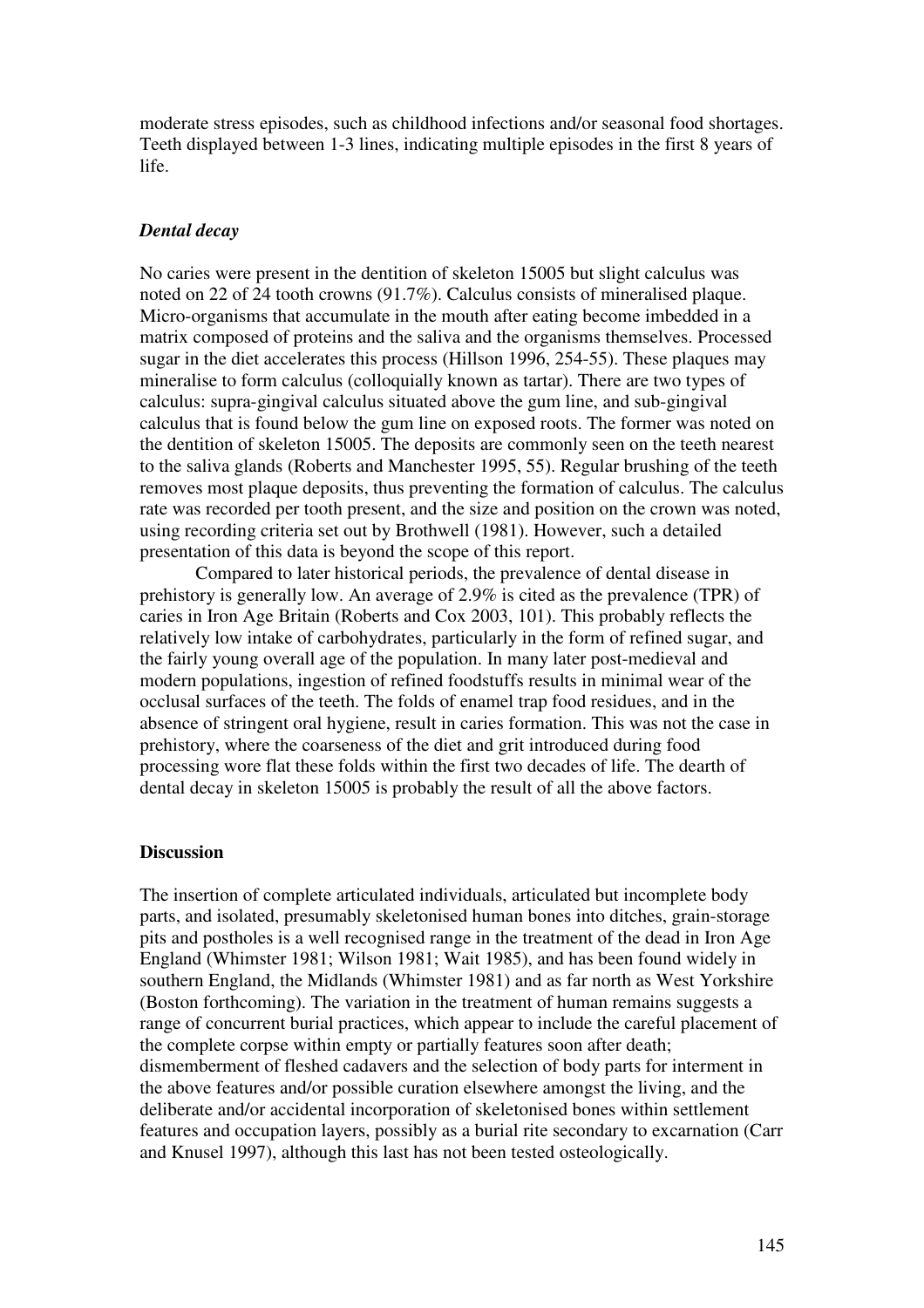moderate stress episodes, such as childhood infections and/or seasonal food shortages. Teeth displayed between 1-3 lines, indicating multiple episodes in the first 8 years of life.

### *Dental decay*

No caries were present in the dentition of skeleton 15005 but slight calculus was noted on 22 of 24 tooth crowns (91.7%). Calculus consists of mineralised plaque. Micro-organisms that accumulate in the mouth after eating become imbedded in a matrix composed of proteins and the saliva and the organisms themselves. Processed sugar in the diet accelerates this process (Hillson 1996, 254-55). These plaques may mineralise to form calculus (colloquially known as tartar). There are two types of calculus: supra-gingival calculus situated above the gum line, and sub-gingival calculus that is found below the gum line on exposed roots. The former was noted on the dentition of skeleton 15005. The deposits are commonly seen on the teeth nearest to the saliva glands (Roberts and Manchester 1995, 55). Regular brushing of the teeth removes most plaque deposits, thus preventing the formation of calculus. The calculus rate was recorded per tooth present, and the size and position on the crown was noted, using recording criteria set out by Brothwell (1981). However, such a detailed presentation of this data is beyond the scope of this report.

Compared to later historical periods, the prevalence of dental disease in prehistory is generally low. An average of 2.9% is cited as the prevalence (TPR) of caries in Iron Age Britain (Roberts and Cox 2003, 101). This probably reflects the relatively low intake of carbohydrates, particularly in the form of refined sugar, and the fairly young overall age of the population. In many later post-medieval and modern populations, ingestion of refined foodstuffs results in minimal wear of the occlusal surfaces of the teeth. The folds of enamel trap food residues, and in the absence of stringent oral hygiene, result in caries formation. This was not the case in prehistory, where the coarseness of the diet and grit introduced during food processing wore flat these folds within the first two decades of life. The dearth of dental decay in skeleton 15005 is probably the result of all the above factors.

## **Discussion**

The insertion of complete articulated individuals, articulated but incomplete body parts, and isolated, presumably skeletonised human bones into ditches, grain-storage pits and postholes is a well recognised range in the treatment of the dead in Iron Age England (Whimster 1981; Wilson 1981; Wait 1985), and has been found widely in southern England, the Midlands (Whimster 1981) and as far north as West Yorkshire (Boston forthcoming). The variation in the treatment of human remains suggests a range of concurrent burial practices, which appear to include the careful placement of the complete corpse within empty or partially features soon after death; dismemberment of fleshed cadavers and the selection of body parts for interment in the above features and/or possible curation elsewhere amongst the living, and the deliberate and/or accidental incorporation of skeletonised bones within settlement features and occupation layers, possibly as a burial rite secondary to excarnation (Carr and Knusel 1997), although this last has not been tested osteologically.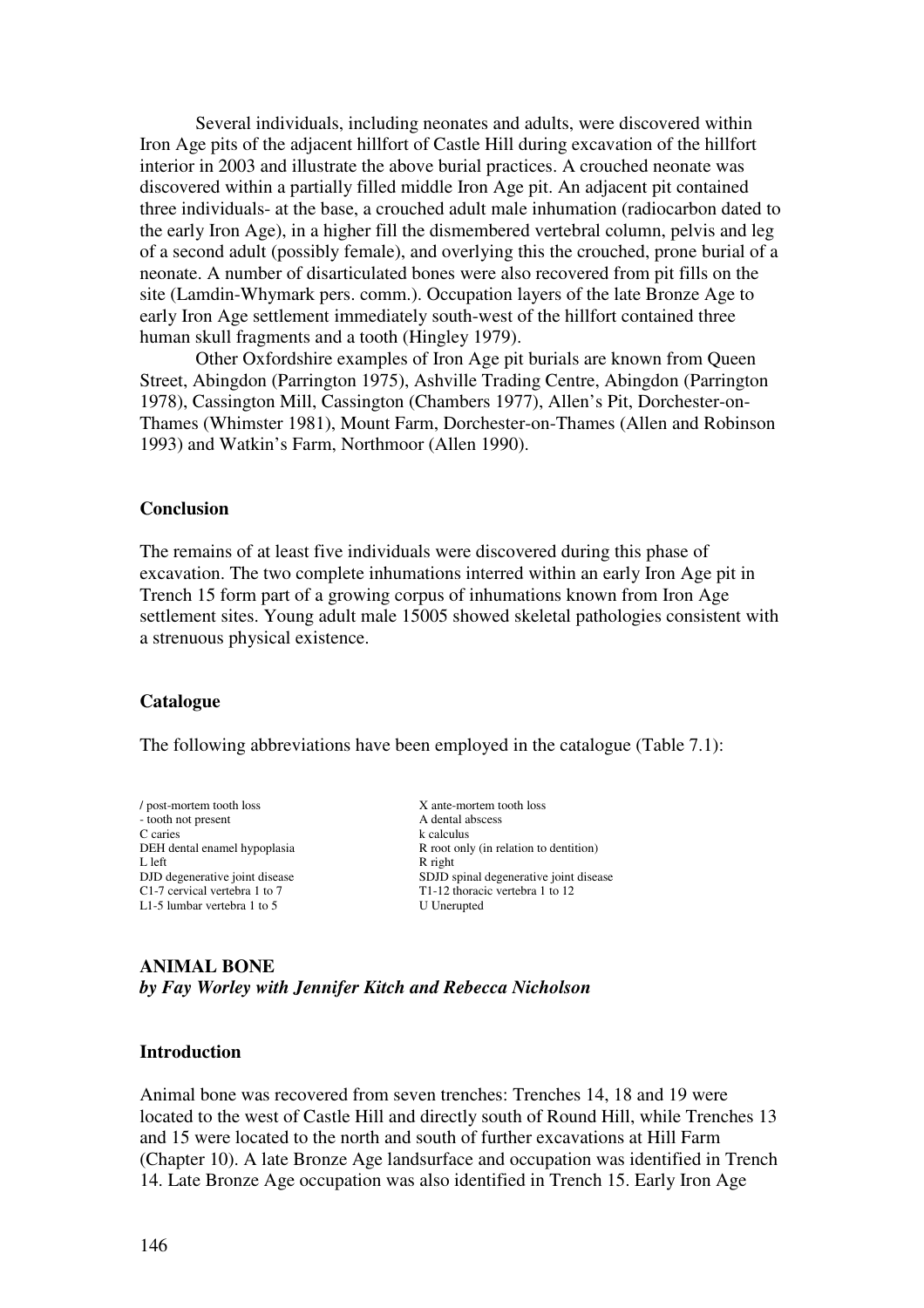Several individuals, including neonates and adults, were discovered within Iron Age pits of the adjacent hillfort of Castle Hill during excavation of the hillfort interior in 2003 and illustrate the above burial practices. A crouched neonate was discovered within a partially filled middle Iron Age pit. An adjacent pit contained three individuals- at the base, a crouched adult male inhumation (radiocarbon dated to the early Iron Age), in a higher fill the dismembered vertebral column, pelvis and leg of a second adult (possibly female), and overlying this the crouched, prone burial of a neonate. A number of disarticulated bones were also recovered from pit fills on the site (Lamdin-Whymark pers. comm.). Occupation layers of the late Bronze Age to early Iron Age settlement immediately south-west of the hillfort contained three human skull fragments and a tooth (Hingley 1979).

Other Oxfordshire examples of Iron Age pit burials are known from Queen Street, Abingdon (Parrington 1975), Ashville Trading Centre, Abingdon (Parrington 1978), Cassington Mill, Cassington (Chambers 1977), Allen's Pit, Dorchester-on-Thames (Whimster 1981), Mount Farm, Dorchester-on-Thames (Allen and Robinson 1993) and Watkin's Farm, Northmoor (Allen 1990).

### Conclusion

The remains of at least five individuals were discovered during this phase of excavation. The two complete inhumations interred within an early Iron Age pit in Trench 15 form part of a growing corpus of inhumations known from Iron Age settlement sites. Young adult male 15005 showed skeletal pathologies consistent with a strenuous physical existence.

### Catalogue

The following abbreviations have been employed in the catalogue (Table 7.1):

| | |
|---|---|
| / post-mortem tooth loss | X ante-mortem tooth loss |
| - tooth not present | A dental abscess |
| C caries | k calculus |
| DEH dental enamel hypoplasia | R root only (in relation to dentition) |
| L left | R right |
| DJD degenerative joint disease | SDJD spinal degenerative joint disease |
| C1-7 cervical vertebra 1 to 7 | T1-12 thoracic vertebra 1 to 12 |
| L1-5 lumbar vertebra 1 to 5 | U Unerupted |

## ANIMAL BONE

***by Fay Worley with Jennifer Kitch and Rebecca Nicholson***

### Introduction

Animal bone was recovered from seven trenches: Trenches 14, 18 and 19 were located to the west of Castle Hill and directly south of Round Hill, while Trenches 13 and 15 were located to the north and south of further excavations at Hill Farm (Chapter 10). A late Bronze Age landsurface and occupation was identified in Trench 14. Late Bronze Age occupation was also identified in Trench 15. Early Iron Age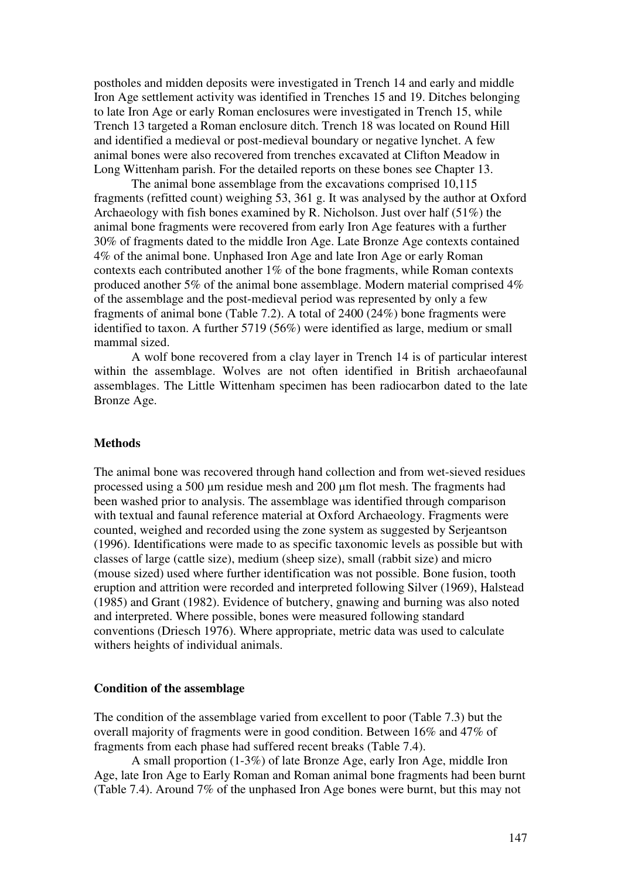postholes and midden deposits were investigated in Trench 14 and early and middle Iron Age settlement activity was identified in Trenches 15 and 19. Ditches belonging to late Iron Age or early Roman enclosures were investigated in Trench 15, while Trench 13 targeted a Roman enclosure ditch. Trench 18 was located on Round Hill and identified a medieval or post-medieval boundary or negative lynchet. A few animal bones were also recovered from trenches excavated at Clifton Meadow in Long Wittenham parish. For the detailed reports on these bones see Chapter 13.

The animal bone assemblage from the excavations comprised 10,115 fragments (refitted count) weighing 53, 361 g. It was analysed by the author at Oxford Archaeology with fish bones examined by R. Nicholson. Just over half (51%) the animal bone fragments were recovered from early Iron Age features with a further 30% of fragments dated to the middle Iron Age. Late Bronze Age contexts contained 4% of the animal bone. Unphased Iron Age and late Iron Age or early Roman contexts each contributed another 1% of the bone fragments, while Roman contexts produced another 5% of the animal bone assemblage. Modern material comprised 4% of the assemblage and the post-medieval period was represented by only a few fragments of animal bone (Table 7.2). A total of 2400 (24%) bone fragments were identified to taxon. A further 5719 (56%) were identified as large, medium or small mammal sized.

A wolf bone recovered from a clay layer in Trench 14 is of particular interest within the assemblage. Wolves are not often identified in British archaeofaunal assemblages. The Little Wittenham specimen has been radiocarbon dated to the late Bronze Age.

## Methods

The animal bone was recovered through hand collection and from wet-sieved residues processed using a 500 µm residue mesh and 200 µm flot mesh. The fragments had been washed prior to analysis. The assemblage was identified through comparison with textual and faunal reference material at Oxford Archaeology. Fragments were counted, weighed and recorded using the zone system as suggested by Serjeantson (1996). Identifications were made to as specific taxonomic levels as possible but with classes of large (cattle size), medium (sheep size), small (rabbit size) and micro (mouse sized) used where further identification was not possible. Bone fusion, tooth eruption and attrition were recorded and interpreted following Silver (1969), Halstead (1985) and Grant (1982). Evidence of butchery, gnawing and burning was also noted and interpreted. Where possible, bones were measured following standard conventions (Driesch 1976). Where appropriate, metric data was used to calculate withers heights of individual animals.

## Condition of the assemblage

The condition of the assemblage varied from excellent to poor (Table 7.3) but the overall majority of fragments were in good condition. Between 16% and 47% of fragments from each phase had suffered recent breaks (Table 7.4).

A small proportion (1-3%) of late Bronze Age, early Iron Age, middle Iron Age, late Iron Age to Early Roman and Roman animal bone fragments had been burnt (Table 7.4). Around 7% of the unphased Iron Age bones were burnt, but this may not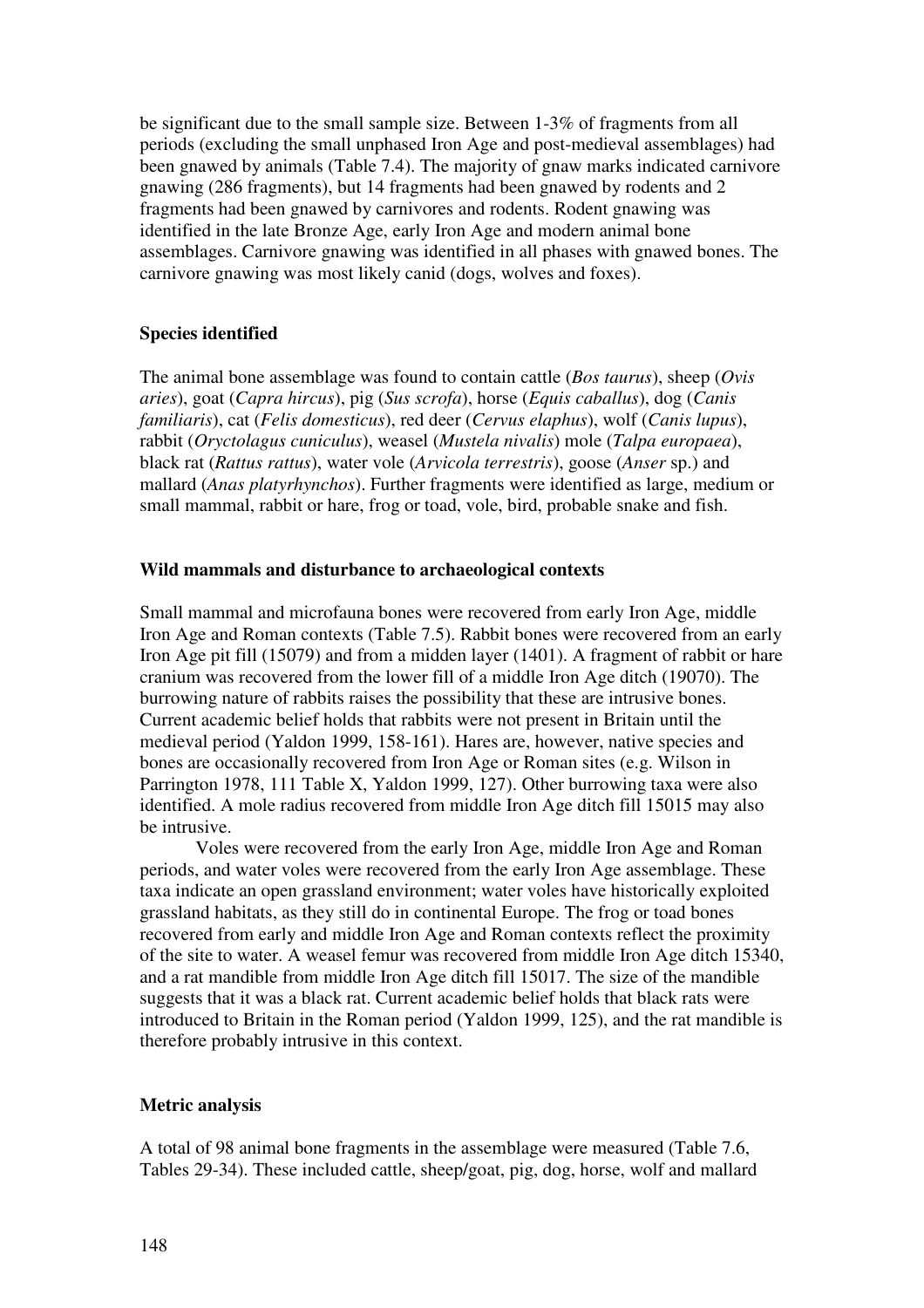be significant due to the small sample size. Between 1-3% of fragments from all periods (excluding the small unphased Iron Age and post-medieval assemblages) had been gnawed by animals (Table 7.4). The majority of gnaw marks indicated carnivore gnawing (286 fragments), but 14 fragments had been gnawed by rodents and 2 fragments had been gnawed by carnivores and rodents. Rodent gnawing was identified in the late Bronze Age, early Iron Age and modern animal bone assemblages. Carnivore gnawing was identified in all phases with gnawed bones. The carnivore gnawing was most likely canid (dogs, wolves and foxes).

**Species identified**

The animal bone assemblage was found to contain cattle (*Bos taurus*), sheep (*Ovis aries*), goat (*Capra hircus*), pig (*Sus scrofa*), horse (*Equis caballus*), dog (*Canis familiaris*), cat (*Felis domesticus*), red deer (*Cervus elaphus*), wolf (*Canis lupus*), rabbit (*Oryctolagus cuniculus*), weasel (*Mustela nivalis*) mole (*Talpa europaea*), black rat (*Rattus rattus*), water vole (*Arvicola terrestris*), goose (*Anser* sp.) and mallard (*Anas platyrhynchos*). Further fragments were identified as large, medium or small mammal, rabbit or hare, frog or toad, vole, bird, probable snake and fish.

**Wild mammals and disturbance to archaeological contexts**

Small mammal and microfauna bones were recovered from early Iron Age, middle Iron Age and Roman contexts (Table 7.5). Rabbit bones were recovered from an early Iron Age pit fill (15079) and from a midden layer (1401). A fragment of rabbit or hare cranium was recovered from the lower fill of a middle Iron Age ditch (19070). The burrowing nature of rabbits raises the possibility that these are intrusive bones. Current academic belief holds that rabbits were not present in Britain until the medieval period (Yaldon 1999, 158-161). Hares are, however, native species and bones are occasionally recovered from Iron Age or Roman sites (e.g. Wilson in Parrington 1978, 111 Table X, Yaldon 1999, 127). Other burrowing taxa were also identified. A mole radius recovered from middle Iron Age ditch fill 15015 may also be intrusive.

Voles were recovered from the early Iron Age, middle Iron Age and Roman periods, and water voles were recovered from the early Iron Age assemblage. These taxa indicate an open grassland environment; water voles have historically exploited grassland habitats, as they still do in continental Europe. The frog or toad bones recovered from early and middle Iron Age and Roman contexts reflect the proximity of the site to water. A weasel femur was recovered from middle Iron Age ditch 15340, and a rat mandible from middle Iron Age ditch fill 15017. The size of the mandible suggests that it was a black rat. Current academic belief holds that black rats were introduced to Britain in the Roman period (Yaldon 1999, 125), and the rat mandible is therefore probably intrusive in this context.

**Metric analysis**

A total of 98 animal bone fragments in the assemblage were measured (Table 7.6, Tables 29-34). These included cattle, sheep/goat, pig, dog, horse, wolf and mallard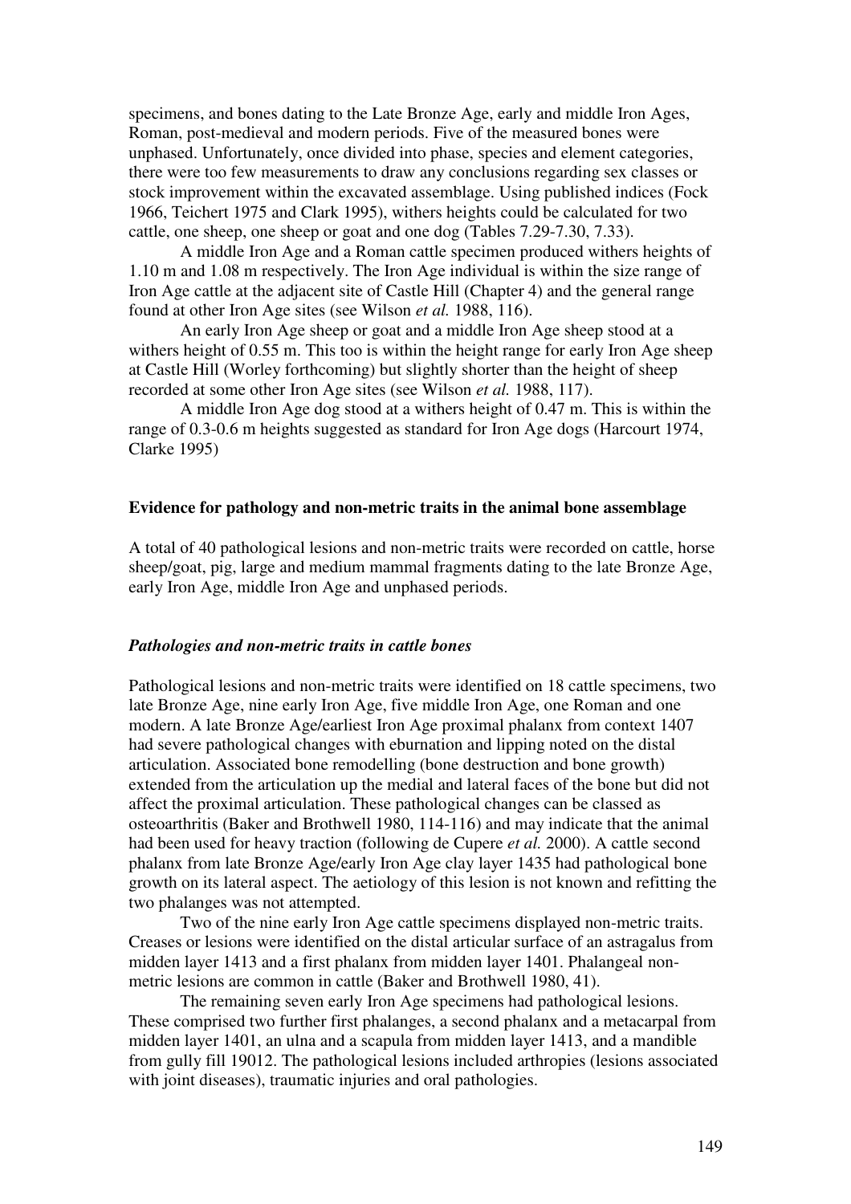specimens, and bones dating to the Late Bronze Age, early and middle Iron Ages, Roman, post-medieval and modern periods. Five of the measured bones were unphased. Unfortunately, once divided into phase, species and element categories, there were too few measurements to draw any conclusions regarding sex classes or stock improvement within the excavated assemblage. Using published indices (Fock 1966, Teichert 1975 and Clark 1995), withers heights could be calculated for two cattle, one sheep, one sheep or goat and one dog (Tables 7.29-7.30, 7.33).

A middle Iron Age and a Roman cattle specimen produced withers heights of 1.10 m and 1.08 m respectively. The Iron Age individual is within the size range of Iron Age cattle at the adjacent site of Castle Hill (Chapter 4) and the general range found at other Iron Age sites (see Wilson *et al.* 1988, 116).

An early Iron Age sheep or goat and a middle Iron Age sheep stood at a withers height of 0.55 m. This too is within the height range for early Iron Age sheep at Castle Hill (Worley forthcoming) but slightly shorter than the height of sheep recorded at some other Iron Age sites (see Wilson *et al.* 1988, 117).

A middle Iron Age dog stood at a withers height of 0.47 m. This is within the range of 0.3-0.6 m heights suggested as standard for Iron Age dogs (Harcourt 1974, Clarke 1995)

### Evidence for pathology and non-metric traits in the animal bone assemblage

A total of 40 pathological lesions and non-metric traits were recorded on cattle, horse sheep/goat, pig, large and medium mammal fragments dating to the late Bronze Age, early Iron Age, middle Iron Age and unphased periods.

#### *Pathologies and non-metric traits in cattle bones*

Pathological lesions and non-metric traits were identified on 18 cattle specimens, two late Bronze Age, nine early Iron Age, five middle Iron Age, one Roman and one modern. A late Bronze Age/earliest Iron Age proximal phalanx from context 1407 had severe pathological changes with eburnation and lipping noted on the distal articulation. Associated bone remodelling (bone destruction and bone growth) extended from the articulation up the medial and lateral faces of the bone but did not affect the proximal articulation. These pathological changes can be classed as osteoarthritis (Baker and Brothwell 1980, 114-116) and may indicate that the animal had been used for heavy traction (following de Cupere *et al.* 2000). A cattle second phalanx from late Bronze Age/early Iron Age clay layer 1435 had pathological bone growth on its lateral aspect. The aetiology of this lesion is not known and refitting the two phalanges was not attempted.

Two of the nine early Iron Age cattle specimens displayed non-metric traits. Creases or lesions were identified on the distal articular surface of an astragalus from midden layer 1413 and a first phalanx from midden layer 1401. Phalangeal non-metric lesions are common in cattle (Baker and Brothwell 1980, 41).

The remaining seven early Iron Age specimens had pathological lesions. These comprised two further first phalanges, a second phalanx and a metacarpal from midden layer 1401, an ulna and a scapula from midden layer 1413, and a mandible from gully fill 19012. The pathological lesions included arthropies (lesions associated with joint diseases), traumatic injuries and oral pathologies.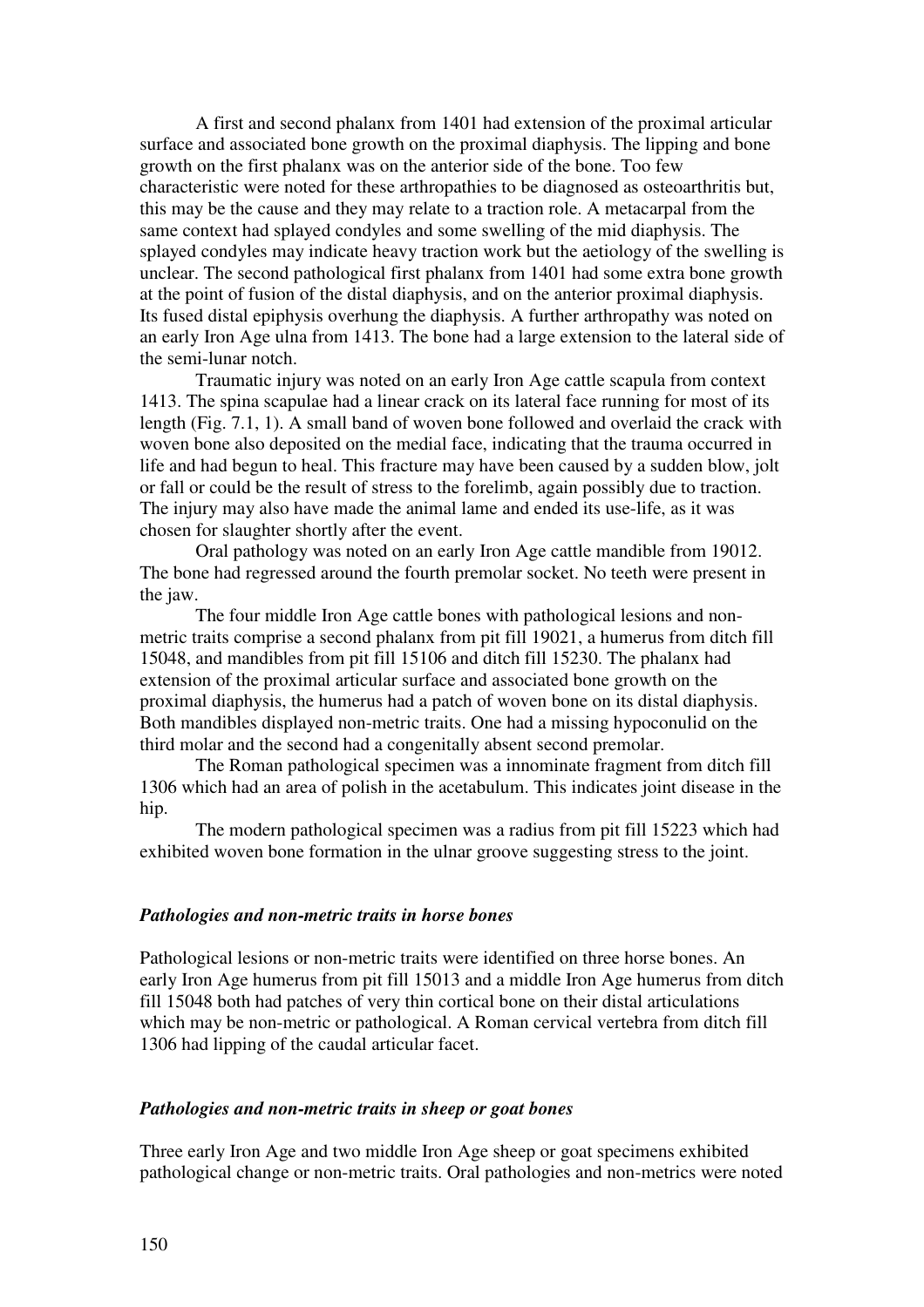A first and second phalanx from 1401 had extension of the proximal articular surface and associated bone growth on the proximal diaphysis. The lipping and bone growth on the first phalanx was on the anterior side of the bone. Too few characteristic were noted for these arthropathies to be diagnosed as osteoarthritis but, this may be the cause and they may relate to a traction role. A metacarpal from the same context had splayed condyles and some swelling of the mid diaphysis. The splayed condyles may indicate heavy traction work but the aetiology of the swelling is unclear. The second pathological first phalanx from 1401 had some extra bone growth at the point of fusion of the distal diaphysis, and on the anterior proximal diaphysis. Its fused distal epiphysis overhung the diaphysis. A further arthropathy was noted on an early Iron Age ulna from 1413. The bone had a large extension to the lateral side of the semi-lunar notch.

Traumatic injury was noted on an early Iron Age cattle scapula from context 1413. The spina scapulae had a linear crack on its lateral face running for most of its length (Fig. 7.1, 1). A small band of woven bone followed and overlaid the crack with woven bone also deposited on the medial face, indicating that the trauma occurred in life and had begun to heal. This fracture may have been caused by a sudden blow, jolt or fall or could be the result of stress to the forelimb, again possibly due to traction. The injury may also have made the animal lame and ended its use-life, as it was chosen for slaughter shortly after the event.

Oral pathology was noted on an early Iron Age cattle mandible from 19012. The bone had regressed around the fourth premolar socket. No teeth were present in the jaw.

The four middle Iron Age cattle bones with pathological lesions and non-metric traits comprise a second phalanx from pit fill 19021, a humerus from ditch fill 15048, and mandibles from pit fill 15106 and ditch fill 15230. The phalanx had extension of the proximal articular surface and associated bone growth on the proximal diaphysis, the humerus had a patch of woven bone on its distal diaphysis. Both mandibles displayed non-metric traits. One had a missing hypoconulid on the third molar and the second had a congenitally absent second premolar.

The Roman pathological specimen was a innominate fragment from ditch fill 1306 which had an area of polish in the acetabulum. This indicates joint disease in the hip.

The modern pathological specimen was a radius from pit fill 15223 which had exhibited woven bone formation in the ulnar groove suggesting stress to the joint.

### *Pathologies and non-metric traits in horse bones*

Pathological lesions or non-metric traits were identified on three horse bones. An early Iron Age humerus from pit fill 15013 and a middle Iron Age humerus from ditch fill 15048 both had patches of very thin cortical bone on their distal articulations which may be non-metric or pathological. A Roman cervical vertebra from ditch fill 1306 had lipping of the caudal articular facet.

### *Pathologies and non-metric traits in sheep or goat bones*

Three early Iron Age and two middle Iron Age sheep or goat specimens exhibited pathological change or non-metric traits. Oral pathologies and non-metrics were noted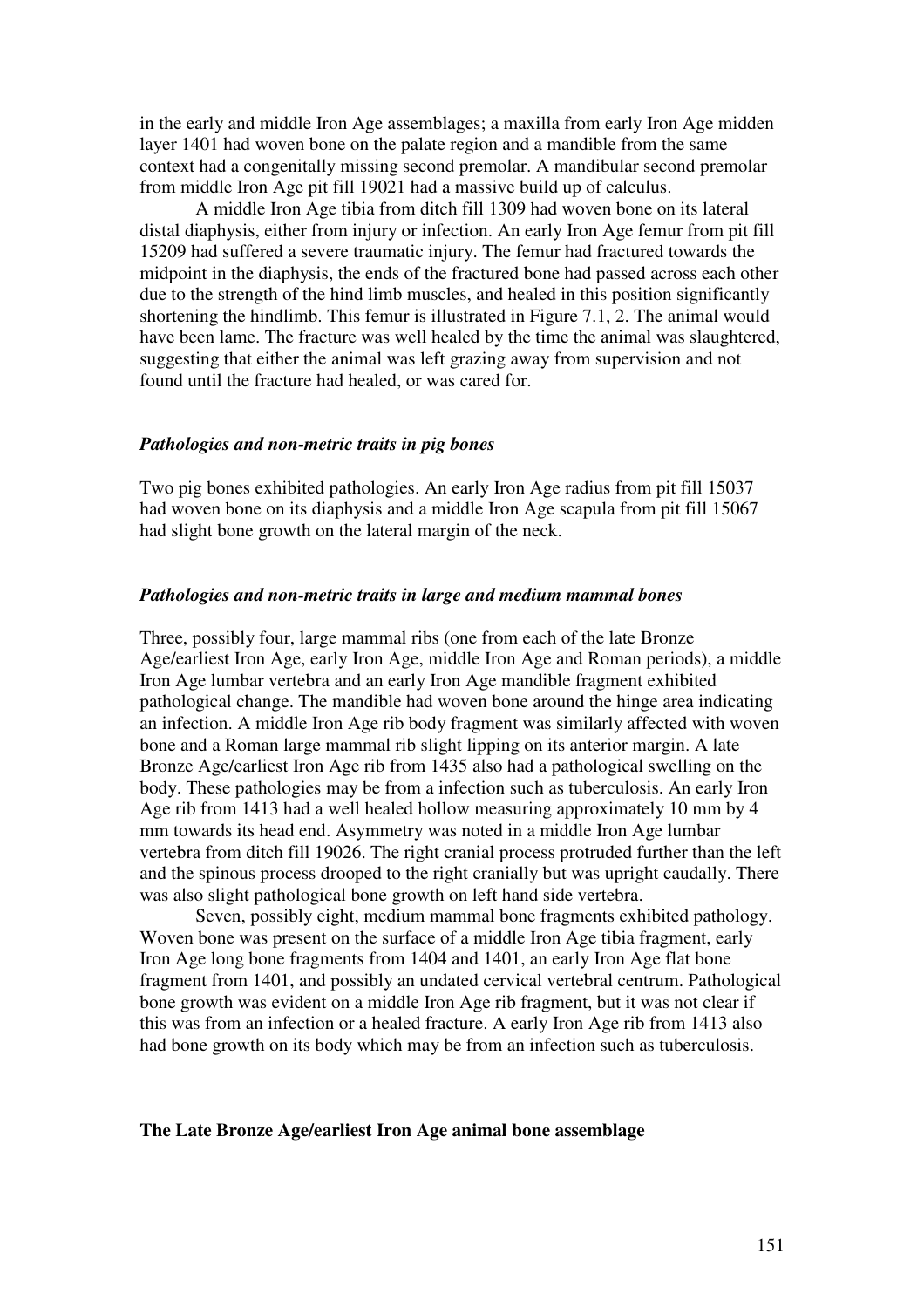in the early and middle Iron Age assemblages; a maxilla from early Iron Age midden layer 1401 had woven bone on the palate region and a mandible from the same context had a congenitally missing second premolar. A mandibular second premolar from middle Iron Age pit fill 19021 had a massive build up of calculus.

A middle Iron Age tibia from ditch fill 1309 had woven bone on its lateral distal diaphysis, either from injury or infection. An early Iron Age femur from pit fill 15209 had suffered a severe traumatic injury. The femur had fractured towards the midpoint in the diaphysis, the ends of the fractured bone had passed across each other due to the strength of the hind limb muscles, and healed in this position significantly shortening the hindlimb. This femur is illustrated in Figure 7.1, 2. The animal would have been lame. The fracture was well healed by the time the animal was slaughtered, suggesting that either the animal was left grazing away from supervision and not found until the fracture had healed, or was cared for.

### *Pathologies and non-metric traits in pig bones*

Two pig bones exhibited pathologies. An early Iron Age radius from pit fill 15037 had woven bone on its diaphysis and a middle Iron Age scapula from pit fill 15067 had slight bone growth on the lateral margin of the neck.

### *Pathologies and non-metric traits in large and medium mammal bones*

Three, possibly four, large mammal ribs (one from each of the late Bronze Age/earliest Iron Age, early Iron Age, middle Iron Age and Roman periods), a middle Iron Age lumbar vertebra and an early Iron Age mandible fragment exhibited pathological change. The mandible had woven bone around the hinge area indicating an infection. A middle Iron Age rib body fragment was similarly affected with woven bone and a Roman large mammal rib slight lipping on its anterior margin. A late Bronze Age/earliest Iron Age rib from 1435 also had a pathological swelling on the body. These pathologies may be from a infection such as tuberculosis. An early Iron Age rib from 1413 had a well healed hollow measuring approximately 10 mm by 4 mm towards its head end. Asymmetry was noted in a middle Iron Age lumbar vertebra from ditch fill 19026. The right cranial process protruded further than the left and the spinous process drooped to the right cranially but was upright caudally. There was also slight pathological bone growth on left hand side vertebra.

Seven, possibly eight, medium mammal bone fragments exhibited pathology. Woven bone was present on the surface of a middle Iron Age tibia fragment, early Iron Age long bone fragments from 1404 and 1401, an early Iron Age flat bone fragment from 1401, and possibly an undated cervical vertebral centrum. Pathological bone growth was evident on a middle Iron Age rib fragment, but it was not clear if this was from an infection or a healed fracture. A early Iron Age rib from 1413 also had bone growth on its body which may be from an infection such as tuberculosis.

## The Late Bronze Age/earliest Iron Age animal bone assemblage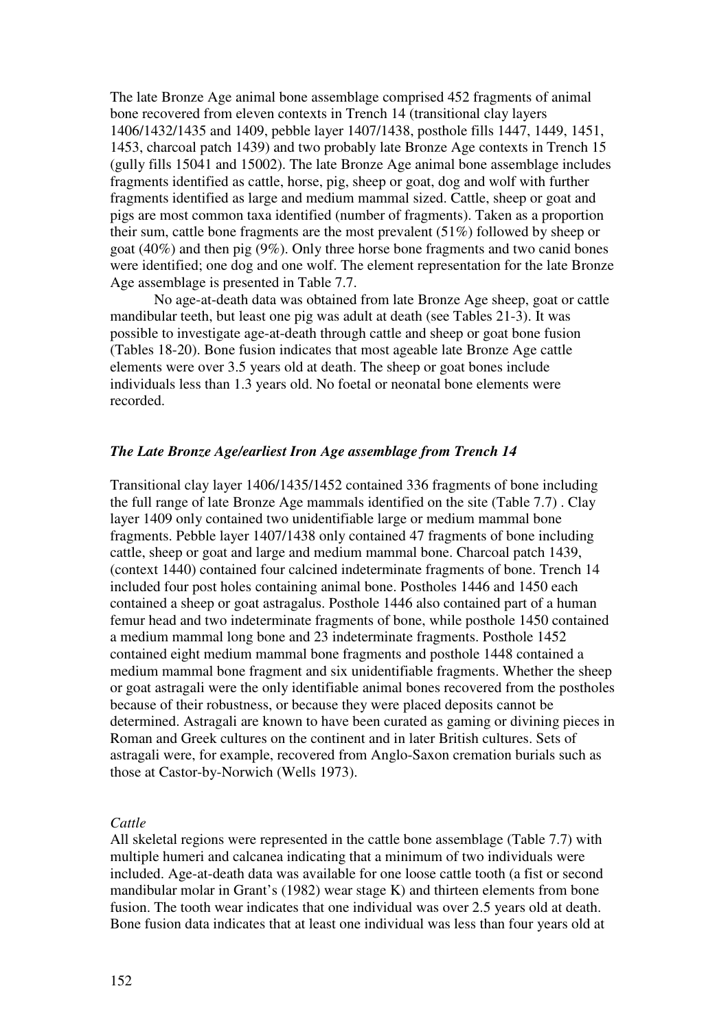The late Bronze Age animal bone assemblage comprised 452 fragments of animal bone recovered from eleven contexts in Trench 14 (transitional clay layers 1406/1432/1435 and 1409, pebble layer 1407/1438, posthole fills 1447, 1449, 1451, 1453, charcoal patch 1439) and two probably late Bronze Age contexts in Trench 15 (gully fills 15041 and 15002). The late Bronze Age animal bone assemblage includes fragments identified as cattle, horse, pig, sheep or goat, dog and wolf with further fragments identified as large and medium mammal sized. Cattle, sheep or goat and pigs are most common taxa identified (number of fragments). Taken as a proportion their sum, cattle bone fragments are the most prevalent (51%) followed by sheep or goat (40%) and then pig (9%). Only three horse bone fragments and two canid bones were identified; one dog and one wolf. The element representation for the late Bronze Age assemblage is presented in Table 7.7.

No age-at-death data was obtained from late Bronze Age sheep, goat or cattle mandibular teeth, but least one pig was adult at death (see Tables 21-3). It was possible to investigate age-at-death through cattle and sheep or goat bone fusion (Tables 18-20). Bone fusion indicates that most ageable late Bronze Age cattle elements were over 3.5 years old at death. The sheep or goat bones include individuals less than 1.3 years old. No foetal or neonatal bone elements were recorded.

### *The Late Bronze Age/earliest Iron Age assemblage from Trench 14*

Transitional clay layer 1406/1435/1452 contained 336 fragments of bone including the full range of late Bronze Age mammals identified on the site (Table 7.7) . Clay layer 1409 only contained two unidentifiable large or medium mammal bone fragments. Pebble layer 1407/1438 only contained 47 fragments of bone including cattle, sheep or goat and large and medium mammal bone. Charcoal patch 1439, (context 1440) contained four calcined indeterminate fragments of bone. Trench 14 included four post holes containing animal bone. Postholes 1446 and 1450 each contained a sheep or goat astragalus. Posthole 1446 also contained part of a human femur head and two indeterminate fragments of bone, while posthole 1450 contained a medium mammal long bone and 23 indeterminate fragments. Posthole 1452 contained eight medium mammal bone fragments and posthole 1448 contained a medium mammal bone fragment and six unidentifiable fragments. Whether the sheep or goat astragali were the only identifiable animal bones recovered from the postholes because of their robustness, or because they were placed deposits cannot be determined. Astragali are known to have been curated as gaming or divining pieces in Roman and Greek cultures on the continent and in later British cultures. Sets of astragali were, for example, recovered from Anglo-Saxon cremation burials such as those at Castor-by-Norwich (Wells 1973).

#### *Cattle*

All skeletal regions were represented in the cattle bone assemblage (Table 7.7) with multiple humeri and calcanea indicating that a minimum of two individuals were included. Age-at-death data was available for one loose cattle tooth (a fist or second mandibular molar in Grant's (1982) wear stage K) and thirteen elements from bone fusion. The tooth wear indicates that one individual was over 2.5 years old at death. Bone fusion data indicates that at least one individual was less than four years old at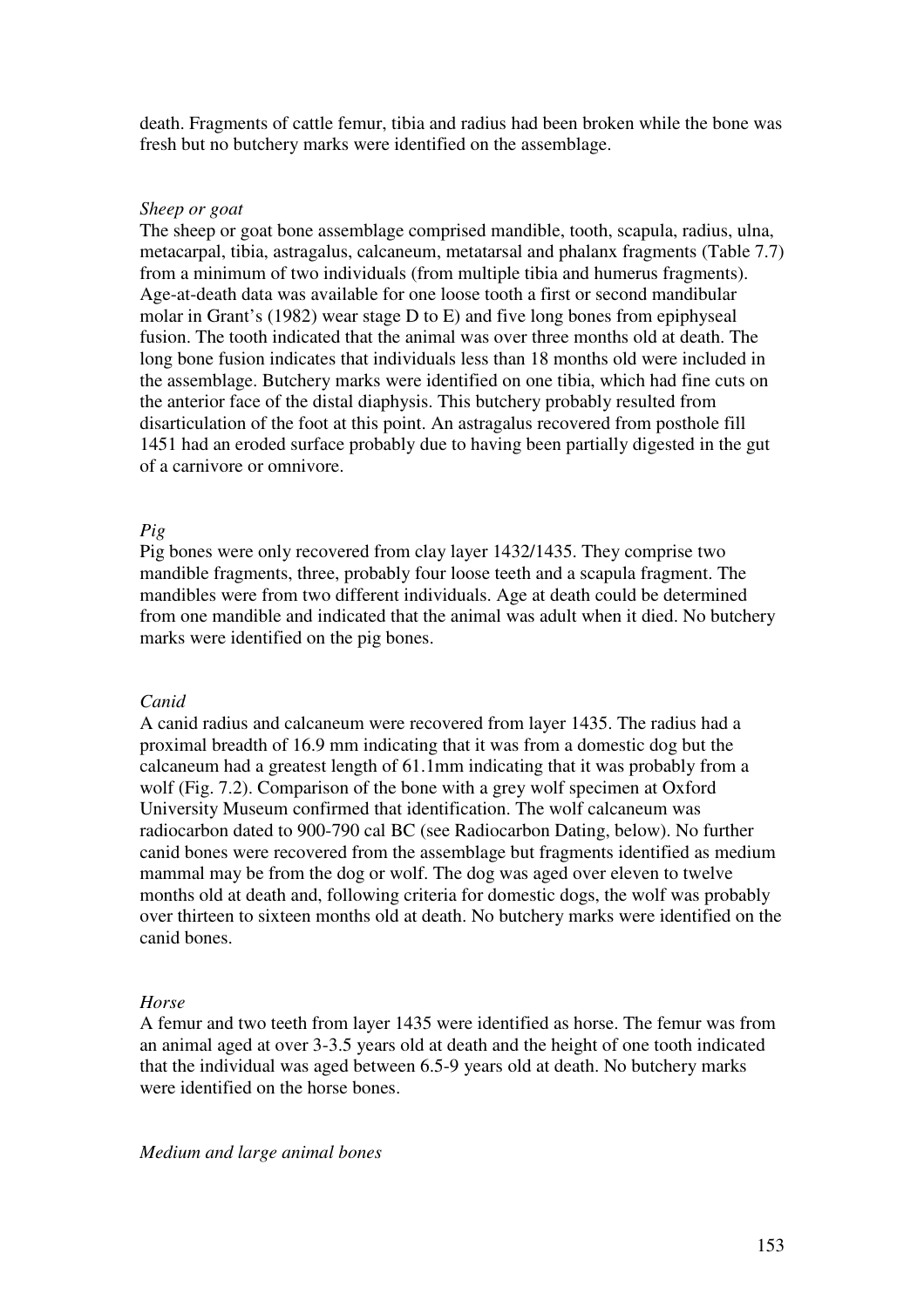death. Fragments of cattle femur, tibia and radius had been broken while the bone was fresh but no butchery marks were identified on the assemblage.

*Sheep or goat*

The sheep or goat bone assemblage comprised mandible, tooth, scapula, radius, ulna, metacarpal, tibia, astragalus, calcaneum, metatarsal and phalanx fragments (Table 7.7) from a minimum of two individuals (from multiple tibia and humerus fragments). Age-at-death data was available for one loose tooth a first or second mandibular molar in Grant's (1982) wear stage D to E) and five long bones from epiphyseal fusion. The tooth indicated that the animal was over three months old at death. The long bone fusion indicates that individuals less than 18 months old were included in the assemblage. Butchery marks were identified on one tibia, which had fine cuts on the anterior face of the distal diaphysis. This butchery probably resulted from disarticulation of the foot at this point. An astragalus recovered from posthole fill 1451 had an eroded surface probably due to having been partially digested in the gut of a carnivore or omnivore.

*Pig*

Pig bones were only recovered from clay layer 1432/1435. They comprise two mandible fragments, three, probably four loose teeth and a scapula fragment. The mandibles were from two different individuals. Age at death could be determined from one mandible and indicated that the animal was adult when it died. No butchery marks were identified on the pig bones.

*Canid*

A canid radius and calcaneum were recovered from layer 1435. The radius had a proximal breadth of 16.9 mm indicating that it was from a domestic dog but the calcaneum had a greatest length of 61.1mm indicating that it was probably from a wolf (Fig. 7.2). Comparison of the bone with a grey wolf specimen at Oxford University Museum confirmed that identification. The wolf calcaneum was radiocarbon dated to 900-790 cal BC (see Radiocarbon Dating, below). No further canid bones were recovered from the assemblage but fragments identified as medium mammal may be from the dog or wolf. The dog was aged over eleven to twelve months old at death and, following criteria for domestic dogs, the wolf was probably over thirteen to sixteen months old at death. No butchery marks were identified on the canid bones.

*Horse*

A femur and two teeth from layer 1435 were identified as horse. The femur was from an animal aged at over 3-3.5 years old at death and the height of one tooth indicated that the individual was aged between 6.5-9 years old at death. No butchery marks were identified on the horse bones.

*Medium and large animal bones*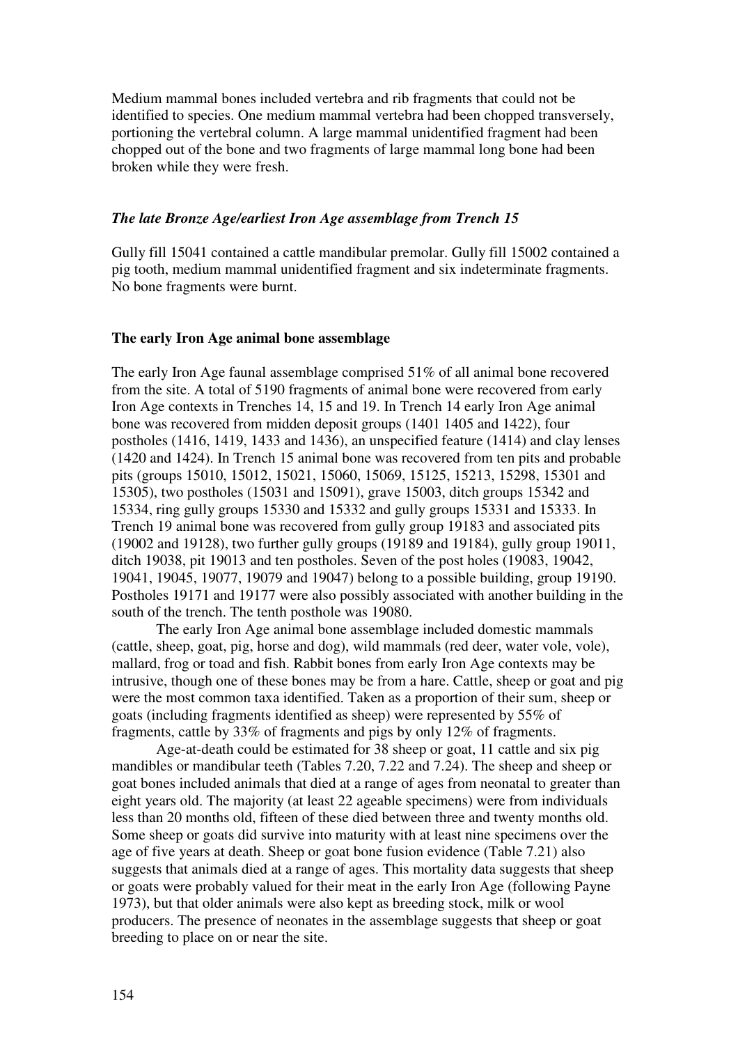Medium mammal bones included vertebra and rib fragments that could not be identified to species. One medium mammal vertebra had been chopped transversely, portioning the vertebral column. A large mammal unidentified fragment had been chopped out of the bone and two fragments of large mammal long bone had been broken while they were fresh.

### *The late Bronze Age/earliest Iron Age assemblage from Trench 15*

Gully fill 15041 contained a cattle mandibular premolar. Gully fill 15002 contained a pig tooth, medium mammal unidentified fragment and six indeterminate fragments. No bone fragments were burnt.

## The early Iron Age animal bone assemblage

The early Iron Age faunal assemblage comprised 51% of all animal bone recovered from the site. A total of 5190 fragments of animal bone were recovered from early Iron Age contexts in Trenches 14, 15 and 19. In Trench 14 early Iron Age animal bone was recovered from midden deposit groups (1401 1405 and 1422), four postholes (1416, 1419, 1433 and 1436), an unspecified feature (1414) and clay lenses (1420 and 1424). In Trench 15 animal bone was recovered from ten pits and probable pits (groups 15010, 15012, 15021, 15060, 15069, 15125, 15213, 15298, 15301 and 15305), two postholes (15031 and 15091), grave 15003, ditch groups 15342 and 15334, ring gully groups 15330 and 15332 and gully groups 15331 and 15333. In Trench 19 animal bone was recovered from gully group 19183 and associated pits (19002 and 19128), two further gully groups (19189 and 19184), gully group 19011, ditch 19038, pit 19013 and ten postholes. Seven of the post holes (19083, 19042, 19041, 19045, 19077, 19079 and 19047) belong to a possible building, group 19190. Postholes 19171 and 19177 were also possibly associated with another building in the south of the trench. The tenth posthole was 19080.

The early Iron Age animal bone assemblage included domestic mammals (cattle, sheep, goat, pig, horse and dog), wild mammals (red deer, water vole, vole), mallard, frog or toad and fish. Rabbit bones from early Iron Age contexts may be intrusive, though one of these bones may be from a hare. Cattle, sheep or goat and pig were the most common taxa identified. Taken as a proportion of their sum, sheep or goats (including fragments identified as sheep) were represented by 55% of fragments, cattle by 33% of fragments and pigs by only 12% of fragments.

Age-at-death could be estimated for 38 sheep or goat, 11 cattle and six pig mandibles or mandibular teeth (Tables 7.20, 7.22 and 7.24). The sheep and sheep or goat bones included animals that died at a range of ages from neonatal to greater than eight years old. The majority (at least 22 ageable specimens) were from individuals less than 20 months old, fifteen of these died between three and twenty months old. Some sheep or goats did survive into maturity with at least nine specimens over the age of five years at death. Sheep or goat bone fusion evidence (Table 7.21) also suggests that animals died at a range of ages. This mortality data suggests that sheep or goats were probably valued for their meat in the early Iron Age (following Payne 1973), but that older animals were also kept as breeding stock, milk or wool producers. The presence of neonates in the assemblage suggests that sheep or goat breeding to place on or near the site.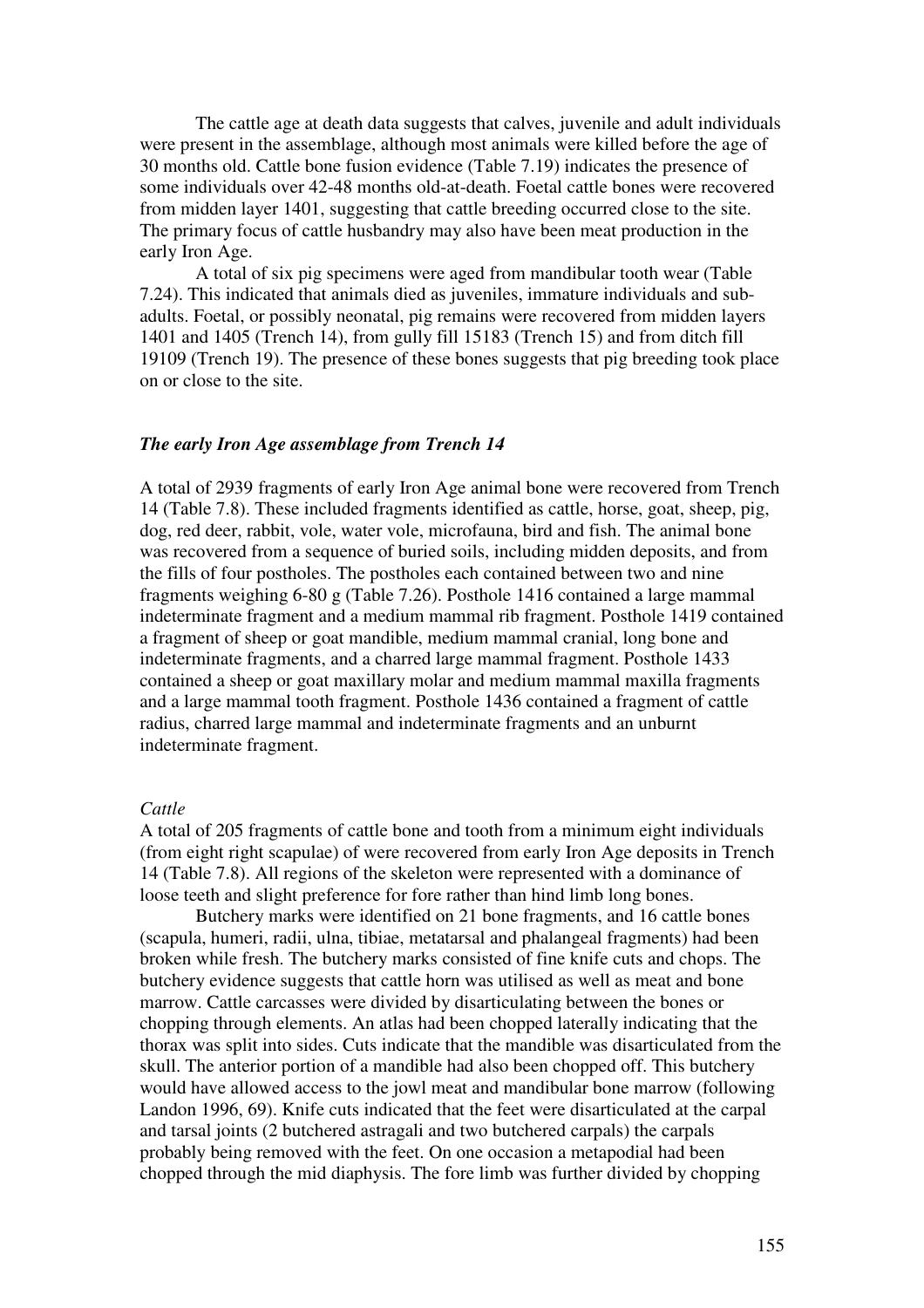The cattle age at death data suggests that calves, juvenile and adult individuals were present in the assemblage, although most animals were killed before the age of 30 months old. Cattle bone fusion evidence (Table 7.19) indicates the presence of some individuals over 42-48 months old-at-death. Foetal cattle bones were recovered from midden layer 1401, suggesting that cattle breeding occurred close to the site. The primary focus of cattle husbandry may also have been meat production in the early Iron Age.

A total of six pig specimens were aged from mandibular tooth wear (Table 7.24). This indicated that animals died as juveniles, immature individuals and sub-adults. Foetal, or possibly neonatal, pig remains were recovered from midden layers 1401 and 1405 (Trench 14), from gully fill 15183 (Trench 15) and from ditch fill 19109 (Trench 19). The presence of these bones suggests that pig breeding took place on or close to the site.

### *The early Iron Age assemblage from Trench 14*

A total of 2939 fragments of early Iron Age animal bone were recovered from Trench 14 (Table 7.8). These included fragments identified as cattle, horse, goat, sheep, pig, dog, red deer, rabbit, vole, water vole, microfauna, bird and fish. The animal bone was recovered from a sequence of buried soils, including midden deposits, and from the fills of four postholes. The postholes each contained between two and nine fragments weighing 6-80 g (Table 7.26). Posthole 1416 contained a large mammal indeterminate fragment and a medium mammal rib fragment. Posthole 1419 contained a fragment of sheep or goat mandible, medium mammal cranial, long bone and indeterminate fragments, and a charred large mammal fragment. Posthole 1433 contained a sheep or goat maxillary molar and medium mammal maxilla fragments and a large mammal tooth fragment. Posthole 1436 contained a fragment of cattle radius, charred large mammal and indeterminate fragments and an unburnt indeterminate fragment.

#### *Cattle*

A total of 205 fragments of cattle bone and tooth from a minimum eight individuals (from eight right scapulae) of were recovered from early Iron Age deposits in Trench 14 (Table 7.8). All regions of the skeleton were represented with a dominance of loose teeth and slight preference for fore rather than hind limb long bones.

Butchery marks were identified on 21 bone fragments, and 16 cattle bones (scapula, humeri, radii, ulna, tibiae, metatarsal and phalangeal fragments) had been broken while fresh. The butchery marks consisted of fine knife cuts and chops. The butchery evidence suggests that cattle horn was utilised as well as meat and bone marrow. Cattle carcasses were divided by disarticulating between the bones or chopping through elements. An atlas had been chopped laterally indicating that the thorax was split into sides. Cuts indicate that the mandible was disarticulated from the skull. The anterior portion of a mandible had also been chopped off. This butchery would have allowed access to the jowl meat and mandibular bone marrow (following Landon 1996, 69). Knife cuts indicated that the feet were disarticulated at the carpal and tarsal joints (2 butchered astragali and two butchered carpals) the carpals probably being removed with the feet. On one occasion a metapodial had been chopped through the mid diaphysis. The fore limb was further divided by chopping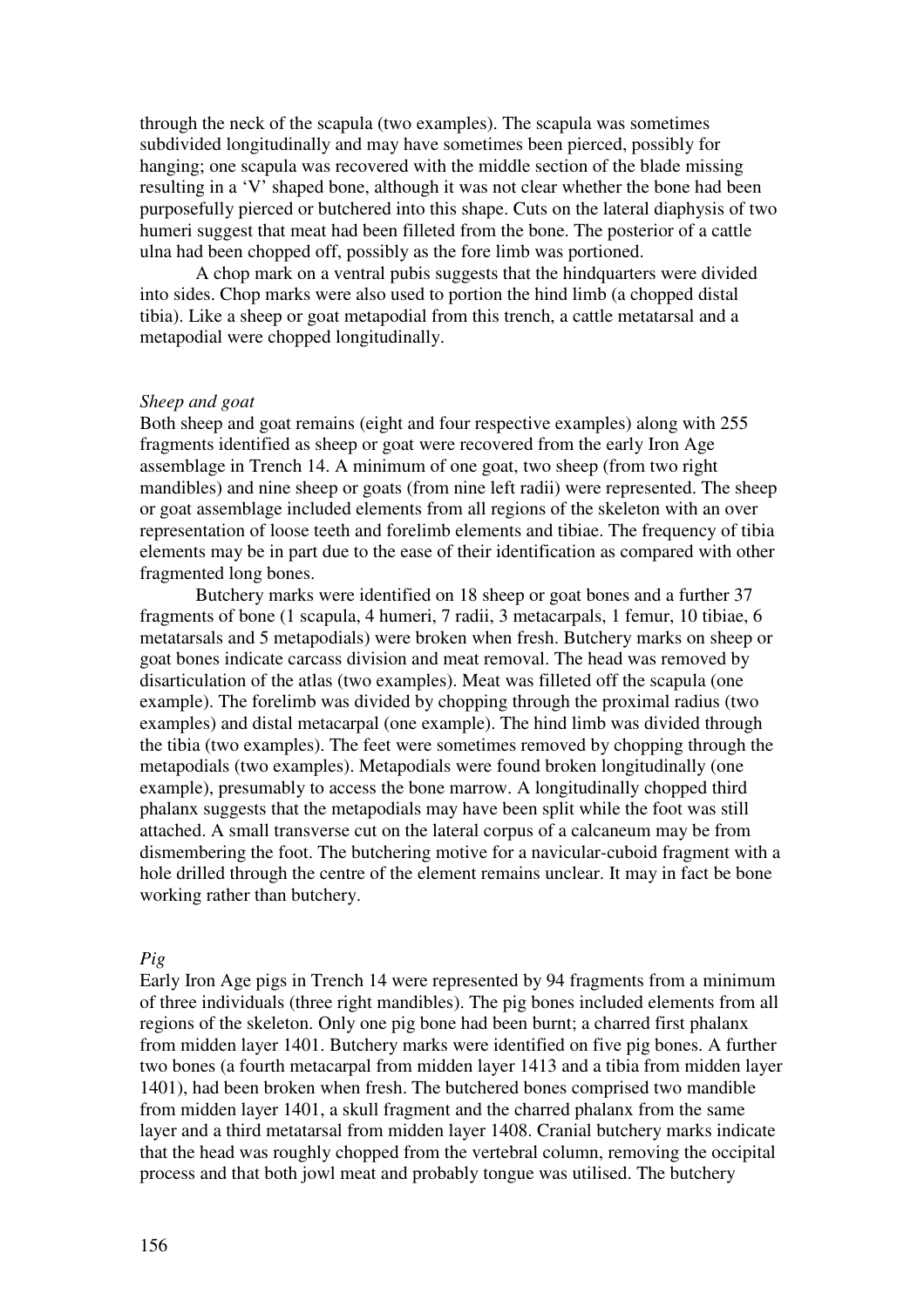through the neck of the scapula (two examples). The scapula was sometimes subdivided longitudinally and may have sometimes been pierced, possibly for hanging; one scapula was recovered with the middle section of the blade missing resulting in a 'V' shaped bone, although it was not clear whether the bone had been purposefully pierced or butchered into this shape. Cuts on the lateral diaphysis of two humeri suggest that meat had been filleted from the bone. The posterior of a cattle ulna had been chopped off, possibly as the fore limb was portioned.

A chop mark on a ventral pubis suggests that the hindquarters were divided into sides. Chop marks were also used to portion the hind limb (a chopped distal tibia). Like a sheep or goat metapodial from this trench, a cattle metatarsal and a metapodial were chopped longitudinally.

*Sheep and goat*

Both sheep and goat remains (eight and four respective examples) along with 255 fragments identified as sheep or goat were recovered from the early Iron Age assemblage in Trench 14. A minimum of one goat, two sheep (from two right mandibles) and nine sheep or goats (from nine left radii) were represented. The sheep or goat assemblage included elements from all regions of the skeleton with an over representation of loose teeth and forelimb elements and tibiae. The frequency of tibia elements may be in part due to the ease of their identification as compared with other fragmented long bones.

Butchery marks were identified on 18 sheep or goat bones and a further 37 fragments of bone (1 scapula, 4 humeri, 7 radii, 3 metacarpals, 1 femur, 10 tibiae, 6 metatarsals and 5 metapodials) were broken when fresh. Butchery marks on sheep or goat bones indicate carcass division and meat removal. The head was removed by disarticulation of the atlas (two examples). Meat was filleted off the scapula (one example). The forelimb was divided by chopping through the proximal radius (two examples) and distal metacarpal (one example). The hind limb was divided through the tibia (two examples). The feet were sometimes removed by chopping through the metapodials (two examples). Metapodials were found broken longitudinally (one example), presumably to access the bone marrow. A longitudinally chopped third phalanx suggests that the metapodials may have been split while the foot was still attached. A small transverse cut on the lateral corpus of a calcaneum may be from dismembering the foot. The butchering motive for a navicular-cuboid fragment with a hole drilled through the centre of the element remains unclear. It may in fact be bone working rather than butchery.

*Pig*

Early Iron Age pigs in Trench 14 were represented by 94 fragments from a minimum of three individuals (three right mandibles). The pig bones included elements from all regions of the skeleton. Only one pig bone had been burnt; a charred first phalanx from midden layer 1401. Butchery marks were identified on five pig bones. A further two bones (a fourth metacarpal from midden layer 1413 and a tibia from midden layer 1401), had been broken when fresh. The butchered bones comprised two mandible from midden layer 1401, a skull fragment and the charred phalanx from the same layer and a third metatarsal from midden layer 1408. Cranial butchery marks indicate that the head was roughly chopped from the vertebral column, removing the occipital process and that both jowl meat and probably tongue was utilised. The butchery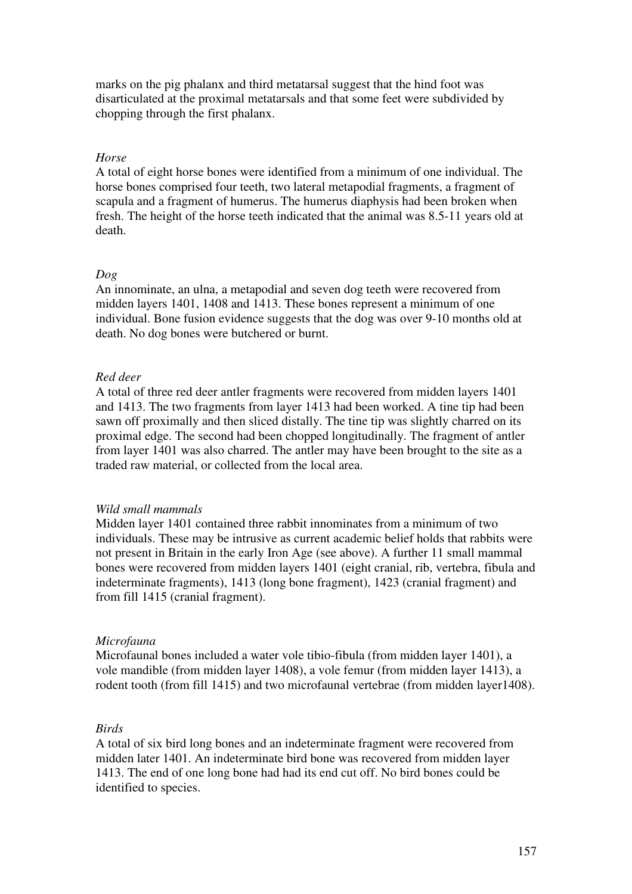marks on the pig phalanx and third metatarsal suggest that the hind foot was disarticulated at the proximal metatarsals and that some feet were subdivided by chopping through the first phalanx.

*Horse*

A total of eight horse bones were identified from a minimum of one individual. The horse bones comprised four teeth, two lateral metapodial fragments, a fragment of scapula and a fragment of humerus. The humerus diaphysis had been broken when fresh. The height of the horse teeth indicated that the animal was 8.5-11 years old at death.

*Dog*

An innominate, an ulna, a metapodial and seven dog teeth were recovered from midden layers 1401, 1408 and 1413. These bones represent a minimum of one individual. Bone fusion evidence suggests that the dog was over 9-10 months old at death. No dog bones were butchered or burnt.

*Red deer*

A total of three red deer antler fragments were recovered from midden layers 1401 and 1413. The two fragments from layer 1413 had been worked. A tine tip had been sawn off proximally and then sliced distally. The tine tip was slightly charred on its proximal edge. The second had been chopped longitudinally. The fragment of antler from layer 1401 was also charred. The antler may have been brought to the site as a traded raw material, or collected from the local area.

*Wild small mammals*

Midden layer 1401 contained three rabbit innominates from a minimum of two individuals. These may be intrusive as current academic belief holds that rabbits were not present in Britain in the early Iron Age (see above). A further 11 small mammal bones were recovered from midden layers 1401 (eight cranial, rib, vertebra, fibula and indeterminate fragments), 1413 (long bone fragment), 1423 (cranial fragment) and from fill 1415 (cranial fragment).

*Microfauna*

Microfaunal bones included a water vole tibio-fibula (from midden layer 1401), a vole mandible (from midden layer 1408), a vole femur (from midden layer 1413), a rodent tooth (from fill 1415) and two microfaunal vertebrae (from midden layer1408).

*Birds*

A total of six bird long bones and an indeterminate fragment were recovered from midden later 1401. An indeterminate bird bone was recovered from midden layer 1413. The end of one long bone had had its end cut off. No bird bones could be identified to species.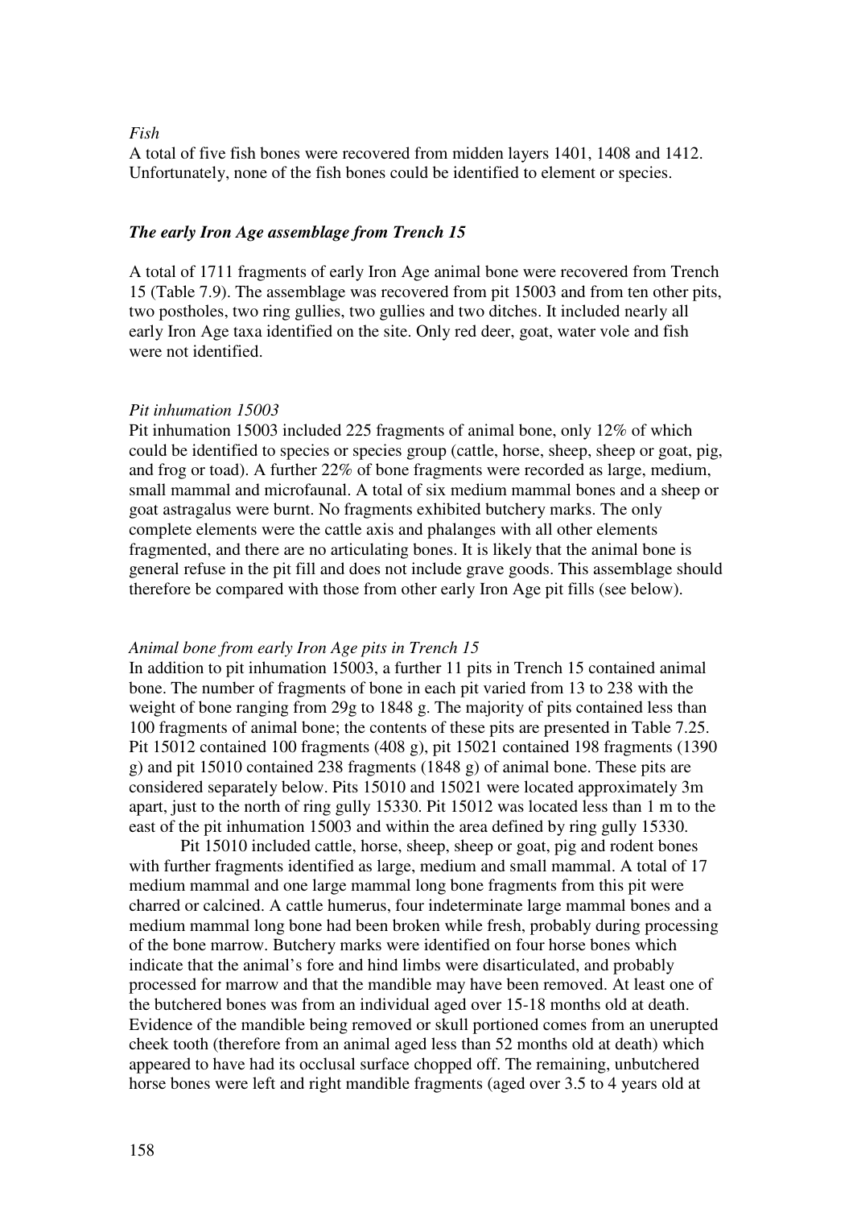*Fish*

A total of five fish bones were recovered from midden layers 1401, 1408 and 1412. Unfortunately, none of the fish bones could be identified to element or species.

### *The early Iron Age assemblage from Trench 15*

A total of 1711 fragments of early Iron Age animal bone were recovered from Trench 15 (Table 7.9). The assemblage was recovered from pit 15003 and from ten other pits, two postholes, two ring gullies, two gullies and two ditches. It included nearly all early Iron Age taxa identified on the site. Only red deer, goat, water vole and fish were not identified.

*Pit inhumation 15003*

Pit inhumation 15003 included 225 fragments of animal bone, only 12% of which could be identified to species or species group (cattle, horse, sheep, sheep or goat, pig, and frog or toad). A further 22% of bone fragments were recorded as large, medium, small mammal and microfaunal. A total of six medium mammal bones and a sheep or goat astragalus were burnt. No fragments exhibited butchery marks. The only complete elements were the cattle axis and phalanges with all other elements fragmented, and there are no articulating bones. It is likely that the animal bone is general refuse in the pit fill and does not include grave goods. This assemblage should therefore be compared with those from other early Iron Age pit fills (see below).

*Animal bone from early Iron Age pits in Trench 15*

In addition to pit inhumation 15003, a further 11 pits in Trench 15 contained animal bone. The number of fragments of bone in each pit varied from 13 to 238 with the weight of bone ranging from 29g to 1848 g. The majority of pits contained less than 100 fragments of animal bone; the contents of these pits are presented in Table 7.25. Pit 15012 contained 100 fragments (408 g), pit 15021 contained 198 fragments (1390 g) and pit 15010 contained 238 fragments (1848 g) of animal bone. These pits are considered separately below. Pits 15010 and 15021 were located approximately 3m apart, just to the north of ring gully 15330. Pit 15012 was located less than 1 m to the east of the pit inhumation 15003 and within the area defined by ring gully 15330.

Pit 15010 included cattle, horse, sheep, sheep or goat, pig and rodent bones with further fragments identified as large, medium and small mammal. A total of 17 medium mammal and one large mammal long bone fragments from this pit were charred or calcined. A cattle humerus, four indeterminate large mammal bones and a medium mammal long bone had been broken while fresh, probably during processing of the bone marrow. Butchery marks were identified on four horse bones which indicate that the animal's fore and hind limbs were disarticulated, and probably processed for marrow and that the mandible may have been removed. At least one of the butchered bones was from an individual aged over 15-18 months old at death. Evidence of the mandible being removed or skull portioned comes from an unerupted cheek tooth (therefore from an animal aged less than 52 months old at death) which appeared to have had its occlusal surface chopped off. The remaining, unbutchered horse bones were left and right mandible fragments (aged over 3.5 to 4 years old at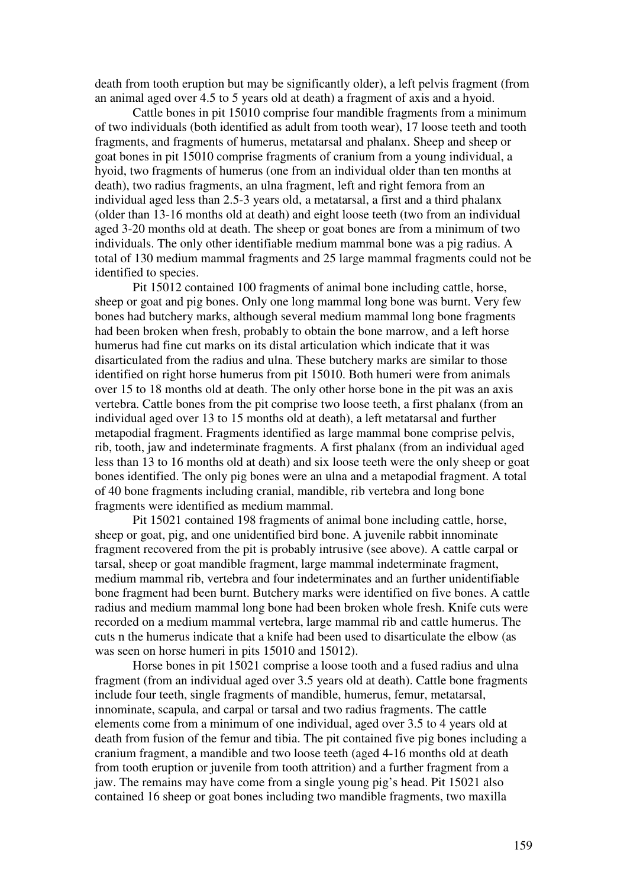death from tooth eruption but may be significantly older), a left pelvis fragment (from an animal aged over 4.5 to 5 years old at death) a fragment of axis and a hyoid.

Cattle bones in pit 15010 comprise four mandible fragments from a minimum of two individuals (both identified as adult from tooth wear), 17 loose teeth and tooth fragments, and fragments of humerus, metatarsal and phalanx. Sheep and sheep or goat bones in pit 15010 comprise fragments of cranium from a young individual, a hyoid, two fragments of humerus (one from an individual older than ten months at death), two radius fragments, an ulna fragment, left and right femora from an individual aged less than 2.5-3 years old, a metatarsal, a first and a third phalanx (older than 13-16 months old at death) and eight loose teeth (two from an individual aged 3-20 months old at death. The sheep or goat bones are from a minimum of two individuals. The only other identifiable medium mammal bone was a pig radius. A total of 130 medium mammal fragments and 25 large mammal fragments could not be identified to species.

Pit 15012 contained 100 fragments of animal bone including cattle, horse, sheep or goat and pig bones. Only one long mammal long bone was burnt. Very few bones had butchery marks, although several medium mammal long bone fragments had been broken when fresh, probably to obtain the bone marrow, and a left horse humerus had fine cut marks on its distal articulation which indicate that it was disarticulated from the radius and ulna. These butchery marks are similar to those identified on right horse humerus from pit 15010. Both humeri were from animals over 15 to 18 months old at death. The only other horse bone in the pit was an axis vertebra. Cattle bones from the pit comprise two loose teeth, a first phalanx (from an individual aged over 13 to 15 months old at death), a left metatarsal and further metapodial fragment. Fragments identified as large mammal bone comprise pelvis, rib, tooth, jaw and indeterminate fragments. A first phalanx (from an individual aged less than 13 to 16 months old at death) and six loose teeth were the only sheep or goat bones identified. The only pig bones were an ulna and a metapodial fragment. A total of 40 bone fragments including cranial, mandible, rib vertebra and long bone fragments were identified as medium mammal.

Pit 15021 contained 198 fragments of animal bone including cattle, horse, sheep or goat, pig, and one unidentified bird bone. A juvenile rabbit innominate fragment recovered from the pit is probably intrusive (see above). A cattle carpal or tarsal, sheep or goat mandible fragment, large mammal indeterminate fragment, medium mammal rib, vertebra and four indeterminates and an further unidentifiable bone fragment had been burnt. Butchery marks were identified on five bones. A cattle radius and medium mammal long bone had been broken whole fresh. Knife cuts were recorded on a medium mammal vertebra, large mammal rib and cattle humerus. The cuts n the humerus indicate that a knife had been used to disarticulate the elbow (as was seen on horse humeri in pits 15010 and 15012).

Horse bones in pit 15021 comprise a loose tooth and a fused radius and ulna fragment (from an individual aged over 3.5 years old at death). Cattle bone fragments include four teeth, single fragments of mandible, humerus, femur, metatarsal, innominate, scapula, and carpal or tarsal and two radius fragments. The cattle elements come from a minimum of one individual, aged over 3.5 to 4 years old at death from fusion of the femur and tibia. The pit contained five pig bones including a cranium fragment, a mandible and two loose teeth (aged 4-16 months old at death from tooth eruption or juvenile from tooth attrition) and a further fragment from a jaw. The remains may have come from a single young pig's head. Pit 15021 also contained 16 sheep or goat bones including two mandible fragments, two maxilla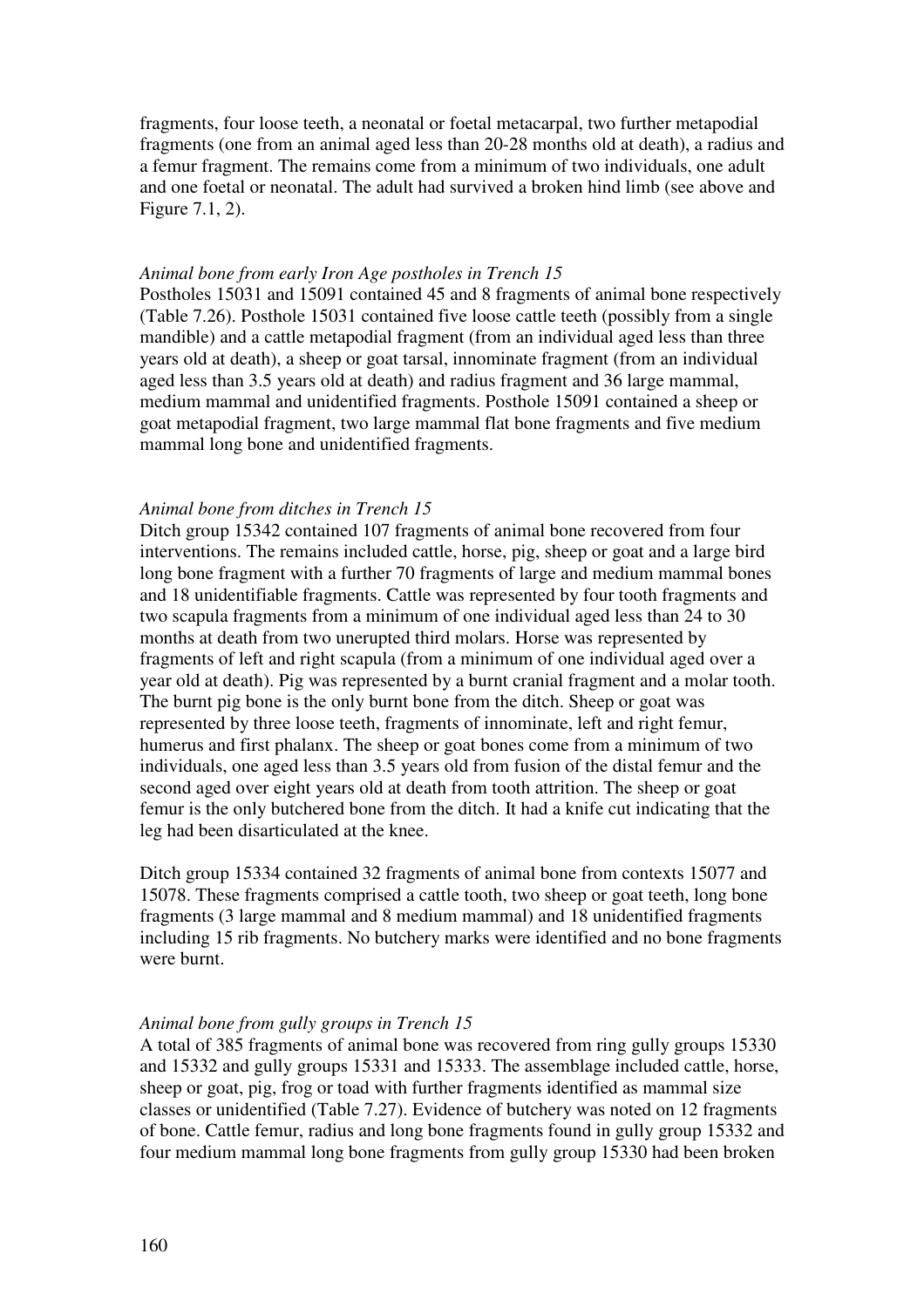fragments, four loose teeth, a neonatal or foetal metacarpal, two further metapodial fragments (one from an animal aged less than 20-28 months old at death), a radius and a femur fragment. The remains come from a minimum of two individuals, one adult and one foetal or neonatal. The adult had survived a broken hind limb (see above and Figure 7.1, 2).

*Animal bone from early Iron Age postholes in Trench 15*

Postholes 15031 and 15091 contained 45 and 8 fragments of animal bone respectively (Table 7.26). Posthole 15031 contained five loose cattle teeth (possibly from a single mandible) and a cattle metapodial fragment (from an individual aged less than three years old at death), a sheep or goat tarsal, innominate fragment (from an individual aged less than 3.5 years old at death) and radius fragment and 36 large mammal, medium mammal and unidentified fragments. Posthole 15091 contained a sheep or goat metapodial fragment, two large mammal flat bone fragments and five medium mammal long bone and unidentified fragments.

*Animal bone from ditches in Trench 15*

Ditch group 15342 contained 107 fragments of animal bone recovered from four interventions. The remains included cattle, horse, pig, sheep or goat and a large bird long bone fragment with a further 70 fragments of large and medium mammal bones and 18 unidentifiable fragments. Cattle was represented by four tooth fragments and two scapula fragments from a minimum of one individual aged less than 24 to 30 months at death from two unerupted third molars. Horse was represented by fragments of left and right scapula (from a minimum of one individual aged over a year old at death). Pig was represented by a burnt cranial fragment and a molar tooth. The burnt pig bone is the only burnt bone from the ditch. Sheep or goat was represented by three loose teeth, fragments of innominate, left and right femur, humerus and first phalanx. The sheep or goat bones come from a minimum of two individuals, one aged less than 3.5 years old from fusion of the distal femur and the second aged over eight years old at death from tooth attrition. The sheep or goat femur is the only butchered bone from the ditch. It had a knife cut indicating that the leg had been disarticulated at the knee.

Ditch group 15334 contained 32 fragments of animal bone from contexts 15077 and 15078. These fragments comprised a cattle tooth, two sheep or goat teeth, long bone fragments (3 large mammal and 8 medium mammal) and 18 unidentified fragments including 15 rib fragments. No butchery marks were identified and no bone fragments were burnt.

*Animal bone from gully groups in Trench 15*

A total of 385 fragments of animal bone was recovered from ring gully groups 15330 and 15332 and gully groups 15331 and 15333. The assemblage included cattle, horse, sheep or goat, pig, frog or toad with further fragments identified as mammal size classes or unidentified (Table 7.27). Evidence of butchery was noted on 12 fragments of bone. Cattle femur, radius and long bone fragments found in gully group 15332 and four medium mammal long bone fragments from gully group 15330 had been broken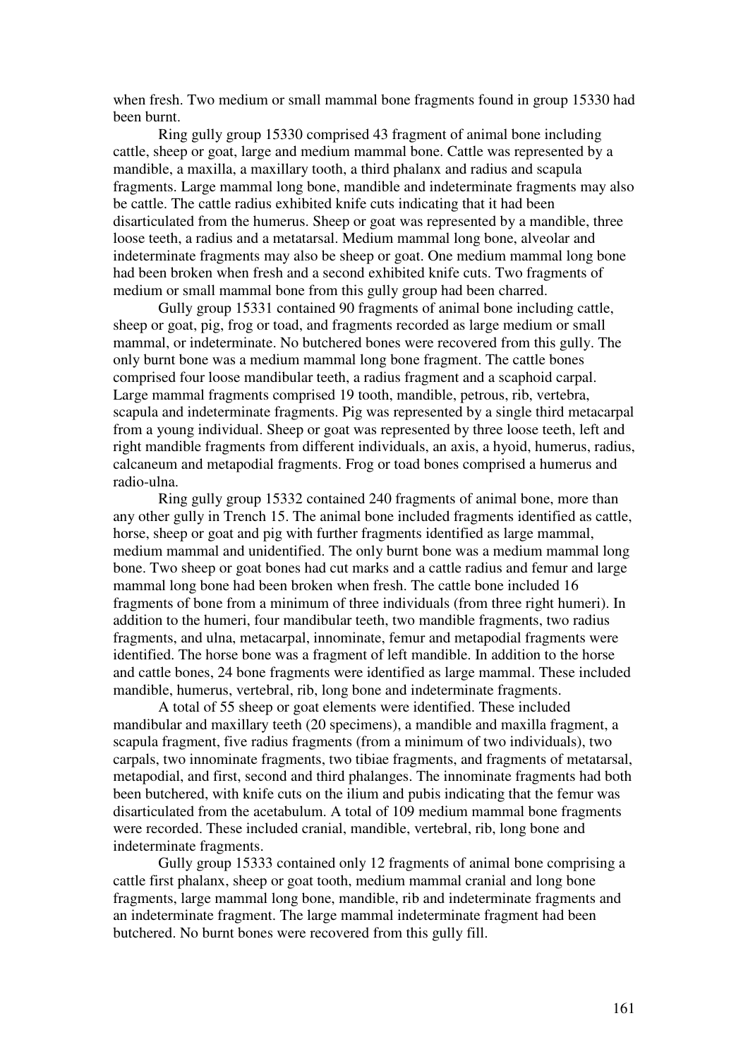when fresh. Two medium or small mammal bone fragments found in group 15330 had been burnt.

Ring gully group 15330 comprised 43 fragment of animal bone including cattle, sheep or goat, large and medium mammal bone. Cattle was represented by a mandible, a maxilla, a maxillary tooth, a third phalanx and radius and scapula fragments. Large mammal long bone, mandible and indeterminate fragments may also be cattle. The cattle radius exhibited knife cuts indicating that it had been disarticulated from the humerus. Sheep or goat was represented by a mandible, three loose teeth, a radius and a metatarsal. Medium mammal long bone, alveolar and indeterminate fragments may also be sheep or goat. One medium mammal long bone had been broken when fresh and a second exhibited knife cuts. Two fragments of medium or small mammal bone from this gully group had been charred.

Gully group 15331 contained 90 fragments of animal bone including cattle, sheep or goat, pig, frog or toad, and fragments recorded as large medium or small mammal, or indeterminate. No butchered bones were recovered from this gully. The only burnt bone was a medium mammal long bone fragment. The cattle bones comprised four loose mandibular teeth, a radius fragment and a scaphoid carpal. Large mammal fragments comprised 19 tooth, mandible, petrous, rib, vertebra, scapula and indeterminate fragments. Pig was represented by a single third metacarpal from a young individual. Sheep or goat was represented by three loose teeth, left and right mandible fragments from different individuals, an axis, a hyoid, humerus, radius, calcaneum and metapodial fragments. Frog or toad bones comprised a humerus and radio-ulna.

Ring gully group 15332 contained 240 fragments of animal bone, more than any other gully in Trench 15. The animal bone included fragments identified as cattle, horse, sheep or goat and pig with further fragments identified as large mammal, medium mammal and unidentified. The only burnt bone was a medium mammal long bone. Two sheep or goat bones had cut marks and a cattle radius and femur and large mammal long bone had been broken when fresh. The cattle bone included 16 fragments of bone from a minimum of three individuals (from three right humeri). In addition to the humeri, four mandibular teeth, two mandible fragments, two radius fragments, and ulna, metacarpal, innominate, femur and metapodial fragments were identified. The horse bone was a fragment of left mandible. In addition to the horse and cattle bones, 24 bone fragments were identified as large mammal. These included mandible, humerus, vertebral, rib, long bone and indeterminate fragments.

A total of 55 sheep or goat elements were identified. These included mandibular and maxillary teeth (20 specimens), a mandible and maxilla fragment, a scapula fragment, five radius fragments (from a minimum of two individuals), two carpals, two innominate fragments, two tibiae fragments, and fragments of metatarsal, metapodial, and first, second and third phalanges. The innominate fragments had both been butchered, with knife cuts on the ilium and pubis indicating that the femur was disarticulated from the acetabulum. A total of 109 medium mammal bone fragments were recorded. These included cranial, mandible, vertebral, rib, long bone and indeterminate fragments.

Gully group 15333 contained only 12 fragments of animal bone comprising a cattle first phalanx, sheep or goat tooth, medium mammal cranial and long bone fragments, large mammal long bone, mandible, rib and indeterminate fragments and an indeterminate fragment. The large mammal indeterminate fragment had been butchered. No burnt bones were recovered from this gully fill.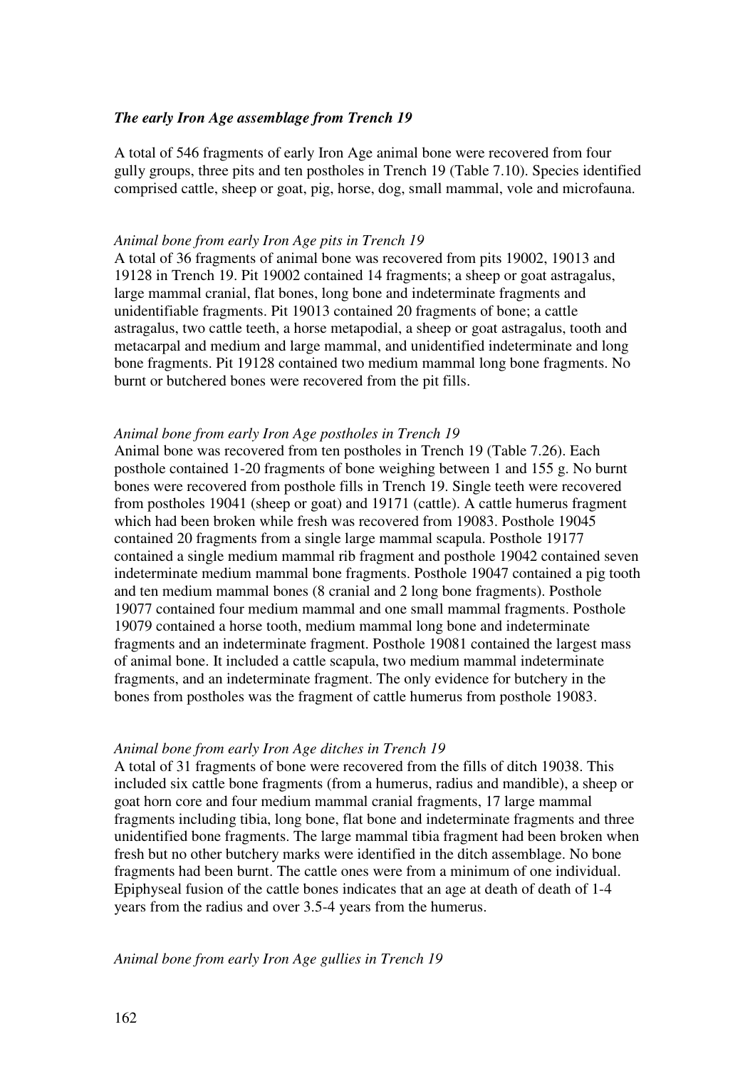### *The early Iron Age assemblage from Trench 19*

A total of 546 fragments of early Iron Age animal bone were recovered from four gully groups, three pits and ten postholes in Trench 19 (Table 7.10). Species identified comprised cattle, sheep or goat, pig, horse, dog, small mammal, vole and microfauna.

#### *Animal bone from early Iron Age pits in Trench 19*

A total of 36 fragments of animal bone was recovered from pits 19002, 19013 and 19128 in Trench 19. Pit 19002 contained 14 fragments; a sheep or goat astragalus, large mammal cranial, flat bones, long bone and indeterminate fragments and unidentifiable fragments. Pit 19013 contained 20 fragments of bone; a cattle astragalus, two cattle teeth, a horse metapodial, a sheep or goat astragalus, tooth and metacarpal and medium and large mammal, and unidentified indeterminate and long bone fragments. Pit 19128 contained two medium mammal long bone fragments. No burnt or butchered bones were recovered from the pit fills.

#### *Animal bone from early Iron Age postholes in Trench 19*

Animal bone was recovered from ten postholes in Trench 19 (Table 7.26). Each posthole contained 1-20 fragments of bone weighing between 1 and 155 g. No burnt bones were recovered from posthole fills in Trench 19. Single teeth were recovered from postholes 19041 (sheep or goat) and 19171 (cattle). A cattle humerus fragment which had been broken while fresh was recovered from 19083. Posthole 19045 contained 20 fragments from a single large mammal scapula. Posthole 19177 contained a single medium mammal rib fragment and posthole 19042 contained seven indeterminate medium mammal bone fragments. Posthole 19047 contained a pig tooth and ten medium mammal bones (8 cranial and 2 long bone fragments). Posthole 19077 contained four medium mammal and one small mammal fragments. Posthole 19079 contained a horse tooth, medium mammal long bone and indeterminate fragments and an indeterminate fragment. Posthole 19081 contained the largest mass of animal bone. It included a cattle scapula, two medium mammal indeterminate fragments, and an indeterminate fragment. The only evidence for butchery in the bones from postholes was the fragment of cattle humerus from posthole 19083.

#### *Animal bone from early Iron Age ditches in Trench 19*

A total of 31 fragments of bone were recovered from the fills of ditch 19038. This included six cattle bone fragments (from a humerus, radius and mandible), a sheep or goat horn core and four medium mammal cranial fragments, 17 large mammal fragments including tibia, long bone, flat bone and indeterminate fragments and three unidentified bone fragments. The large mammal tibia fragment had been broken when fresh but no other butchery marks were identified in the ditch assemblage. No bone fragments had been burnt. The cattle ones were from a minimum of one individual. Epiphyseal fusion of the cattle bones indicates that an age at death of death of 1-4 years from the radius and over 3.5-4 years from the humerus.

#### *Animal bone from early Iron Age gullies in Trench 19*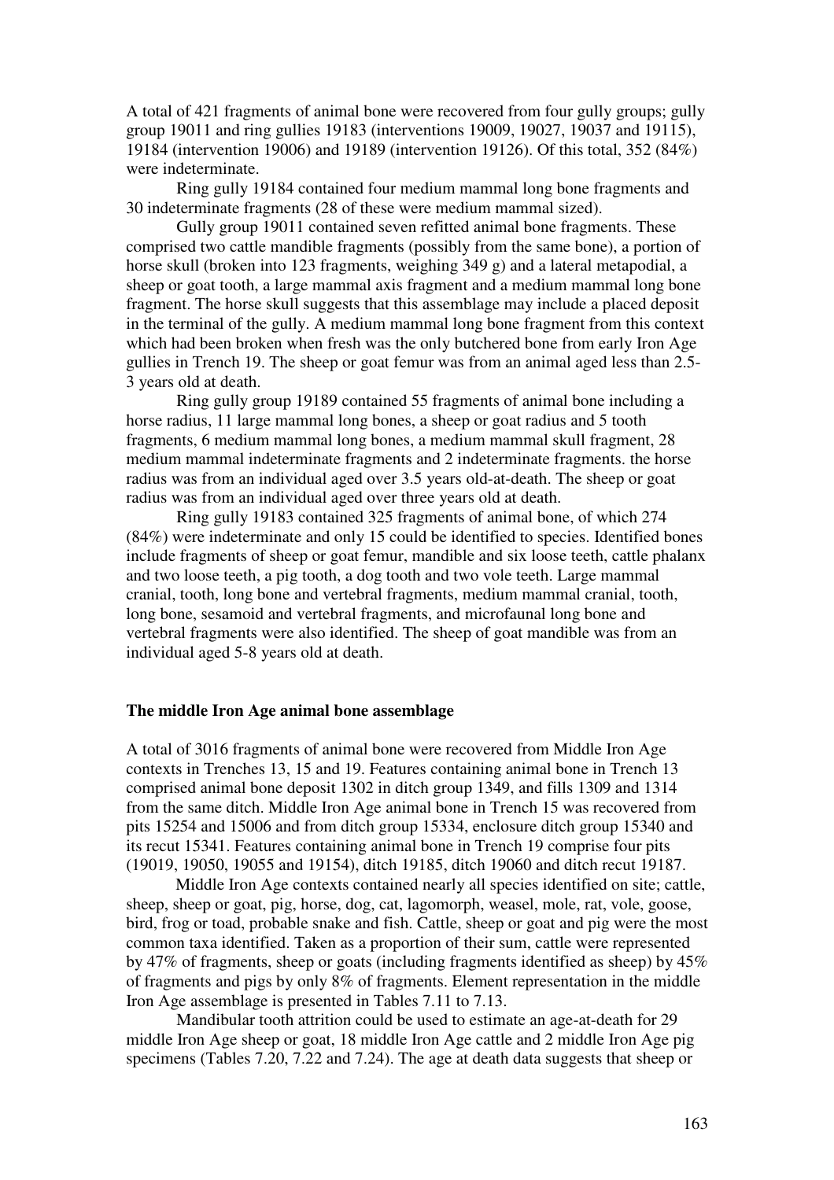A total of 421 fragments of animal bone were recovered from four gully groups; gully group 19011 and ring gullies 19183 (interventions 19009, 19027, 19037 and 19115), 19184 (intervention 19006) and 19189 (intervention 19126). Of this total, 352 (84%) were indeterminate.

Ring gully 19184 contained four medium mammal long bone fragments and 30 indeterminate fragments (28 of these were medium mammal sized).

Gully group 19011 contained seven refitted animal bone fragments. These comprised two cattle mandible fragments (possibly from the same bone), a portion of horse skull (broken into 123 fragments, weighing 349 g) and a lateral metapodial, a sheep or goat tooth, a large mammal axis fragment and a medium mammal long bone fragment. The horse skull suggests that this assemblage may include a placed deposit in the terminal of the gully. A medium mammal long bone fragment from this context which had been broken when fresh was the only butchered bone from early Iron Age gullies in Trench 19. The sheep or goat femur was from an animal aged less than 2.5-3 years old at death.

Ring gully group 19189 contained 55 fragments of animal bone including a horse radius, 11 large mammal long bones, a sheep or goat radius and 5 tooth fragments, 6 medium mammal long bones, a medium mammal skull fragment, 28 medium mammal indeterminate fragments and 2 indeterminate fragments. the horse radius was from an individual aged over 3.5 years old-at-death. The sheep or goat radius was from an individual aged over three years old at death.

Ring gully 19183 contained 325 fragments of animal bone, of which 274 (84%) were indeterminate and only 15 could be identified to species. Identified bones include fragments of sheep or goat femur, mandible and six loose teeth, cattle phalanx and two loose teeth, a pig tooth, a dog tooth and two vole teeth. Large mammal cranial, tooth, long bone and vertebral fragments, medium mammal cranial, tooth, long bone, sesamoid and vertebral fragments, and microfaunal long bone and vertebral fragments were also identified. The sheep of goat mandible was from an individual aged 5-8 years old at death.

## The middle Iron Age animal bone assemblage

A total of 3016 fragments of animal bone were recovered from Middle Iron Age contexts in Trenches 13, 15 and 19. Features containing animal bone in Trench 13 comprised animal bone deposit 1302 in ditch group 1349, and fills 1309 and 1314 from the same ditch. Middle Iron Age animal bone in Trench 15 was recovered from pits 15254 and 15006 and from ditch group 15334, enclosure ditch group 15340 and its recut 15341. Features containing animal bone in Trench 19 comprise four pits (19019, 19050, 19055 and 19154), ditch 19185, ditch 19060 and ditch recut 19187.

Middle Iron Age contexts contained nearly all species identified on site; cattle, sheep, sheep or goat, pig, horse, dog, cat, lagomorph, weasel, mole, rat, vole, goose, bird, frog or toad, probable snake and fish. Cattle, sheep or goat and pig were the most common taxa identified. Taken as a proportion of their sum, cattle were represented by 47% of fragments, sheep or goats (including fragments identified as sheep) by 45% of fragments and pigs by only 8% of fragments. Element representation in the middle Iron Age assemblage is presented in Tables 7.11 to 7.13.

Mandibular tooth attrition could be used to estimate an age-at-death for 29 middle Iron Age sheep or goat, 18 middle Iron Age cattle and 2 middle Iron Age pig specimens (Tables 7.20, 7.22 and 7.24). The age at death data suggests that sheep or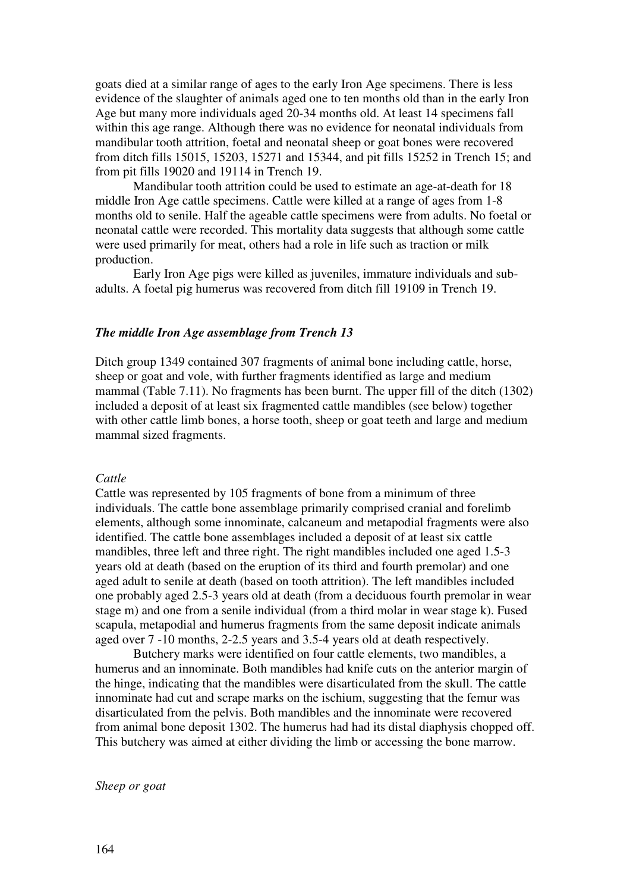goats died at a similar range of ages to the early Iron Age specimens. There is less evidence of the slaughter of animals aged one to ten months old than in the early Iron Age but many more individuals aged 20-34 months old. At least 14 specimens fall within this age range. Although there was no evidence for neonatal individuals from mandibular tooth attrition, foetal and neonatal sheep or goat bones were recovered from ditch fills 15015, 15203, 15271 and 15344, and pit fills 15252 in Trench 15; and from pit fills 19020 and 19114 in Trench 19.

Mandibular tooth attrition could be used to estimate an age-at-death for 18 middle Iron Age cattle specimens. Cattle were killed at a range of ages from 1-8 months old to senile. Half the ageable cattle specimens were from adults. No foetal or neonatal cattle were recorded. This mortality data suggests that although some cattle were used primarily for meat, others had a role in life such as traction or milk production.

Early Iron Age pigs were killed as juveniles, immature individuals and sub-adults. A foetal pig humerus was recovered from ditch fill 19109 in Trench 19.

### *The middle Iron Age assemblage from Trench 13*

Ditch group 1349 contained 307 fragments of animal bone including cattle, horse, sheep or goat and vole, with further fragments identified as large and medium mammal (Table 7.11). No fragments has been burnt. The upper fill of the ditch (1302) included a deposit of at least six fragmented cattle mandibles (see below) together with other cattle limb bones, a horse tooth, sheep or goat teeth and large and medium mammal sized fragments.

#### *Cattle*

Cattle was represented by 105 fragments of bone from a minimum of three individuals. The cattle bone assemblage primarily comprised cranial and forelimb elements, although some innominate, calcaneum and metapodial fragments were also identified. The cattle bone assemblages included a deposit of at least six cattle mandibles, three left and three right. The right mandibles included one aged 1.5-3 years old at death (based on the eruption of its third and fourth premolar) and one aged adult to senile at death (based on tooth attrition). The left mandibles included one probably aged 2.5-3 years old at death (from a deciduous fourth premolar in wear stage m) and one from a senile individual (from a third molar in wear stage k). Fused scapula, metapodial and humerus fragments from the same deposit indicate animals aged over 7 -10 months, 2-2.5 years and 3.5-4 years old at death respectively.

Butchery marks were identified on four cattle elements, two mandibles, a humerus and an innominate. Both mandibles had knife cuts on the anterior margin of the hinge, indicating that the mandibles were disarticulated from the skull. The cattle innominate had cut and scrape marks on the ischium, suggesting that the femur was disarticulated from the pelvis. Both mandibles and the innominate were recovered from animal bone deposit 1302. The humerus had had its distal diaphysis chopped off. This butchery was aimed at either dividing the limb or accessing the bone marrow.

#### *Sheep or goat*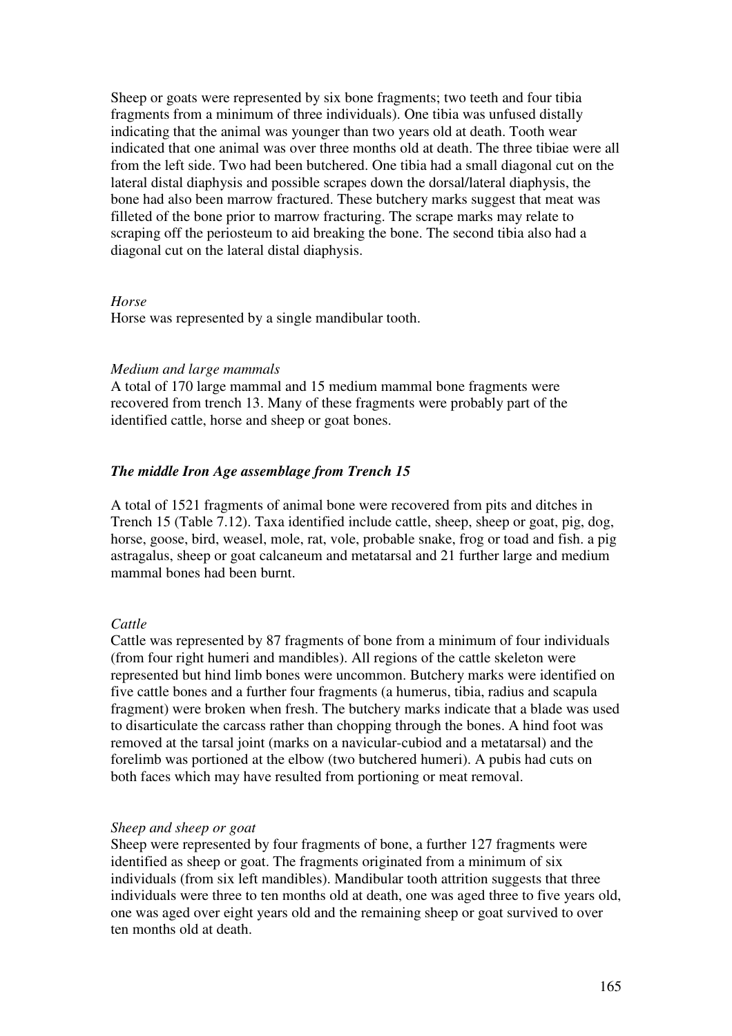Sheep or goats were represented by six bone fragments; two teeth and four tibia fragments from a minimum of three individuals). One tibia was unfused distally indicating that the animal was younger than two years old at death. Tooth wear indicated that one animal was over three months old at death. The three tibiae were all from the left side. Two had been butchered. One tibia had a small diagonal cut on the lateral distal diaphysis and possible scrapes down the dorsal/lateral diaphysis, the bone had also been marrow fractured. These butchery marks suggest that meat was filleted of the bone prior to marrow fracturing. The scrape marks may relate to scraping off the periosteum to aid breaking the bone. The second tibia also had a diagonal cut on the lateral distal diaphysis.

*Horse*

Horse was represented by a single mandibular tooth.

*Medium and large mammals*

A total of 170 large mammal and 15 medium mammal bone fragments were recovered from trench 13. Many of these fragments were probably part of the identified cattle, horse and sheep or goat bones.

### *The middle Iron Age assemblage from Trench 15*

A total of 1521 fragments of animal bone were recovered from pits and ditches in Trench 15 (Table 7.12). Taxa identified include cattle, sheep, sheep or goat, pig, dog, horse, goose, bird, weasel, mole, rat, vole, probable snake, frog or toad and fish. a pig astragalus, sheep or goat calcaneum and metatarsal and 21 further large and medium mammal bones had been burnt.

*Cattle*

Cattle was represented by 87 fragments of bone from a minimum of four individuals (from four right humeri and mandibles). All regions of the cattle skeleton were represented but hind limb bones were uncommon. Butchery marks were identified on five cattle bones and a further four fragments (a humerus, tibia, radius and scapula fragment) were broken when fresh. The butchery marks indicate that a blade was used to disarticulate the carcass rather than chopping through the bones. A hind foot was removed at the tarsal joint (marks on a navicular-cubiod and a metatarsal) and the forelimb was portioned at the elbow (two butchered humeri). A pubis had cuts on both faces which may have resulted from portioning or meat removal.

*Sheep and sheep or goat*

Sheep were represented by four fragments of bone, a further 127 fragments were identified as sheep or goat. The fragments originated from a minimum of six individuals (from six left mandibles). Mandibular tooth attrition suggests that three individuals were three to ten months old at death, one was aged three to five years old, one was aged over eight years old and the remaining sheep or goat survived to over ten months old at death.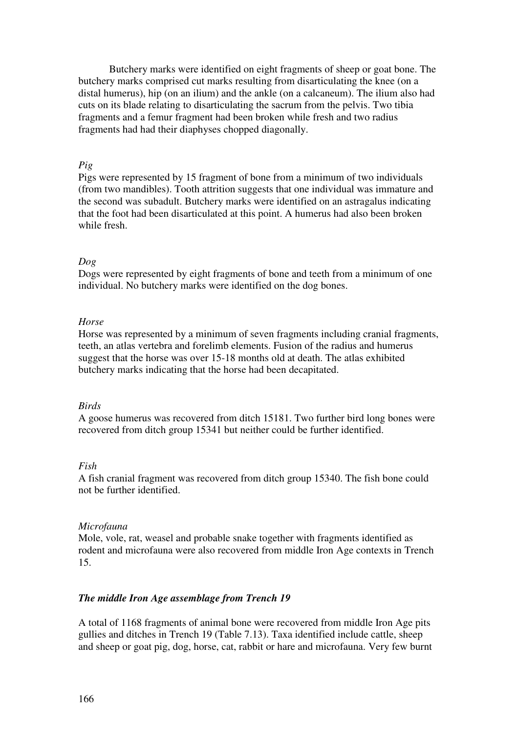Butchery marks were identified on eight fragments of sheep or goat bone. The butchery marks comprised cut marks resulting from disarticulating the knee (on a distal humerus), hip (on an ilium) and the ankle (on a calcaneum). The ilium also had cuts on its blade relating to disarticulating the sacrum from the pelvis. Two tibia fragments and a femur fragment had been broken while fresh and two radius fragments had had their diaphyses chopped diagonally.

*Pig*

Pigs were represented by 15 fragment of bone from a minimum of two individuals (from two mandibles). Tooth attrition suggests that one individual was immature and the second was subadult. Butchery marks were identified on an astragalus indicating that the foot had been disarticulated at this point. A humerus had also been broken while fresh.

*Dog*

Dogs were represented by eight fragments of bone and teeth from a minimum of one individual. No butchery marks were identified on the dog bones.

*Horse*

Horse was represented by a minimum of seven fragments including cranial fragments, teeth, an atlas vertebra and forelimb elements. Fusion of the radius and humerus suggest that the horse was over 15-18 months old at death. The atlas exhibited butchery marks indicating that the horse had been decapitated.

*Birds*

A goose humerus was recovered from ditch 15181. Two further bird long bones were recovered from ditch group 15341 but neither could be further identified.

*Fish*

A fish cranial fragment was recovered from ditch group 15340. The fish bone could not be further identified.

*Microfauna*

Mole, vole, rat, weasel and probable snake together with fragments identified as rodent and microfauna were also recovered from middle Iron Age contexts in Trench 15.

### *The middle Iron Age assemblage from Trench 19*

A total of 1168 fragments of animal bone were recovered from middle Iron Age pits gullies and ditches in Trench 19 (Table 7.13). Taxa identified include cattle, sheep and sheep or goat pig, dog, horse, cat, rabbit or hare and microfauna. Very few burnt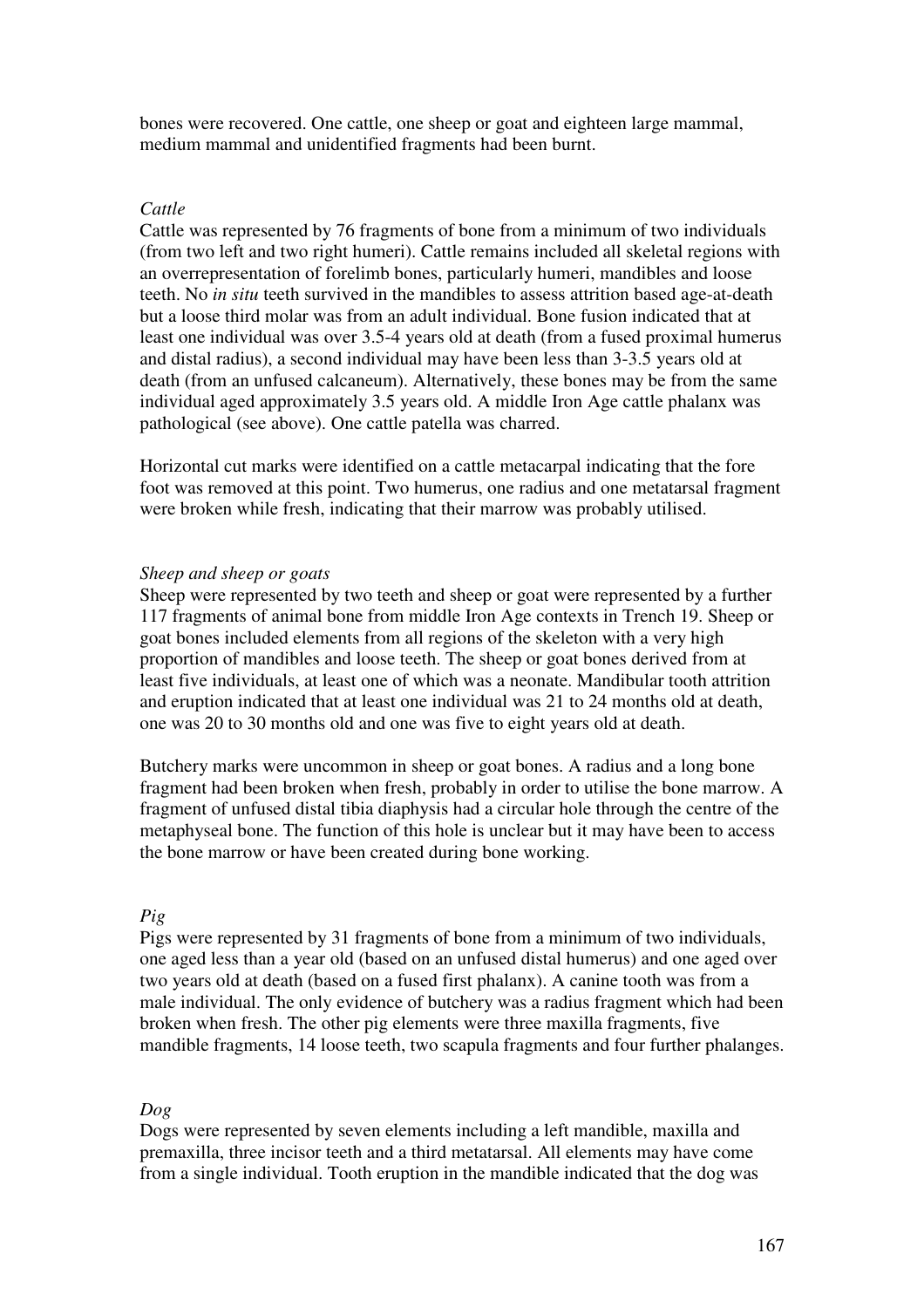bones were recovered. One cattle, one sheep or goat and eighteen large mammal, medium mammal and unidentified fragments had been burnt.

*Cattle*

Cattle was represented by 76 fragments of bone from a minimum of two individuals (from two left and two right humeri). Cattle remains included all skeletal regions with an overrepresentation of forelimb bones, particularly humeri, mandibles and loose teeth. No *in situ* teeth survived in the mandibles to assess attrition based age-at-death but a loose third molar was from an adult individual. Bone fusion indicated that at least one individual was over 3.5-4 years old at death (from a fused proximal humerus and distal radius), a second individual may have been less than 3-3.5 years old at death (from an unfused calcaneum). Alternatively, these bones may be from the same individual aged approximately 3.5 years old. A middle Iron Age cattle phalanx was pathological (see above). One cattle patella was charred.

Horizontal cut marks were identified on a cattle metacarpal indicating that the fore foot was removed at this point. Two humerus, one radius and one metatarsal fragment were broken while fresh, indicating that their marrow was probably utilised.

*Sheep and sheep or goats*

Sheep were represented by two teeth and sheep or goat were represented by a further 117 fragments of animal bone from middle Iron Age contexts in Trench 19. Sheep or goat bones included elements from all regions of the skeleton with a very high proportion of mandibles and loose teeth. The sheep or goat bones derived from at least five individuals, at least one of which was a neonate. Mandibular tooth attrition and eruption indicated that at least one individual was 21 to 24 months old at death, one was 20 to 30 months old and one was five to eight years old at death.

Butchery marks were uncommon in sheep or goat bones. A radius and a long bone fragment had been broken when fresh, probably in order to utilise the bone marrow. A fragment of unfused distal tibia diaphysis had a circular hole through the centre of the metaphyseal bone. The function of this hole is unclear but it may have been to access the bone marrow or have been created during bone working.

*Pig*

Pigs were represented by 31 fragments of bone from a minimum of two individuals, one aged less than a year old (based on an unfused distal humerus) and one aged over two years old at death (based on a fused first phalanx). A canine tooth was from a male individual. The only evidence of butchery was a radius fragment which had been broken when fresh. The other pig elements were three maxilla fragments, five mandible fragments, 14 loose teeth, two scapula fragments and four further phalanges.

*Dog*

Dogs were represented by seven elements including a left mandible, maxilla and premaxilla, three incisor teeth and a third metatarsal. All elements may have come from a single individual. Tooth eruption in the mandible indicated that the dog was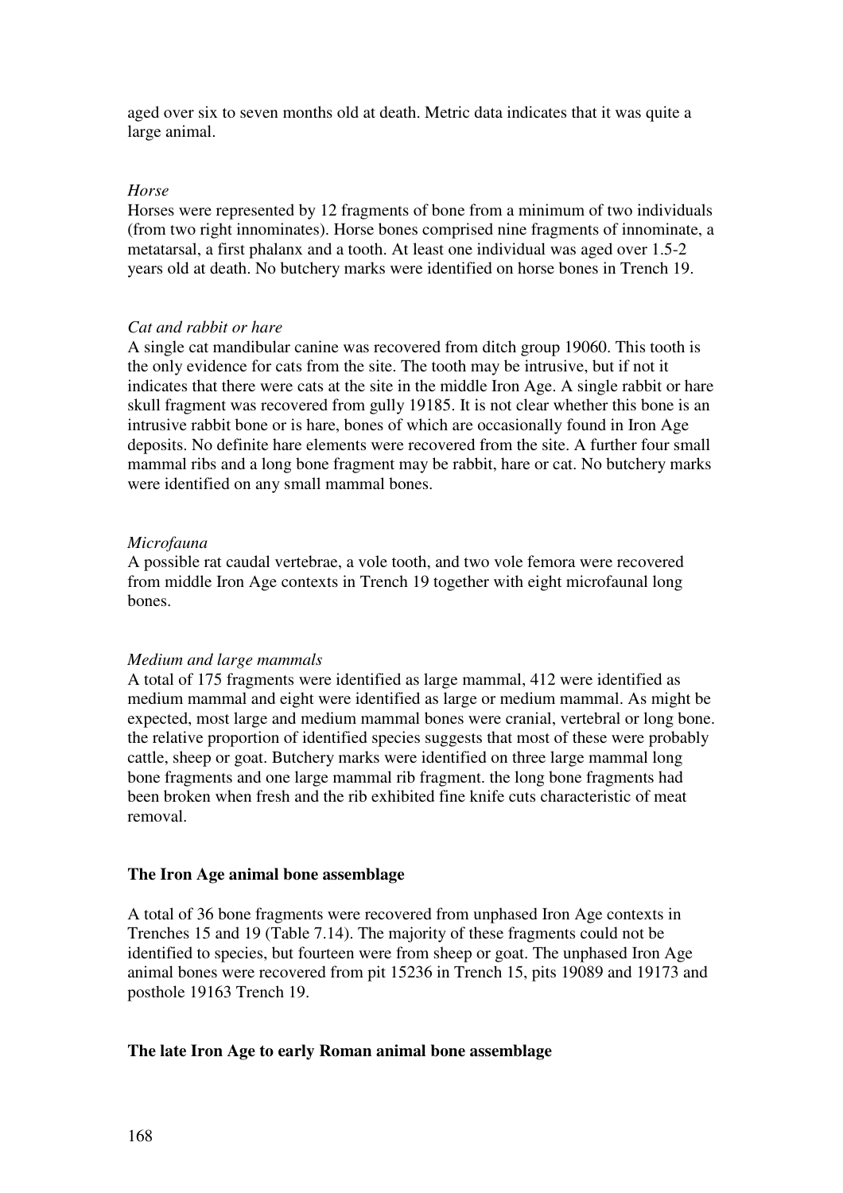aged over six to seven months old at death. Metric data indicates that it was quite a large animal.

*Horse*

Horses were represented by 12 fragments of bone from a minimum of two individuals (from two right innominates). Horse bones comprised nine fragments of innominate, a metatarsal, a first phalanx and a tooth. At least one individual was aged over 1.5-2 years old at death. No butchery marks were identified on horse bones in Trench 19.

*Cat and rabbit or hare*

A single cat mandibular canine was recovered from ditch group 19060. This tooth is the only evidence for cats from the site. The tooth may be intrusive, but if not it indicates that there were cats at the site in the middle Iron Age. A single rabbit or hare skull fragment was recovered from gully 19185. It is not clear whether this bone is an intrusive rabbit bone or is hare, bones of which are occasionally found in Iron Age deposits. No definite hare elements were recovered from the site. A further four small mammal ribs and a long bone fragment may be rabbit, hare or cat. No butchery marks were identified on any small mammal bones.

*Microfauna*

A possible rat caudal vertebrae, a vole tooth, and two vole femora were recovered from middle Iron Age contexts in Trench 19 together with eight microfaunal long bones.

*Medium and large mammals*

A total of 175 fragments were identified as large mammal, 412 were identified as medium mammal and eight were identified as large or medium mammal. As might be expected, most large and medium mammal bones were cranial, vertebral or long bone. the relative proportion of identified species suggests that most of these were probably cattle, sheep or goat. Butchery marks were identified on three large mammal long bone fragments and one large mammal rib fragment. the long bone fragments had been broken when fresh and the rib exhibited fine knife cuts characteristic of meat removal.

**The Iron Age animal bone assemblage**

A total of 36 bone fragments were recovered from unphased Iron Age contexts in Trenches 15 and 19 (Table 7.14). The majority of these fragments could not be identified to species, but fourteen were from sheep or goat. The unphased Iron Age animal bones were recovered from pit 15236 in Trench 15, pits 19089 and 19173 and posthole 19163 Trench 19.

**The late Iron Age to early Roman animal bone assemblage**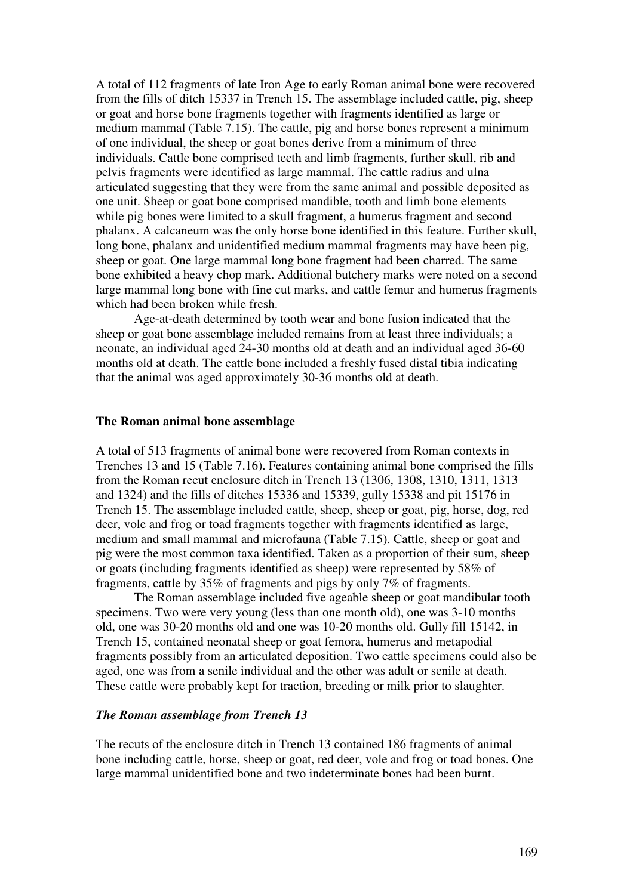A total of 112 fragments of late Iron Age to early Roman animal bone were recovered from the fills of ditch 15337 in Trench 15. The assemblage included cattle, pig, sheep or goat and horse bone fragments together with fragments identified as large or medium mammal (Table 7.15). The cattle, pig and horse bones represent a minimum of one individual, the sheep or goat bones derive from a minimum of three individuals. Cattle bone comprised teeth and limb fragments, further skull, rib and pelvis fragments were identified as large mammal. The cattle radius and ulna articulated suggesting that they were from the same animal and possible deposited as one unit. Sheep or goat bone comprised mandible, tooth and limb bone elements while pig bones were limited to a skull fragment, a humerus fragment and second phalanx. A calcaneum was the only horse bone identified in this feature. Further skull, long bone, phalanx and unidentified medium mammal fragments may have been pig, sheep or goat. One large mammal long bone fragment had been charred. The same bone exhibited a heavy chop mark. Additional butchery marks were noted on a second large mammal long bone with fine cut marks, and cattle femur and humerus fragments which had been broken while fresh.

Age-at-death determined by tooth wear and bone fusion indicated that the sheep or goat bone assemblage included remains from at least three individuals; a neonate, an individual aged 24-30 months old at death and an individual aged 36-60 months old at death. The cattle bone included a freshly fused distal tibia indicating that the animal was aged approximately 30-36 months old at death.

**The Roman animal bone assemblage**

A total of 513 fragments of animal bone were recovered from Roman contexts in Trenches 13 and 15 (Table 7.16). Features containing animal bone comprised the fills from the Roman recut enclosure ditch in Trench 13 (1306, 1308, 1310, 1311, 1313 and 1324) and the fills of ditches 15336 and 15339, gully 15338 and pit 15176 in Trench 15. The assemblage included cattle, sheep, sheep or goat, pig, horse, dog, red deer, vole and frog or toad fragments together with fragments identified as large, medium and small mammal and microfauna (Table 7.15). Cattle, sheep or goat and pig were the most common taxa identified. Taken as a proportion of their sum, sheep or goats (including fragments identified as sheep) were represented by 58% of fragments, cattle by 35% of fragments and pigs by only 7% of fragments.

The Roman assemblage included five ageable sheep or goat mandibular tooth specimens. Two were very young (less than one month old), one was 3-10 months old, one was 30-20 months old and one was 10-20 months old. Gully fill 15142, in Trench 15, contained neonatal sheep or goat femora, humerus and metapodial fragments possibly from an articulated deposition. Two cattle specimens could also be aged, one was from a senile individual and the other was adult or senile at death. These cattle were probably kept for traction, breeding or milk prior to slaughter.

***The Roman assemblage from Trench 13***

The recuts of the enclosure ditch in Trench 13 contained 186 fragments of animal bone including cattle, horse, sheep or goat, red deer, vole and frog or toad bones. One large mammal unidentified bone and two indeterminate bones had been burnt.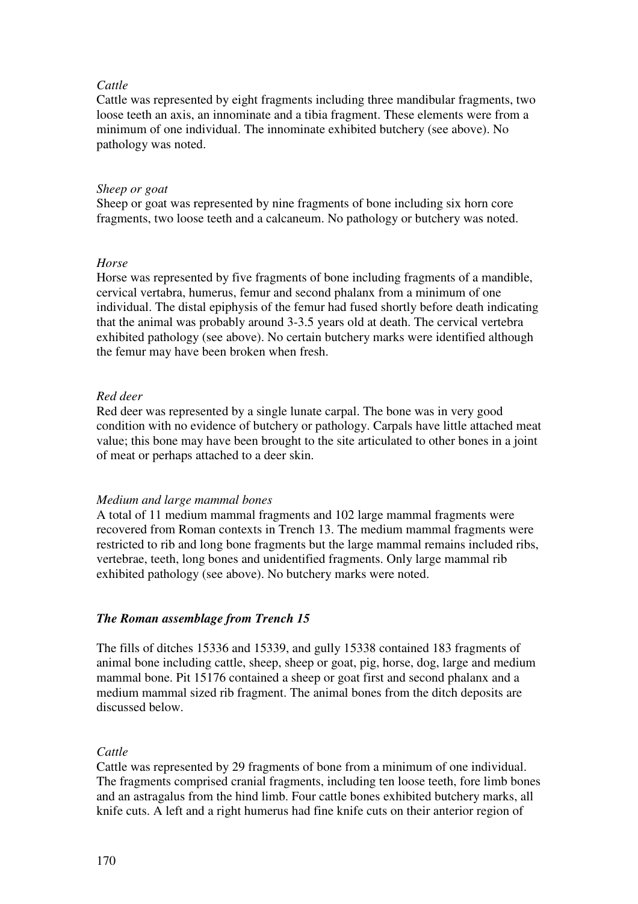*Cattle*

Cattle was represented by eight fragments including three mandibular fragments, two loose teeth an axis, an innominate and a tibia fragment. These elements were from a minimum of one individual. The innominate exhibited butchery (see above). No pathology was noted.

*Sheep or goat*

Sheep or goat was represented by nine fragments of bone including six horn core fragments, two loose teeth and a calcaneum. No pathology or butchery was noted.

*Horse*

Horse was represented by five fragments of bone including fragments of a mandible, cervical vertabra, humerus, femur and second phalanx from a minimum of one individual. The distal epiphysis of the femur had fused shortly before death indicating that the animal was probably around 3-3.5 years old at death. The cervical vertebra exhibited pathology (see above). No certain butchery marks were identified although the femur may have been broken when fresh.

*Red deer*

Red deer was represented by a single lunate carpal. The bone was in very good condition with no evidence of butchery or pathology. Carpals have little attached meat value; this bone may have been brought to the site articulated to other bones in a joint of meat or perhaps attached to a deer skin.

*Medium and large mammal bones*

A total of 11 medium mammal fragments and 102 large mammal fragments were recovered from Roman contexts in Trench 13. The medium mammal fragments were restricted to rib and long bone fragments but the large mammal remains included ribs, vertebrae, teeth, long bones and unidentified fragments. Only large mammal rib exhibited pathology (see above). No butchery marks were noted.

### *The Roman assemblage from Trench 15*

The fills of ditches 15336 and 15339, and gully 15338 contained 183 fragments of animal bone including cattle, sheep, sheep or goat, pig, horse, dog, large and medium mammal bone. Pit 15176 contained a sheep or goat first and second phalanx and a medium mammal sized rib fragment. The animal bones from the ditch deposits are discussed below.

*Cattle*

Cattle was represented by 29 fragments of bone from a minimum of one individual. The fragments comprised cranial fragments, including ten loose teeth, fore limb bones and an astragalus from the hind limb. Four cattle bones exhibited butchery marks, all knife cuts. A left and a right humerus had fine knife cuts on their anterior region of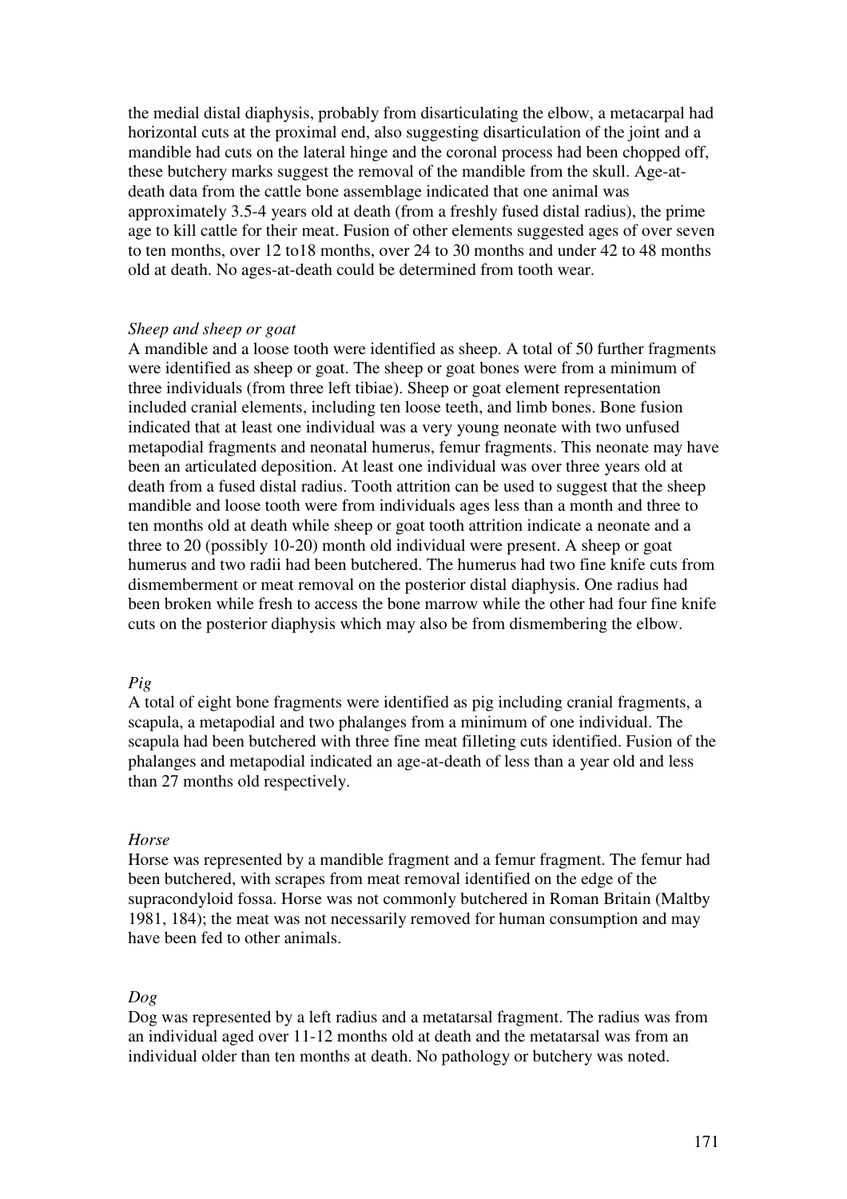the medial distal diaphysis, probably from disarticulating the elbow, a metacarpal had horizontal cuts at the proximal end, also suggesting disarticulation of the joint and a mandible had cuts on the lateral hinge and the coronal process had been chopped off, these butchery marks suggest the removal of the mandible from the skull. Age-at-death data from the cattle bone assemblage indicated that one animal was approximately 3.5-4 years old at death (from a freshly fused distal radius), the prime age to kill cattle for their meat. Fusion of other elements suggested ages of over seven to ten months, over 12 to18 months, over 24 to 30 months and under 42 to 48 months old at death. No ages-at-death could be determined from tooth wear.

*Sheep and sheep or goat*

A mandible and a loose tooth were identified as sheep. A total of 50 further fragments were identified as sheep or goat. The sheep or goat bones were from a minimum of three individuals (from three left tibiae). Sheep or goat element representation included cranial elements, including ten loose teeth, and limb bones. Bone fusion indicated that at least one individual was a very young neonate with two unfused metapodial fragments and neonatal humerus, femur fragments. This neonate may have been an articulated deposition. At least one individual was over three years old at death from a fused distal radius. Tooth attrition can be used to suggest that the sheep mandible and loose tooth were from individuals ages less than a month and three to ten months old at death while sheep or goat tooth attrition indicate a neonate and a three to 20 (possibly 10-20) month old individual were present. A sheep or goat humerus and two radii had been butchered. The humerus had two fine knife cuts from dismemberment or meat removal on the posterior distal diaphysis. One radius had been broken while fresh to access the bone marrow while the other had four fine knife cuts on the posterior diaphysis which may also be from dismembering the elbow.

*Pig*

A total of eight bone fragments were identified as pig including cranial fragments, a scapula, a metapodial and two phalanges from a minimum of one individual. The scapula had been butchered with three fine meat filleting cuts identified. Fusion of the phalanges and metapodial indicated an age-at-death of less than a year old and less than 27 months old respectively.

*Horse*

Horse was represented by a mandible fragment and a femur fragment. The femur had been butchered, with scrapes from meat removal identified on the edge of the supracondyloid fossa. Horse was not commonly butchered in Roman Britain (Maltby 1981, 184); the meat was not necessarily removed for human consumption and may have been fed to other animals.

*Dog*

Dog was represented by a left radius and a metatarsal fragment. The radius was from an individual aged over 11-12 months old at death and the metatarsal was from an individual older than ten months at death. No pathology or butchery was noted.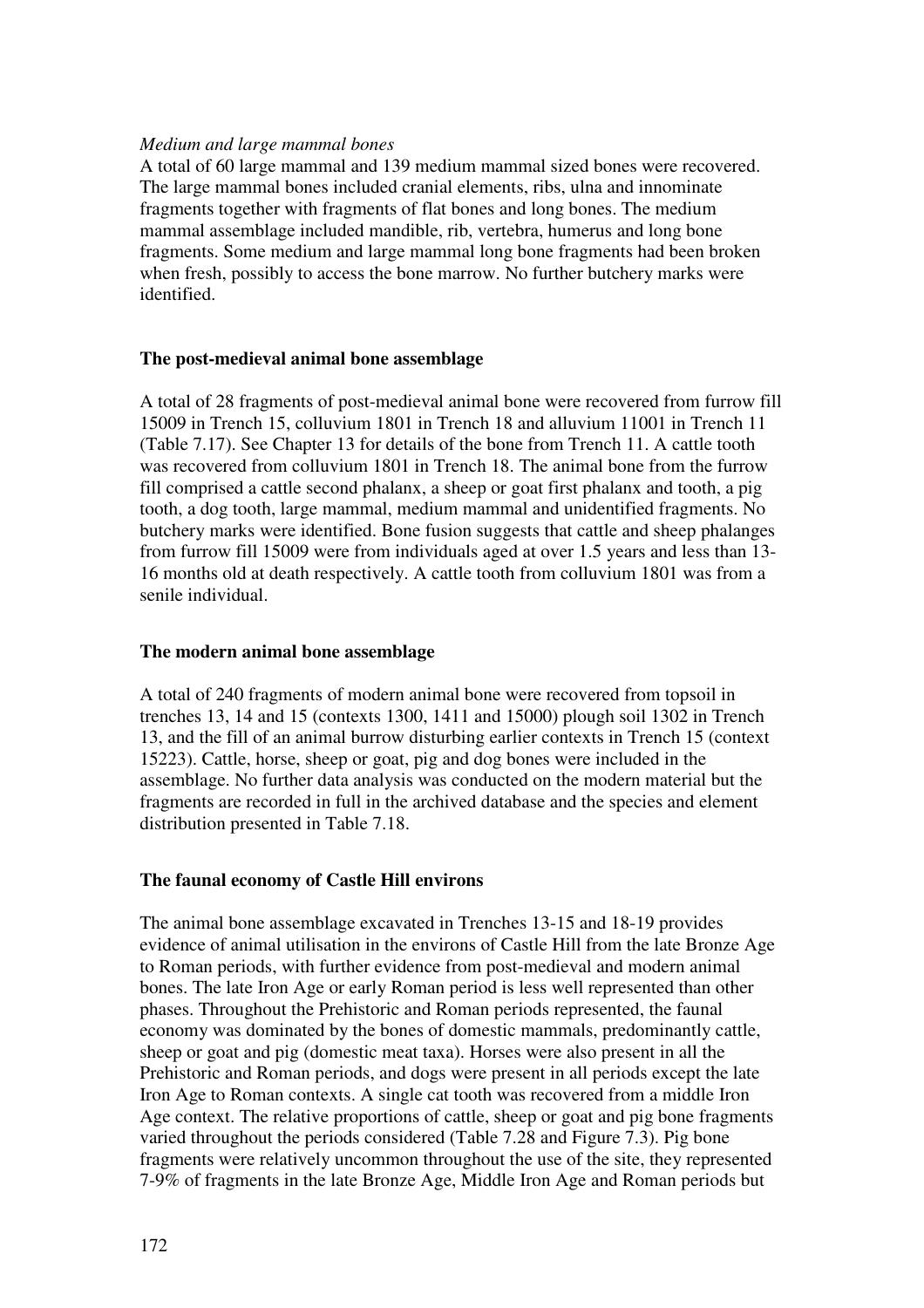*Medium and large mammal bones*

A total of 60 large mammal and 139 medium mammal sized bones were recovered. The large mammal bones included cranial elements, ribs, ulna and innominate fragments together with fragments of flat bones and long bones. The medium mammal assemblage included mandible, rib, vertebra, humerus and long bone fragments. Some medium and large mammal long bone fragments had been broken when fresh, possibly to access the bone marrow. No further butchery marks were identified.

## The post-medieval animal bone assemblage

A total of 28 fragments of post-medieval animal bone were recovered from furrow fill 15009 in Trench 15, colluvium 1801 in Trench 18 and alluvium 11001 in Trench 11 (Table 7.17). See Chapter 13 for details of the bone from Trench 11. A cattle tooth was recovered from colluvium 1801 in Trench 18. The animal bone from the furrow fill comprised a cattle second phalanx, a sheep or goat first phalanx and tooth, a pig tooth, a dog tooth, large mammal, medium mammal and unidentified fragments. No butchery marks were identified. Bone fusion suggests that cattle and sheep phalanges from furrow fill 15009 were from individuals aged at over 1.5 years and less than 13-16 months old at death respectively. A cattle tooth from colluvium 1801 was from a senile individual.

## The modern animal bone assemblage

A total of 240 fragments of modern animal bone were recovered from topsoil in trenches 13, 14 and 15 (contexts 1300, 1411 and 15000) plough soil 1302 in Trench 13, and the fill of an animal burrow disturbing earlier contexts in Trench 15 (context 15223). Cattle, horse, sheep or goat, pig and dog bones were included in the assemblage. No further data analysis was conducted on the modern material but the fragments are recorded in full in the archived database and the species and element distribution presented in Table 7.18.

## The faunal economy of Castle Hill environs

The animal bone assemblage excavated in Trenches 13-15 and 18-19 provides evidence of animal utilisation in the environs of Castle Hill from the late Bronze Age to Roman periods, with further evidence from post-medieval and modern animal bones. The late Iron Age or early Roman period is less well represented than other phases. Throughout the Prehistoric and Roman periods represented, the faunal economy was dominated by the bones of domestic mammals, predominantly cattle, sheep or goat and pig (domestic meat taxa). Horses were also present in all the Prehistoric and Roman periods, and dogs were present in all periods except the late Iron Age to Roman contexts. A single cat tooth was recovered from a middle Iron Age context. The relative proportions of cattle, sheep or goat and pig bone fragments varied throughout the periods considered (Table 7.28 and Figure 7.3). Pig bone fragments were relatively uncommon throughout the use of the site, they represented 7-9% of fragments in the late Bronze Age, Middle Iron Age and Roman periods but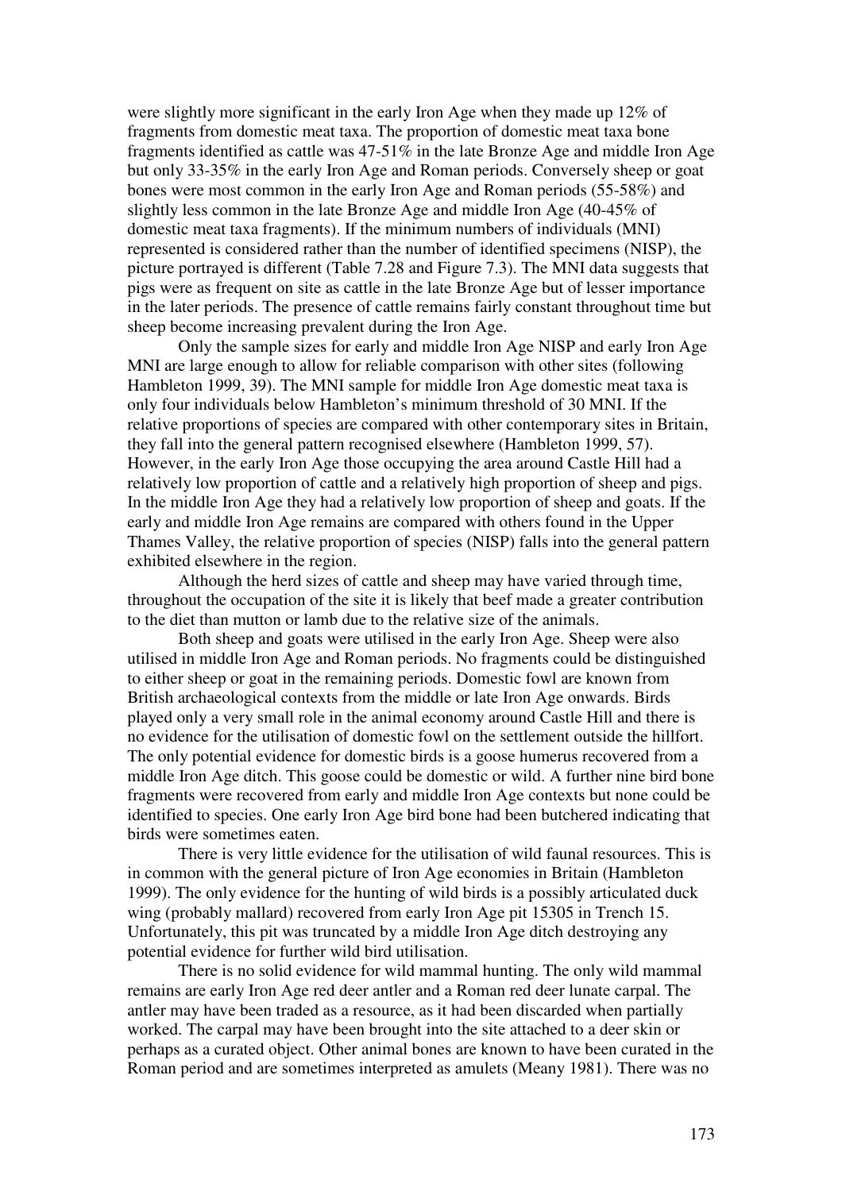were slightly more significant in the early Iron Age when they made up 12% of fragments from domestic meat taxa. The proportion of domestic meat taxa bone fragments identified as cattle was 47-51% in the late Bronze Age and middle Iron Age but only 33-35% in the early Iron Age and Roman periods. Conversely sheep or goat bones were most common in the early Iron Age and Roman periods (55-58%) and slightly less common in the late Bronze Age and middle Iron Age (40-45% of domestic meat taxa fragments). If the minimum numbers of individuals (MNI) represented is considered rather than the number of identified specimens (NISP), the picture portrayed is different (Table 7.28 and Figure 7.3). The MNI data suggests that pigs were as frequent on site as cattle in the late Bronze Age but of lesser importance in the later periods. The presence of cattle remains fairly constant throughout time but sheep become increasing prevalent during the Iron Age.

Only the sample sizes for early and middle Iron Age NISP and early Iron Age MNI are large enough to allow for reliable comparison with other sites (following Hambleton 1999, 39). The MNI sample for middle Iron Age domestic meat taxa is only four individuals below Hambleton's minimum threshold of 30 MNI. If the relative proportions of species are compared with other contemporary sites in Britain, they fall into the general pattern recognised elsewhere (Hambleton 1999, 57). However, in the early Iron Age those occupying the area around Castle Hill had a relatively low proportion of cattle and a relatively high proportion of sheep and pigs. In the middle Iron Age they had a relatively low proportion of sheep and goats. If the early and middle Iron Age remains are compared with others found in the Upper Thames Valley, the relative proportion of species (NISP) falls into the general pattern exhibited elsewhere in the region.

Although the herd sizes of cattle and sheep may have varied through time, throughout the occupation of the site it is likely that beef made a greater contribution to the diet than mutton or lamb due to the relative size of the animals.

Both sheep and goats were utilised in the early Iron Age. Sheep were also utilised in middle Iron Age and Roman periods. No fragments could be distinguished to either sheep or goat in the remaining periods. Domestic fowl are known from British archaeological contexts from the middle or late Iron Age onwards. Birds played only a very small role in the animal economy around Castle Hill and there is no evidence for the utilisation of domestic fowl on the settlement outside the hillfort. The only potential evidence for domestic birds is a goose humerus recovered from a middle Iron Age ditch. This goose could be domestic or wild. A further nine bird bone fragments were recovered from early and middle Iron Age contexts but none could be identified to species. One early Iron Age bird bone had been butchered indicating that birds were sometimes eaten.

There is very little evidence for the utilisation of wild faunal resources. This is in common with the general picture of Iron Age economies in Britain (Hambleton 1999). The only evidence for the hunting of wild birds is a possibly articulated duck wing (probably mallard) recovered from early Iron Age pit 15305 in Trench 15. Unfortunately, this pit was truncated by a middle Iron Age ditch destroying any potential evidence for further wild bird utilisation.

There is no solid evidence for wild mammal hunting. The only wild mammal remains are early Iron Age red deer antler and a Roman red deer lunate carpal. The antler may have been traded as a resource, as it had been discarded when partially worked. The carpal may have been brought into the site attached to a deer skin or perhaps as a curated object. Other animal bones are known to have been curated in the Roman period and are sometimes interpreted as amulets (Meany 1981). There was no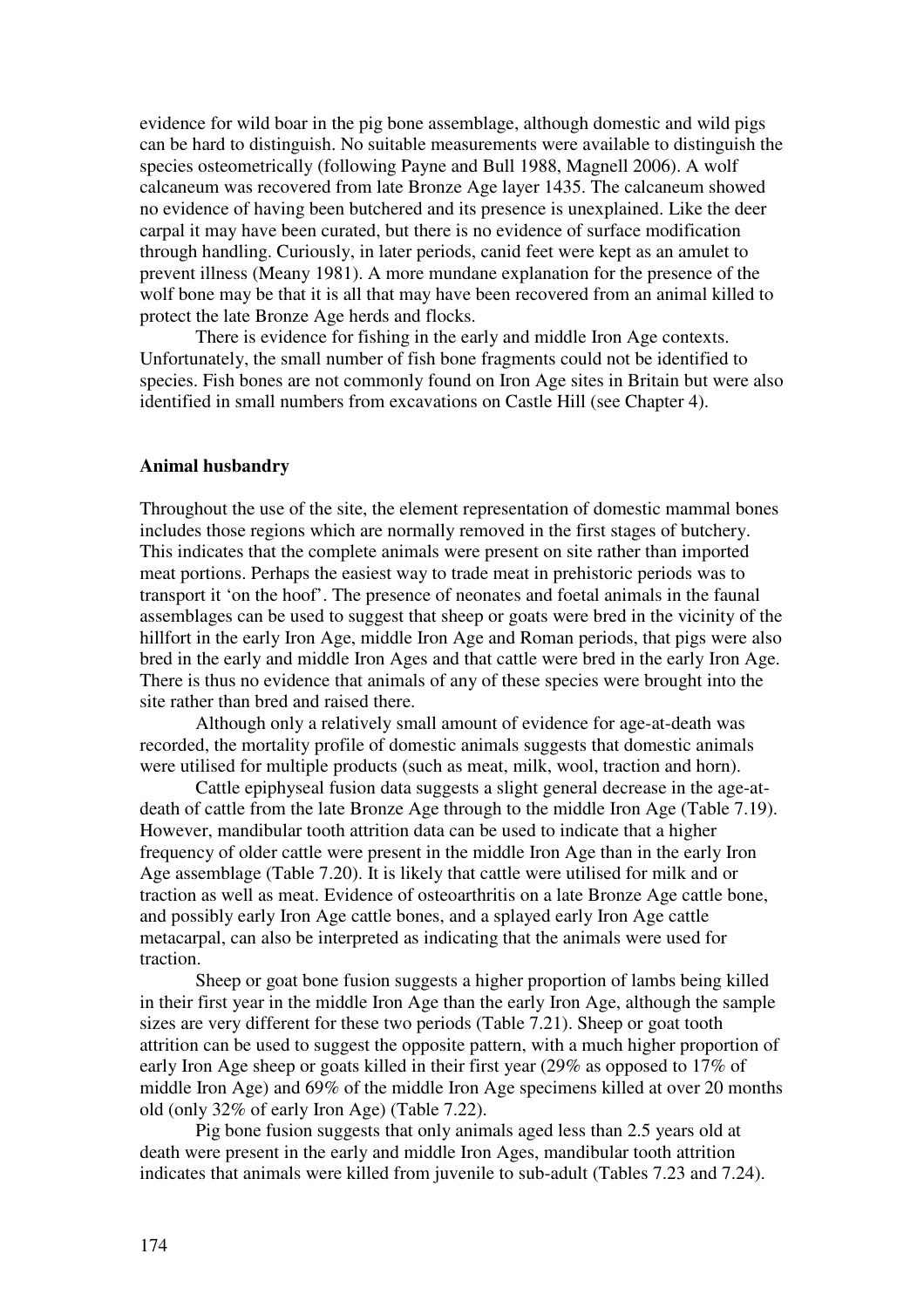evidence for wild boar in the pig bone assemblage, although domestic and wild pigs can be hard to distinguish. No suitable measurements were available to distinguish the species osteometrically (following Payne and Bull 1988, Magnell 2006). A wolf calcaneum was recovered from late Bronze Age layer 1435. The calcaneum showed no evidence of having been butchered and its presence is unexplained. Like the deer carpal it may have been curated, but there is no evidence of surface modification through handling. Curiously, in later periods, canid feet were kept as an amulet to prevent illness (Meany 1981). A more mundane explanation for the presence of the wolf bone may be that it is all that may have been recovered from an animal killed to protect the late Bronze Age herds and flocks.

There is evidence for fishing in the early and middle Iron Age contexts. Unfortunately, the small number of fish bone fragments could not be identified to species. Fish bones are not commonly found on Iron Age sites in Britain but were also identified in small numbers from excavations on Castle Hill (see Chapter 4).

**Animal husbandry**

Throughout the use of the site, the element representation of domestic mammal bones includes those regions which are normally removed in the first stages of butchery. This indicates that the complete animals were present on site rather than imported meat portions. Perhaps the easiest way to trade meat in prehistoric periods was to transport it 'on the hoof'. The presence of neonates and foetal animals in the faunal assemblages can be used to suggest that sheep or goats were bred in the vicinity of the hillfort in the early Iron Age, middle Iron Age and Roman periods, that pigs were also bred in the early and middle Iron Ages and that cattle were bred in the early Iron Age. There is thus no evidence that animals of any of these species were brought into the site rather than bred and raised there.

Although only a relatively small amount of evidence for age-at-death was recorded, the mortality profile of domestic animals suggests that domestic animals were utilised for multiple products (such as meat, milk, wool, traction and horn).

Cattle epiphyseal fusion data suggests a slight general decrease in the age-at-death of cattle from the late Bronze Age through to the middle Iron Age (Table 7.19). However, mandibular tooth attrition data can be used to indicate that a higher frequency of older cattle were present in the middle Iron Age than in the early Iron Age assemblage (Table 7.20). It is likely that cattle were utilised for milk and or traction as well as meat. Evidence of osteoarthritis on a late Bronze Age cattle bone, and possibly early Iron Age cattle bones, and a splayed early Iron Age cattle metacarpal, can also be interpreted as indicating that the animals were used for traction.

Sheep or goat bone fusion suggests a higher proportion of lambs being killed in their first year in the middle Iron Age than the early Iron Age, although the sample sizes are very different for these two periods (Table 7.21). Sheep or goat tooth attrition can be used to suggest the opposite pattern, with a much higher proportion of early Iron Age sheep or goats killed in their first year (29% as opposed to 17% of middle Iron Age) and 69% of the middle Iron Age specimens killed at over 20 months old (only 32% of early Iron Age) (Table 7.22).

Pig bone fusion suggests that only animals aged less than 2.5 years old at death were present in the early and middle Iron Ages, mandibular tooth attrition indicates that animals were killed from juvenile to sub-adult (Tables 7.23 and 7.24).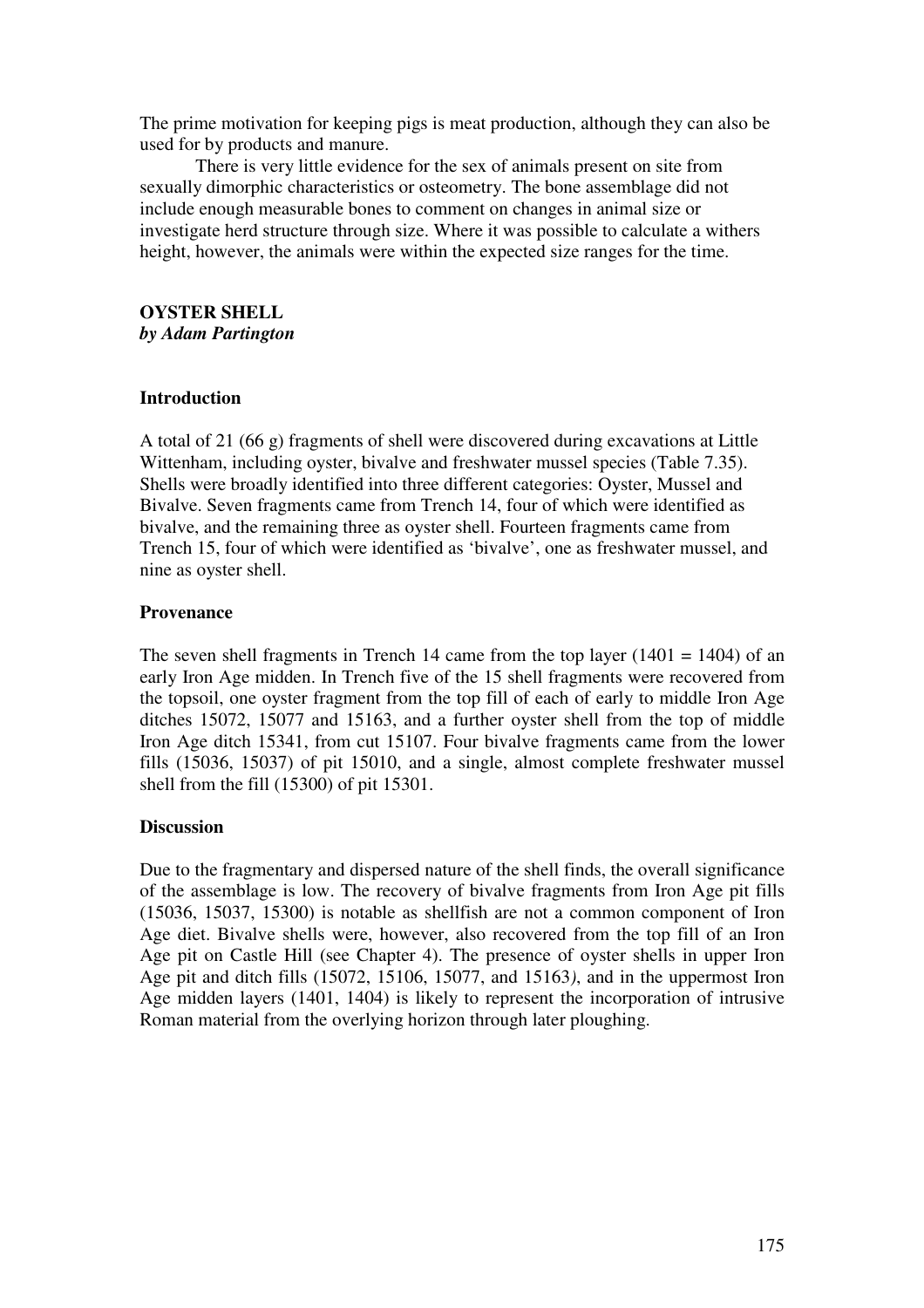The prime motivation for keeping pigs is meat production, although they can also be used for by products and manure.

There is very little evidence for the sex of animals present on site from sexually dimorphic characteristics or osteometry. The bone assemblage did not include enough measurable bones to comment on changes in animal size or investigate herd structure through size. Where it was possible to calculate a withers height, however, the animals were within the expected size ranges for the time.

## OYSTER SHELL

***by Adam Partington***

### Introduction

A total of 21 (66 g) fragments of shell were discovered during excavations at Little Wittenham, including oyster, bivalve and freshwater mussel species (Table 7.35). Shells were broadly identified into three different categories: Oyster, Mussel and Bivalve. Seven fragments came from Trench 14, four of which were identified as bivalve, and the remaining three as oyster shell. Fourteen fragments came from Trench 15, four of which were identified as 'bivalve', one as freshwater mussel, and nine as oyster shell.

### Provenance

The seven shell fragments in Trench 14 came from the top layer (1401 = 1404) of an early Iron Age midden. In Trench five of the 15 shell fragments were recovered from the topsoil, one oyster fragment from the top fill of each of early to middle Iron Age ditches 15072, 15077 and 15163, and a further oyster shell from the top of middle Iron Age ditch 15341, from cut 15107. Four bivalve fragments came from the lower fills (15036, 15037) of pit 15010, and a single, almost complete freshwater mussel shell from the fill (15300) of pit 15301.

### Discussion

Due to the fragmentary and dispersed nature of the shell finds, the overall significance of the assemblage is low. The recovery of bivalve fragments from Iron Age pit fills (15036, 15037, 15300) is notable as shellfish are not a common component of Iron Age diet. Bivalve shells were, however, also recovered from the top fill of an Iron Age pit on Castle Hill (see Chapter 4). The presence of oyster shells in upper Iron Age pit and ditch fills (15072, 15106, 15077, and 15163*)*, and in the uppermost Iron Age midden layers (1401, 1404) is likely to represent the incorporation of intrusive Roman material from the overlying horizon through later ploughing.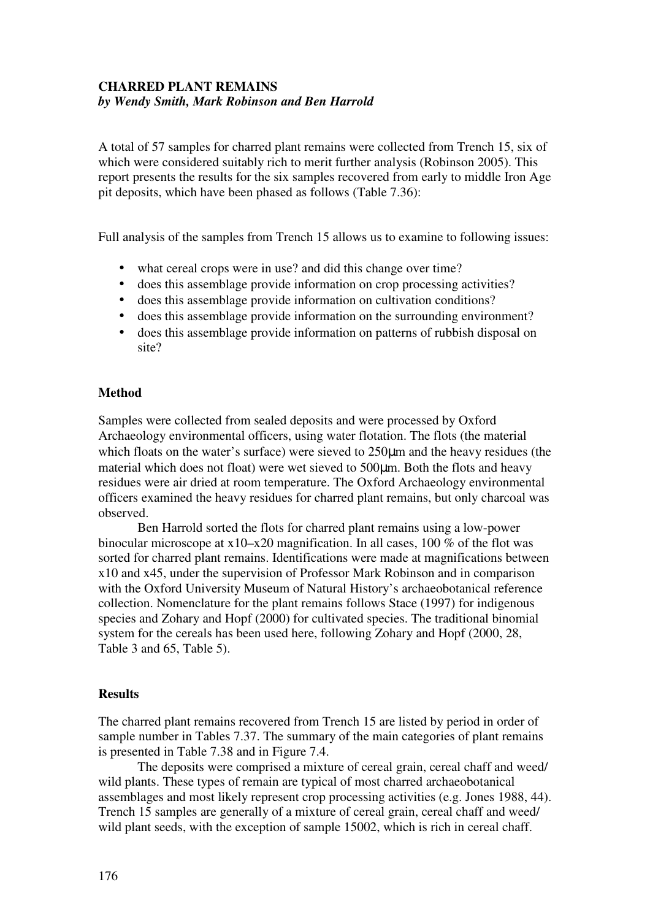## CHARRED PLANT REMAINS
***by Wendy Smith, Mark Robinson and Ben Harrold***

A total of 57 samples for charred plant remains were collected from Trench 15, six of which were considered suitably rich to merit further analysis (Robinson 2005). This report presents the results for the six samples recovered from early to middle Iron Age pit deposits, which have been phased as follows (Table 7.36):

Full analysis of the samples from Trench 15 allows us to examine to following issues:

- what cereal crops were in use? and did this change over time?
- does this assemblage provide information on crop processing activities?
- does this assemblage provide information on cultivation conditions?
- does this assemblage provide information on the surrounding environment?
- does this assemblage provide information on patterns of rubbish disposal on site?

### Method

Samples were collected from sealed deposits and were processed by Oxford Archaeology environmental officers, using water flotation. The flots (the material which floats on the water's surface) were sieved to 250µm and the heavy residues (the material which does not float) were wet sieved to 500µm. Both the flots and heavy residues were air dried at room temperature. The Oxford Archaeology environmental officers examined the heavy residues for charred plant remains, but only charcoal was observed.

Ben Harrold sorted the flots for charred plant remains using a low-power binocular microscope at x10–x20 magnification. In all cases, 100 % of the flot was sorted for charred plant remains. Identifications were made at magnifications between x10 and x45, under the supervision of Professor Mark Robinson and in comparison with the Oxford University Museum of Natural History's archaeobotanical reference collection. Nomenclature for the plant remains follows Stace (1997) for indigenous species and Zohary and Hopf (2000) for cultivated species. The traditional binomial system for the cereals has been used here, following Zohary and Hopf (2000, 28, Table 3 and 65, Table 5).

### Results

The charred plant remains recovered from Trench 15 are listed by period in order of sample number in Tables 7.37. The summary of the main categories of plant remains is presented in Table 7.38 and in Figure 7.4.

The deposits were comprised a mixture of cereal grain, cereal chaff and weed/ wild plants. These types of remain are typical of most charred archaeobotanical assemblages and most likely represent crop processing activities (e.g. Jones 1988, 44). Trench 15 samples are generally of a mixture of cereal grain, cereal chaff and weed/ wild plant seeds, with the exception of sample 15002, which is rich in cereal chaff.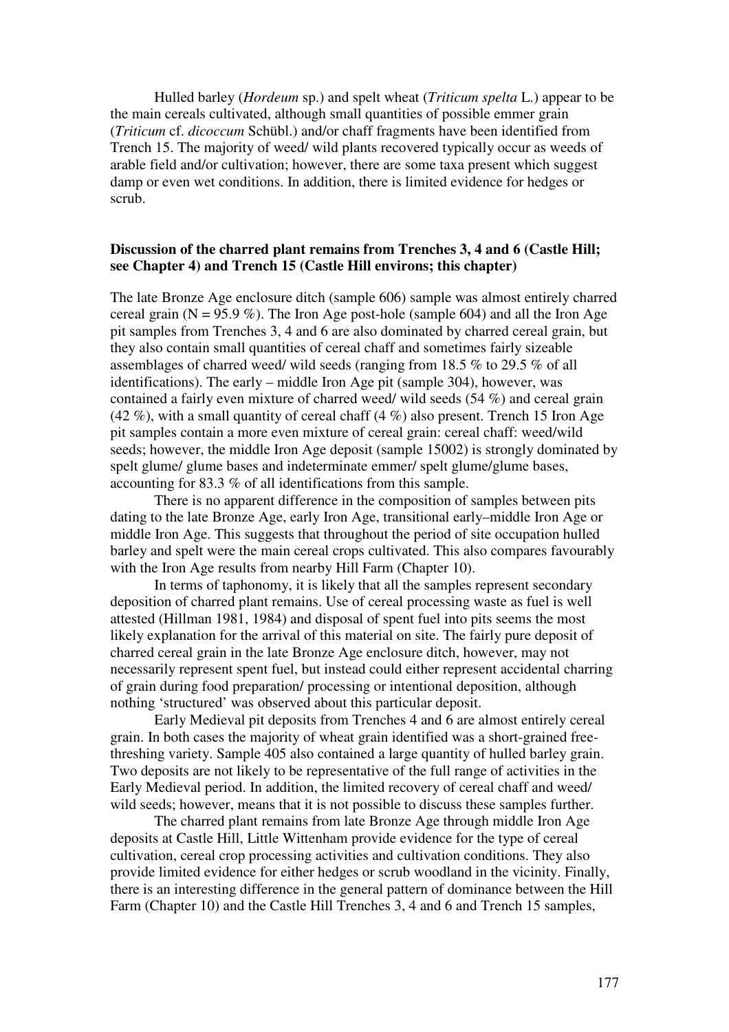Hulled barley (*Hordeum* sp.) and spelt wheat (*Triticum spelta* L.) appear to be the main cereals cultivated, although small quantities of possible emmer grain (*Triticum* cf. *dicoccum* Schübl.) and/or chaff fragments have been identified from Trench 15. The majority of weed/ wild plants recovered typically occur as weeds of arable field and/or cultivation; however, there are some taxa present which suggest damp or even wet conditions. In addition, there is limited evidence for hedges or scrub.

**Discussion of the charred plant remains from Trenches 3, 4 and 6 (Castle Hill; see Chapter 4) and Trench 15 (Castle Hill environs; this chapter)**

The late Bronze Age enclosure ditch (sample 606) sample was almost entirely charred cereal grain (N = 95.9 %). The Iron Age post-hole (sample 604) and all the Iron Age pit samples from Trenches 3, 4 and 6 are also dominated by charred cereal grain, but they also contain small quantities of cereal chaff and sometimes fairly sizeable assemblages of charred weed/ wild seeds (ranging from 18.5 % to 29.5 % of all identifications). The early – middle Iron Age pit (sample 304), however, was contained a fairly even mixture of charred weed/ wild seeds (54 %) and cereal grain (42 %), with a small quantity of cereal chaff (4 %) also present. Trench 15 Iron Age pit samples contain a more even mixture of cereal grain: cereal chaff: weed/wild seeds; however, the middle Iron Age deposit (sample 15002) is strongly dominated by spelt glume/ glume bases and indeterminate emmer/ spelt glume/glume bases, accounting for 83.3 % of all identifications from this sample.

There is no apparent difference in the composition of samples between pits dating to the late Bronze Age, early Iron Age, transitional early–middle Iron Age or middle Iron Age. This suggests that throughout the period of site occupation hulled barley and spelt were the main cereal crops cultivated. This also compares favourably with the Iron Age results from nearby Hill Farm (Chapter 10).

In terms of taphonomy, it is likely that all the samples represent secondary deposition of charred plant remains. Use of cereal processing waste as fuel is well attested (Hillman 1981, 1984) and disposal of spent fuel into pits seems the most likely explanation for the arrival of this material on site. The fairly pure deposit of charred cereal grain in the late Bronze Age enclosure ditch, however, may not necessarily represent spent fuel, but instead could either represent accidental charring of grain during food preparation/ processing or intentional deposition, although nothing 'structured' was observed about this particular deposit.

Early Medieval pit deposits from Trenches 4 and 6 are almost entirely cereal grain. In both cases the majority of wheat grain identified was a short-grained free-threshing variety. Sample 405 also contained a large quantity of hulled barley grain. Two deposits are not likely to be representative of the full range of activities in the Early Medieval period. In addition, the limited recovery of cereal chaff and weed/ wild seeds; however, means that it is not possible to discuss these samples further.

The charred plant remains from late Bronze Age through middle Iron Age deposits at Castle Hill, Little Wittenham provide evidence for the type of cereal cultivation, cereal crop processing activities and cultivation conditions. They also provide limited evidence for either hedges or scrub woodland in the vicinity. Finally, there is an interesting difference in the general pattern of dominance between the Hill Farm (Chapter 10) and the Castle Hill Trenches 3, 4 and 6 and Trench 15 samples,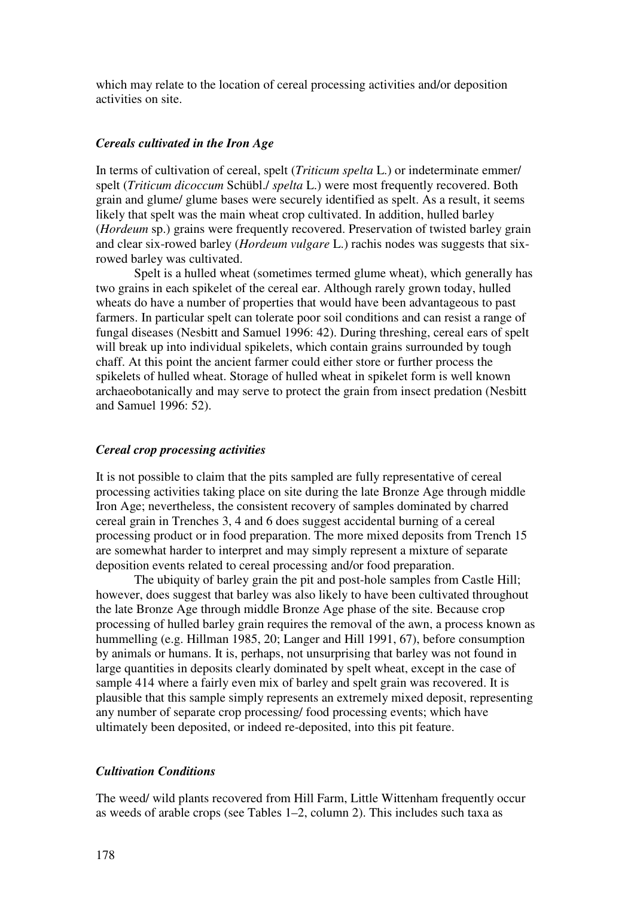which may relate to the location of cereal processing activities and/or deposition activities on site.

### *Cereals cultivated in the Iron Age*

In terms of cultivation of cereal, spelt (*Triticum spelta* L.) or indeterminate emmer/ spelt (*Triticum dicoccum* Schübl./ *spelta* L.) were most frequently recovered. Both grain and glume/ glume bases were securely identified as spelt. As a result, it seems likely that spelt was the main wheat crop cultivated. In addition, hulled barley (*Hordeum* sp.) grains were frequently recovered. Preservation of twisted barley grain and clear six-rowed barley (*Hordeum vulgare* L.) rachis nodes was suggests that six-rowed barley was cultivated.

Spelt is a hulled wheat (sometimes termed glume wheat), which generally has two grains in each spikelet of the cereal ear. Although rarely grown today, hulled wheats do have a number of properties that would have been advantageous to past farmers. In particular spelt can tolerate poor soil conditions and can resist a range of fungal diseases (Nesbitt and Samuel 1996: 42). During threshing, cereal ears of spelt will break up into individual spikelets, which contain grains surrounded by tough chaff. At this point the ancient farmer could either store or further process the spikelets of hulled wheat. Storage of hulled wheat in spikelet form is well known archaeobotanically and may serve to protect the grain from insect predation (Nesbitt and Samuel 1996: 52).

### *Cereal crop processing activities*

It is not possible to claim that the pits sampled are fully representative of cereal processing activities taking place on site during the late Bronze Age through middle Iron Age; nevertheless, the consistent recovery of samples dominated by charred cereal grain in Trenches 3, 4 and 6 does suggest accidental burning of a cereal processing product or in food preparation. The more mixed deposits from Trench 15 are somewhat harder to interpret and may simply represent a mixture of separate deposition events related to cereal processing and/or food preparation.

The ubiquity of barley grain the pit and post-hole samples from Castle Hill; however, does suggest that barley was also likely to have been cultivated throughout the late Bronze Age through middle Bronze Age phase of the site. Because crop processing of hulled barley grain requires the removal of the awn, a process known as hummelling (e.g. Hillman 1985, 20; Langer and Hill 1991, 67), before consumption by animals or humans. It is, perhaps, not unsurprising that barley was not found in large quantities in deposits clearly dominated by spelt wheat, except in the case of sample 414 where a fairly even mix of barley and spelt grain was recovered. It is plausible that this sample simply represents an extremely mixed deposit, representing any number of separate crop processing/ food processing events; which have ultimately been deposited, or indeed re-deposited, into this pit feature.

### *Cultivation Conditions*

The weed/ wild plants recovered from Hill Farm, Little Wittenham frequently occur as weeds of arable crops (see Tables 1–2, column 2). This includes such taxa as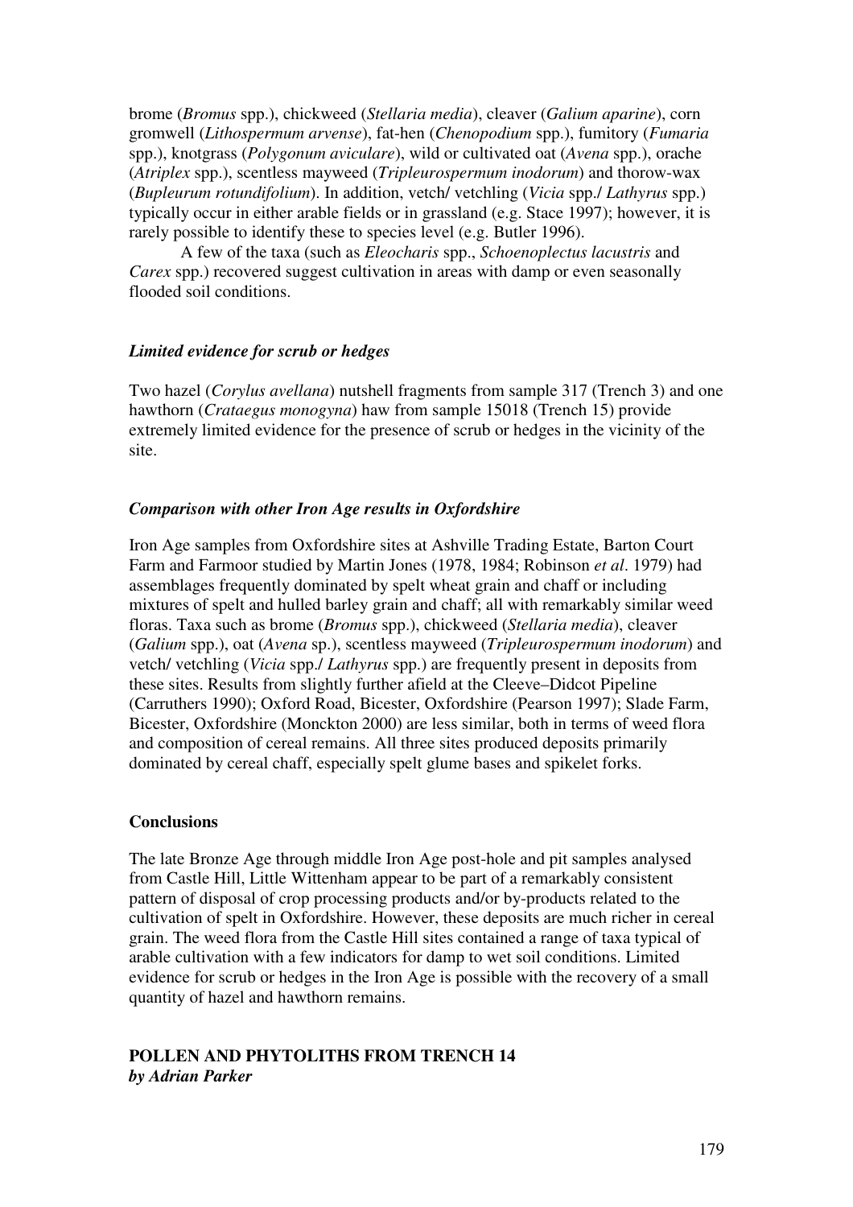brome (*Bromus* spp.), chickweed (*Stellaria media*), cleaver (*Galium aparine*), corn gromwell (*Lithospermum arvense*), fat-hen (*Chenopodium* spp.), fumitory (*Fumaria* spp.), knotgrass (*Polygonum aviculare*), wild or cultivated oat (*Avena* spp.), orache (*Atriplex* spp.), scentless mayweed (*Tripleurospermum inodorum*) and thorow-wax (*Bupleurum rotundifolium*). In addition, vetch/ vetchling (*Vicia* spp./ *Lathyrus* spp.) typically occur in either arable fields or in grassland (e.g. Stace 1997); however, it is rarely possible to identify these to species level (e.g. Butler 1996).

A few of the taxa (such as *Eleocharis* spp., *Schoenoplectus lacustris* and *Carex* spp.) recovered suggest cultivation in areas with damp or even seasonally flooded soil conditions.

### *Limited evidence for scrub or hedges*

Two hazel (*Corylus avellana*) nutshell fragments from sample 317 (Trench 3) and one hawthorn (*Crataegus monogyna*) haw from sample 15018 (Trench 15) provide extremely limited evidence for the presence of scrub or hedges in the vicinity of the site.

### *Comparison with other Iron Age results in Oxfordshire*

Iron Age samples from Oxfordshire sites at Ashville Trading Estate, Barton Court Farm and Farmoor studied by Martin Jones (1978, 1984; Robinson *et al*. 1979) had assemblages frequently dominated by spelt wheat grain and chaff or including mixtures of spelt and hulled barley grain and chaff; all with remarkably similar weed floras. Taxa such as brome (*Bromus* spp.), chickweed (*Stellaria media*), cleaver (*Galium* spp.), oat (*Avena* sp.), scentless mayweed (*Tripleurospermum inodorum*) and vetch/ vetchling (*Vicia* spp./ *Lathyrus* spp.) are frequently present in deposits from these sites. Results from slightly further afield at the Cleeve–Didcot Pipeline (Carruthers 1990); Oxford Road, Bicester, Oxfordshire (Pearson 1997); Slade Farm, Bicester, Oxfordshire (Monckton 2000) are less similar, both in terms of weed flora and composition of cereal remains. All three sites produced deposits primarily dominated by cereal chaff, especially spelt glume bases and spikelet forks.

## Conclusions

The late Bronze Age through middle Iron Age post-hole and pit samples analysed from Castle Hill, Little Wittenham appear to be part of a remarkably consistent pattern of disposal of crop processing products and/or by-products related to the cultivation of spelt in Oxfordshire. However, these deposits are much richer in cereal grain. The weed flora from the Castle Hill sites contained a range of taxa typical of arable cultivation with a few indicators for damp to wet soil conditions. Limited evidence for scrub or hedges in the Iron Age is possible with the recovery of a small quantity of hazel and hawthorn remains.

## POLLEN AND PHYTOLITHS FROM TRENCH 14
***by Adrian Parker***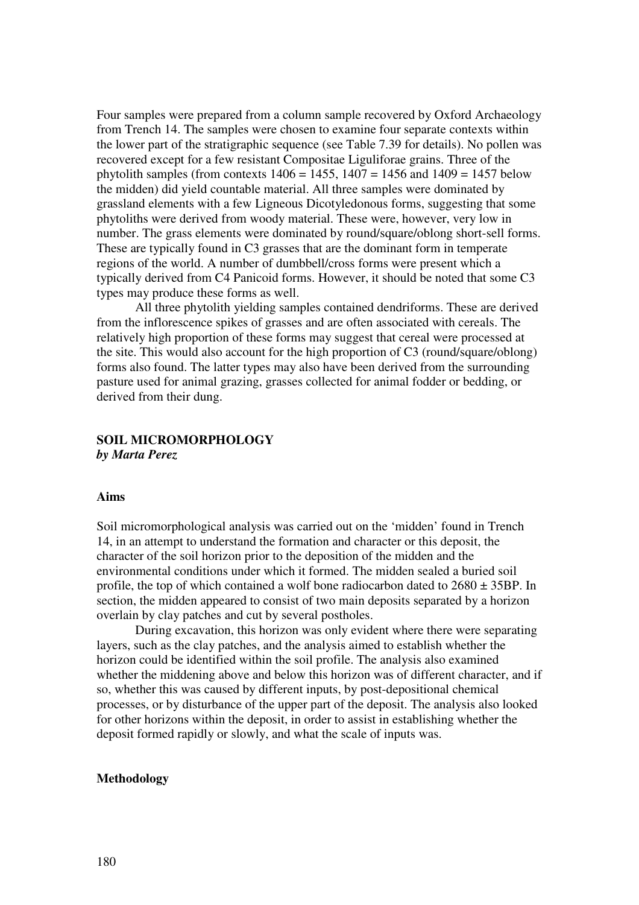Four samples were prepared from a column sample recovered by Oxford Archaeology from Trench 14. The samples were chosen to examine four separate contexts within the lower part of the stratigraphic sequence (see Table 7.39 for details). No pollen was recovered except for a few resistant Compositae Liguliforae grains. Three of the phytolith samples (from contexts 1406 = 1455, 1407 = 1456 and 1409 = 1457 below the midden) did yield countable material. All three samples were dominated by grassland elements with a few Ligneous Dicotyledonous forms, suggesting that some phytoliths were derived from woody material. These were, however, very low in number. The grass elements were dominated by round/square/oblong short-sell forms. These are typically found in C3 grasses that are the dominant form in temperate regions of the world. A number of dumbbell/cross forms were present which a typically derived from C4 Panicoid forms. However, it should be noted that some C3 types may produce these forms as well.

All three phytolith yielding samples contained dendriforms. These are derived from the inflorescence spikes of grasses and are often associated with cereals. The relatively high proportion of these forms may suggest that cereal were processed at the site. This would also account for the high proportion of C3 (round/square/oblong) forms also found. The latter types may also have been derived from the surrounding pasture used for animal grazing, grasses collected for animal fodder or bedding, or derived from their dung.

## SOIL MICROMORPHOLOGY

***by Marta Perez***

### Aims

Soil micromorphological analysis was carried out on the 'midden' found in Trench 14, in an attempt to understand the formation and character or this deposit, the character of the soil horizon prior to the deposition of the midden and the environmental conditions under which it formed. The midden sealed a buried soil profile, the top of which contained a wolf bone radiocarbon dated to 2680 ± 35BP. In section, the midden appeared to consist of two main deposits separated by a horizon overlain by clay patches and cut by several postholes.

During excavation, this horizon was only evident where there were separating layers, such as the clay patches, and the analysis aimed to establish whether the horizon could be identified within the soil profile. The analysis also examined whether the middening above and below this horizon was of different character, and if so, whether this was caused by different inputs, by post-depositional chemical processes, or by disturbance of the upper part of the deposit. The analysis also looked for other horizons within the deposit, in order to assist in establishing whether the deposit formed rapidly or slowly, and what the scale of inputs was.

### Methodology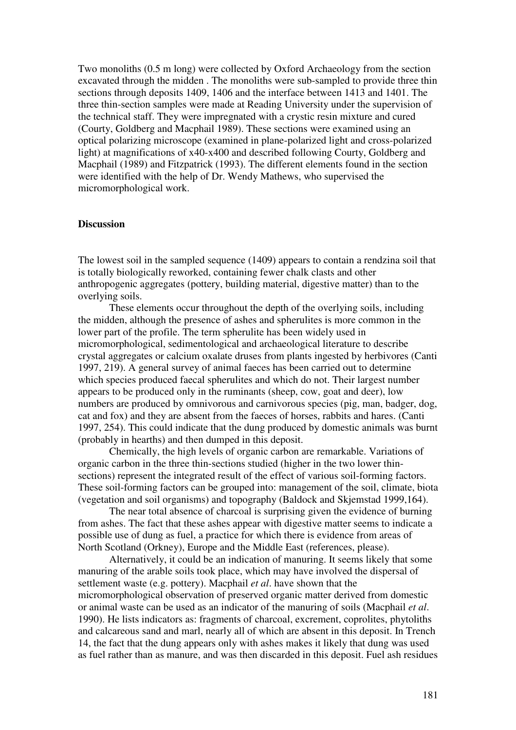Two monoliths (0.5 m long) were collected by Oxford Archaeology from the section excavated through the midden . The monoliths were sub-sampled to provide three thin sections through deposits 1409, 1406 and the interface between 1413 and 1401. The three thin-section samples were made at Reading University under the supervision of the technical staff. They were impregnated with a crystic resin mixture and cured (Courty, Goldberg and Macphail 1989). These sections were examined using an optical polarizing microscope (examined in plane-polarized light and cross-polarized light) at magnifications of x40-x400 and described following Courty, Goldberg and Macphail (1989) and Fitzpatrick (1993). The different elements found in the section were identified with the help of Dr. Wendy Mathews, who supervised the micromorphological work.

## Discussion

The lowest soil in the sampled sequence (1409) appears to contain a rendzina soil that is totally biologically reworked, containing fewer chalk clasts and other anthropogenic aggregates (pottery, building material, digestive matter) than to the overlying soils.

These elements occur throughout the depth of the overlying soils, including the midden, although the presence of ashes and spherulites is more common in the lower part of the profile. The term spherulite has been widely used in micromorphological, sedimentological and archaeological literature to describe crystal aggregates or calcium oxalate druses from plants ingested by herbivores (Canti 1997, 219). A general survey of animal faeces has been carried out to determine which species produced faecal spherulites and which do not. Their largest number appears to be produced only in the ruminants (sheep, cow, goat and deer), low numbers are produced by omnivorous and carnivorous species (pig, man, badger, dog, cat and fox) and they are absent from the faeces of horses, rabbits and hares. (Canti 1997, 254). This could indicate that the dung produced by domestic animals was burnt (probably in hearths) and then dumped in this deposit.

Chemically, the high levels of organic carbon are remarkable. Variations of organic carbon in the three thin-sections studied (higher in the two lower thin-sections) represent the integrated result of the effect of various soil-forming factors. These soil-forming factors can be grouped into: management of the soil, climate, biota (vegetation and soil organisms) and topography (Baldock and Skjemstad 1999,164).

The near total absence of charcoal is surprising given the evidence of burning from ashes. The fact that these ashes appear with digestive matter seems to indicate a possible use of dung as fuel, a practice for which there is evidence from areas of North Scotland (Orkney), Europe and the Middle East (references, please).

Alternatively, it could be an indication of manuring. It seems likely that some manuring of the arable soils took place, which may have involved the dispersal of settlement waste (e.g. pottery). Macphail *et al*. have shown that the micromorphological observation of preserved organic matter derived from domestic or animal waste can be used as an indicator of the manuring of soils (Macphail *et al*. 1990). He lists indicators as: fragments of charcoal, excrement, coprolites, phytoliths and calcareous sand and marl, nearly all of which are absent in this deposit. In Trench 14, the fact that the dung appears only with ashes makes it likely that dung was used as fuel rather than as manure, and was then discarded in this deposit. Fuel ash residues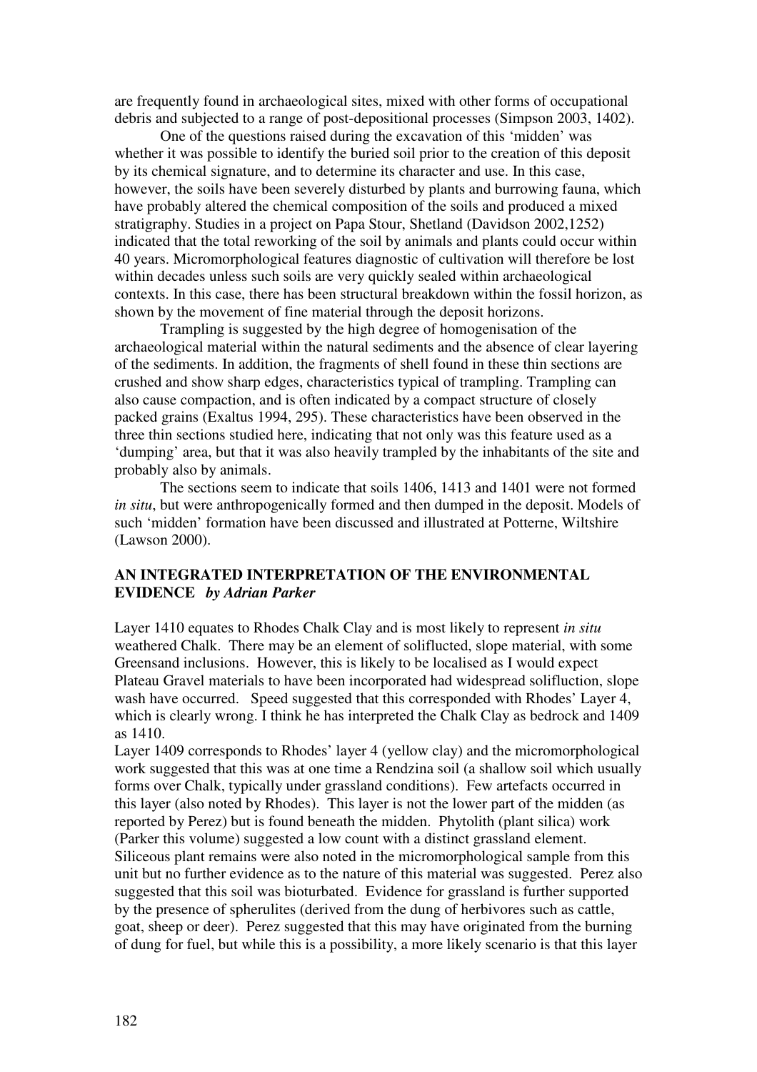are frequently found in archaeological sites, mixed with other forms of occupational debris and subjected to a range of post-depositional processes (Simpson 2003, 1402).

One of the questions raised during the excavation of this 'midden' was whether it was possible to identify the buried soil prior to the creation of this deposit by its chemical signature, and to determine its character and use. In this case, however, the soils have been severely disturbed by plants and burrowing fauna, which have probably altered the chemical composition of the soils and produced a mixed stratigraphy. Studies in a project on Papa Stour, Shetland (Davidson 2002,1252) indicated that the total reworking of the soil by animals and plants could occur within 40 years. Micromorphological features diagnostic of cultivation will therefore be lost within decades unless such soils are very quickly sealed within archaeological contexts. In this case, there has been structural breakdown within the fossil horizon, as shown by the movement of fine material through the deposit horizons.

Trampling is suggested by the high degree of homogenisation of the archaeological material within the natural sediments and the absence of clear layering of the sediments. In addition, the fragments of shell found in these thin sections are crushed and show sharp edges, characteristics typical of trampling. Trampling can also cause compaction, and is often indicated by a compact structure of closely packed grains (Exaltus 1994, 295). These characteristics have been observed in the three thin sections studied here, indicating that not only was this feature used as a 'dumping' area, but that it was also heavily trampled by the inhabitants of the site and probably also by animals.

The sections seem to indicate that soils 1406, 1413 and 1401 were not formed *in situ*, but were anthropogenically formed and then dumped in the deposit. Models of such 'midden' formation have been discussed and illustrated at Potterne, Wiltshire (Lawson 2000).

## AN INTEGRATED INTERPRETATION OF THE ENVIRONMENTAL EVIDENCE *by Adrian Parker*

Layer 1410 equates to Rhodes Chalk Clay and is most likely to represent *in situ* weathered Chalk. There may be an element of soliflucted, slope material, with some Greensand inclusions. However, this is likely to be localised as I would expect Plateau Gravel materials to have been incorporated had widespread solifluction, slope wash have occurred. Speed suggested that this corresponded with Rhodes' Layer 4, which is clearly wrong. I think he has interpreted the Chalk Clay as bedrock and 1409 as 1410.

Layer 1409 corresponds to Rhodes' layer 4 (yellow clay) and the micromorphological work suggested that this was at one time a Rendzina soil (a shallow soil which usually forms over Chalk, typically under grassland conditions). Few artefacts occurred in this layer (also noted by Rhodes). This layer is not the lower part of the midden (as reported by Perez) but is found beneath the midden. Phytolith (plant silica) work (Parker this volume) suggested a low count with a distinct grassland element. Siliceous plant remains were also noted in the micromorphological sample from this unit but no further evidence as to the nature of this material was suggested. Perez also suggested that this soil was bioturbated. Evidence for grassland is further supported by the presence of spherulites (derived from the dung of herbivores such as cattle, goat, sheep or deer). Perez suggested that this may have originated from the burning of dung for fuel, but while this is a possibility, a more likely scenario is that this layer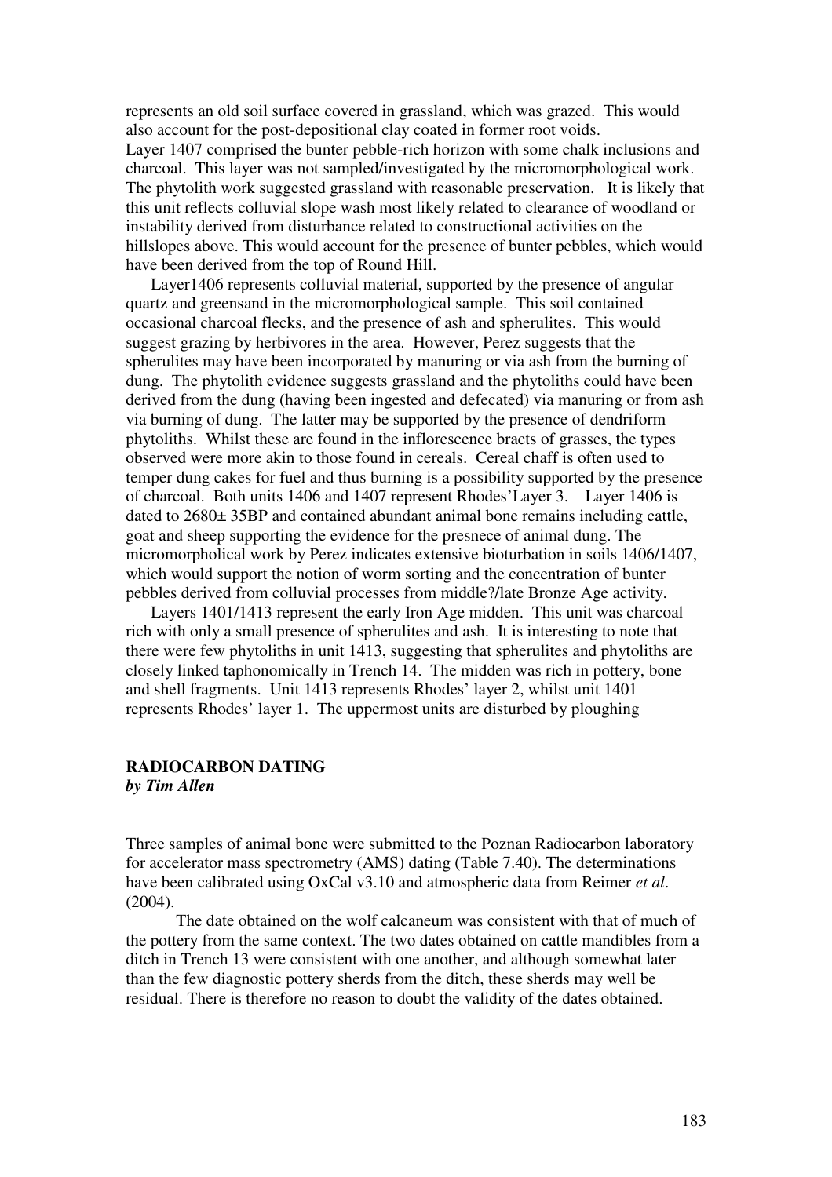represents an old soil surface covered in grassland, which was grazed. This would also account for the post-depositional clay coated in former root voids.
Layer 1407 comprised the bunter pebble-rich horizon with some chalk inclusions and charcoal. This layer was not sampled/investigated by the micromorphological work. The phytolith work suggested grassland with reasonable preservation. It is likely that this unit reflects colluvial slope wash most likely related to clearance of woodland or instability derived from disturbance related to constructional activities on the hillslopes above. This would account for the presence of bunter pebbles, which would have been derived from the top of Round Hill.

Layer1406 represents colluvial material, supported by the presence of angular quartz and greensand in the micromorphological sample. This soil contained occasional charcoal flecks, and the presence of ash and spherulites. This would suggest grazing by herbivores in the area. However, Perez suggests that the spherulites may have been incorporated by manuring or via ash from the burning of dung. The phytolith evidence suggests grassland and the phytoliths could have been derived from the dung (having been ingested and defecated) via manuring or from ash via burning of dung. The latter may be supported by the presence of dendriform phytoliths. Whilst these are found in the inflorescence bracts of grasses, the types observed were more akin to those found in cereals. Cereal chaff is often used to temper dung cakes for fuel and thus burning is a possibility supported by the presence of charcoal. Both units 1406 and 1407 represent Rhodes'Layer 3. Layer 1406 is dated to 2680± 35BP and contained abundant animal bone remains including cattle, goat and sheep supporting the evidence for the presnece of animal dung. The micromorpholical work by Perez indicates extensive bioturbation in soils 1406/1407, which would support the notion of worm sorting and the concentration of bunter pebbles derived from colluvial processes from middle?/late Bronze Age activity.

Layers 1401/1413 represent the early Iron Age midden. This unit was charcoal rich with only a small presence of spherulites and ash. It is interesting to note that there were few phytoliths in unit 1413, suggesting that spherulites and phytoliths are closely linked taphonomically in Trench 14. The midden was rich in pottery, bone and shell fragments. Unit 1413 represents Rhodes' layer 2, whilst unit 1401 represents Rhodes' layer 1. The uppermost units are disturbed by ploughing

## RADIOCARBON DATING

***by Tim Allen***

Three samples of animal bone were submitted to the Poznan Radiocarbon laboratory for accelerator mass spectrometry (AMS) dating (Table 7.40). The determinations have been calibrated using OxCal v3.10 and atmospheric data from Reimer *et al*. (2004).

The date obtained on the wolf calcaneum was consistent with that of much of the pottery from the same context. The two dates obtained on cattle mandibles from a ditch in Trench 13 were consistent with one another, and although somewhat later than the few diagnostic pottery sherds from the ditch, these sherds may well be residual. There is therefore no reason to doubt the validity of the dates obtained.